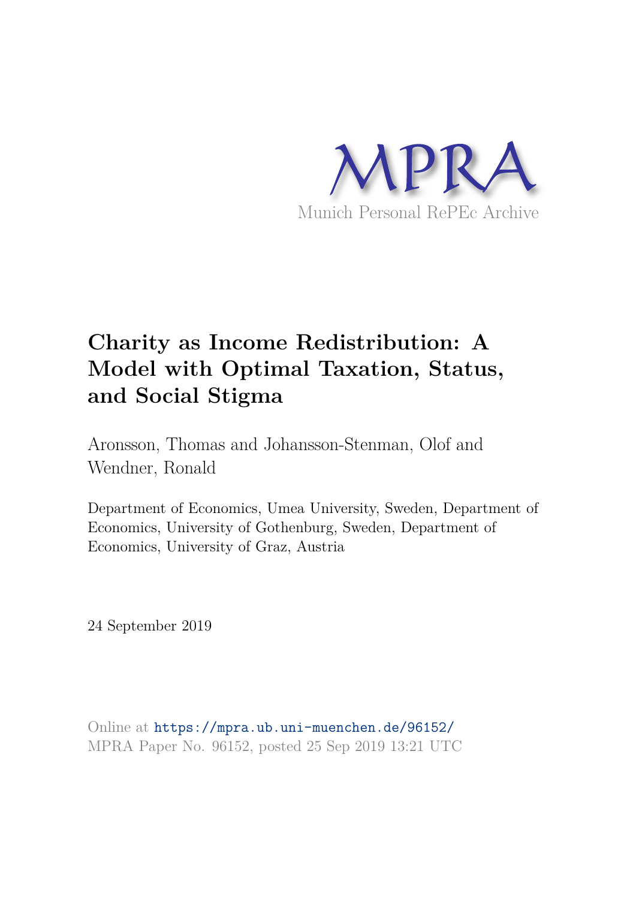MPRA

Munich Personal RePEc Archive

# Charity as Income Redistribution: A Model with Optimal Taxation, Status, and Social Stigma

Aronsson, Thomas and Johansson-Stenman, Olof and Wendner, Ronald

Department of Economics, Umea University, Sweden, Department of Economics, University of Gothenburg, Sweden, Department of Economics, University of Graz, Austria

24 September 2019

Online at https://mpra.ub.uni-muenchen.de/96152/
MPRA Paper No. 96152, posted 25 Sep 2019 13:21 UTC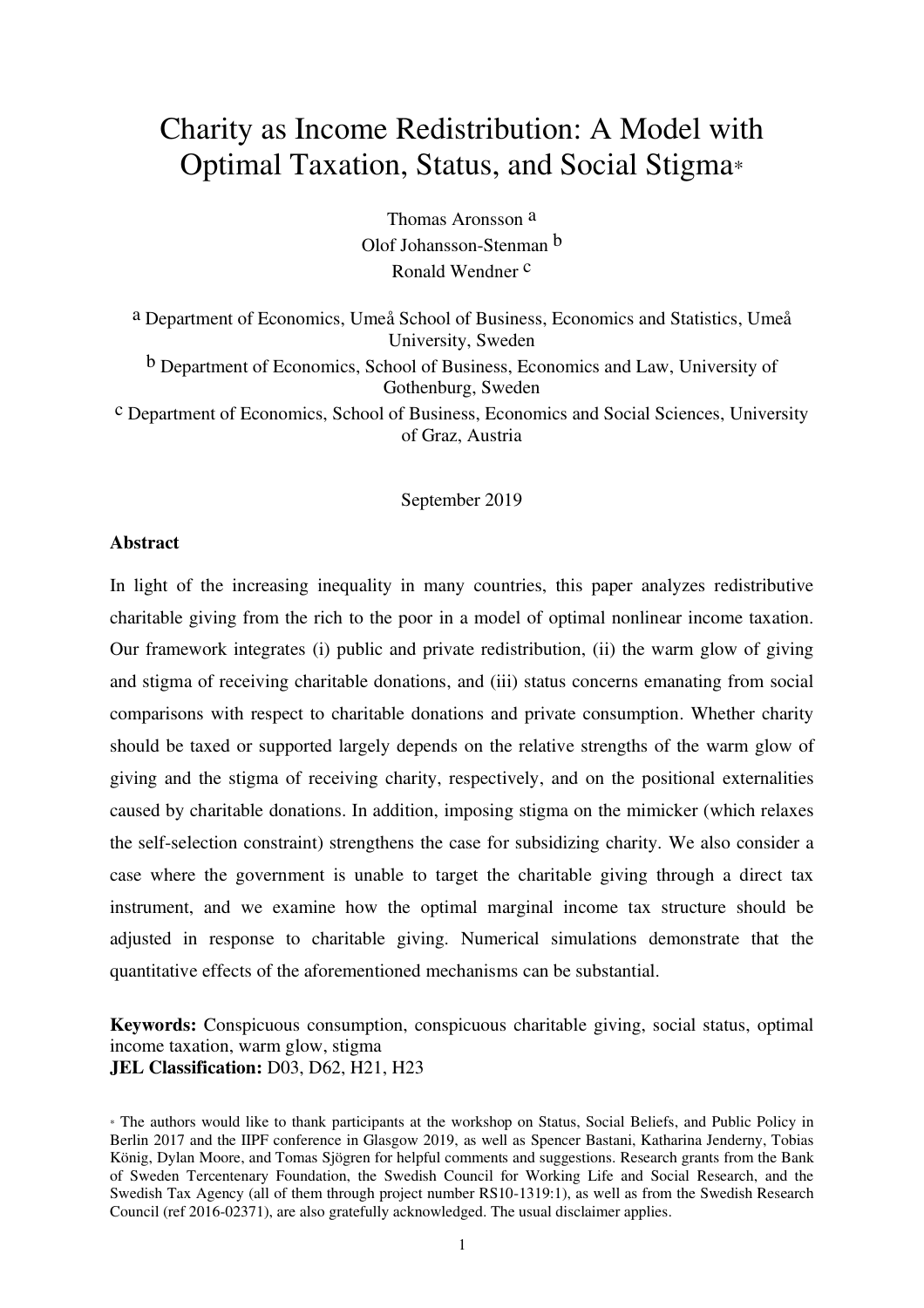# Charity as Income Redistribution: A Model with Optimal Taxation, Status, and Social Stigma*

Thomas Aronsson [a]
Olof Johansson-Stenman [b]
Ronald Wendner [c]

[a] Department of Economics, Umeå School of Business, Economics and Statistics, Umeå University, Sweden

[b] Department of Economics, School of Business, Economics and Law, University of Gothenburg, Sweden

[c] Department of Economics, School of Business, Economics and Social Sciences, University of Graz, Austria

September 2019

**Abstract**

In light of the increasing inequality in many countries, this paper analyzes redistributive charitable giving from the rich to the poor in a model of optimal nonlinear income taxation. Our framework integrates (i) public and private redistribution, (ii) the warm glow of giving and stigma of receiving charitable donations, and (iii) status concerns emanating from social comparisons with respect to charitable donations and private consumption. Whether charity should be taxed or supported largely depends on the relative strengths of the warm glow of giving and the stigma of receiving charity, respectively, and on the positional externalities caused by charitable donations. In addition, imposing stigma on the mimicker (which relaxes the self-selection constraint) strengthens the case for subsidizing charity. We also consider a case where the government is unable to target the charitable giving through a direct tax instrument, and we examine how the optimal marginal income tax structure should be adjusted in response to charitable giving. Numerical simulations demonstrate that the quantitative effects of the aforementioned mechanisms can be substantial.

**Keywords:** Conspicuous consumption, conspicuous charitable giving, social status, optimal income taxation, warm glow, stigma
**JEL Classification:** D03, D62, H21, H23

* The authors would like to thank participants at the workshop on Status, Social Beliefs, and Public Policy in Berlin 2017 and the IIPF conference in Glasgow 2019, as well as Spencer Bastani, Katharina Jenderny, Tobias König, Dylan Moore, and Tomas Sjögren for helpful comments and suggestions. Research grants from the Bank of Sweden Tercentenary Foundation, the Swedish Council for Working Life and Social Research, and the Swedish Tax Agency (all of them through project number RS10-1319:1), as well as from the Swedish Research Council (ref 2016-02371), are also gratefully acknowledged. The usual disclaimer applies.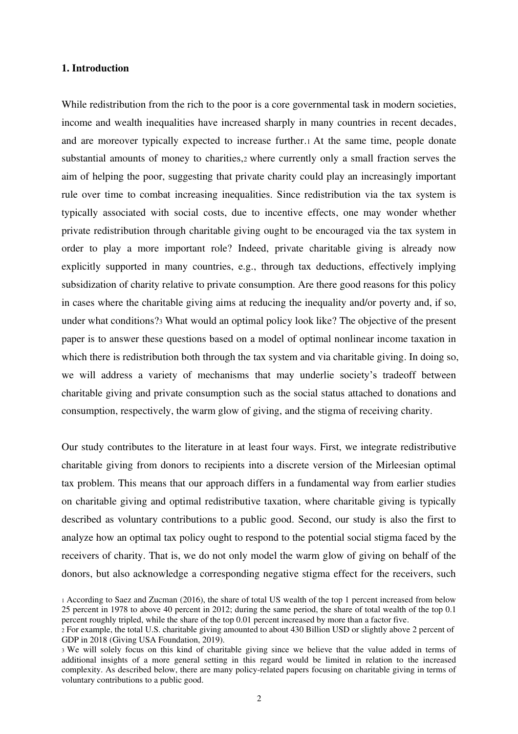## 1. Introduction

While redistribution from the rich to the poor is a core governmental task in modern societies, income and wealth inequalities have increased sharply in many countries in recent decades, and are moreover typically expected to increase further.[1] At the same time, people donate substantial amounts of money to charities,[2] where currently only a small fraction serves the aim of helping the poor, suggesting that private charity could play an increasingly important rule over time to combat increasing inequalities. Since redistribution via the tax system is typically associated with social costs, due to incentive effects, one may wonder whether private redistribution through charitable giving ought to be encouraged via the tax system in order to play a more important role? Indeed, private charitable giving is already now explicitly supported in many countries, e.g., through tax deductions, effectively implying subsidization of charity relative to private consumption. Are there good reasons for this policy in cases where the charitable giving aims at reducing the inequality and/or poverty and, if so, under what conditions?[3] What would an optimal policy look like? The objective of the present paper is to answer these questions based on a model of optimal nonlinear income taxation in which there is redistribution both through the tax system and via charitable giving. In doing so, we will address a variety of mechanisms that may underlie society's tradeoff between charitable giving and private consumption such as the social status attached to donations and consumption, respectively, the warm glow of giving, and the stigma of receiving charity.

Our study contributes to the literature in at least four ways. First, we integrate redistributive charitable giving from donors to recipients into a discrete version of the Mirrleesian optimal tax problem. This means that our approach differs in a fundamental way from earlier studies on charitable giving and optimal redistributive taxation, where charitable giving is typically described as voluntary contributions to a public good. Second, our study is also the first to analyze how an optimal tax policy ought to respond to the potential social stigma faced by the receivers of charity. That is, we do not only model the warm glow of giving on behalf of the donors, but also acknowledge a corresponding negative stigma effect for the receivers, such

[1] According to Saez and Zucman (2016), the share of total US wealth of the top 1 percent increased from below 25 percent in 1978 to above 40 percent in 2012; during the same period, the share of total wealth of the top 0.1 percent roughly tripled, while the share of the top 0.01 percent increased by more than a factor five.

[2] For example, the total U.S. charitable giving amounted to about 430 Billion USD or slightly above 2 percent of GDP in 2018 (Giving USA Foundation, 2019).

[3] We will solely focus on this kind of charitable giving since we believe that the value added in terms of additional insights of a more general setting in this regard would be limited in relation to the increased complexity. As described below, there are many policy-related papers focusing on charitable giving in terms of voluntary contributions to a public good.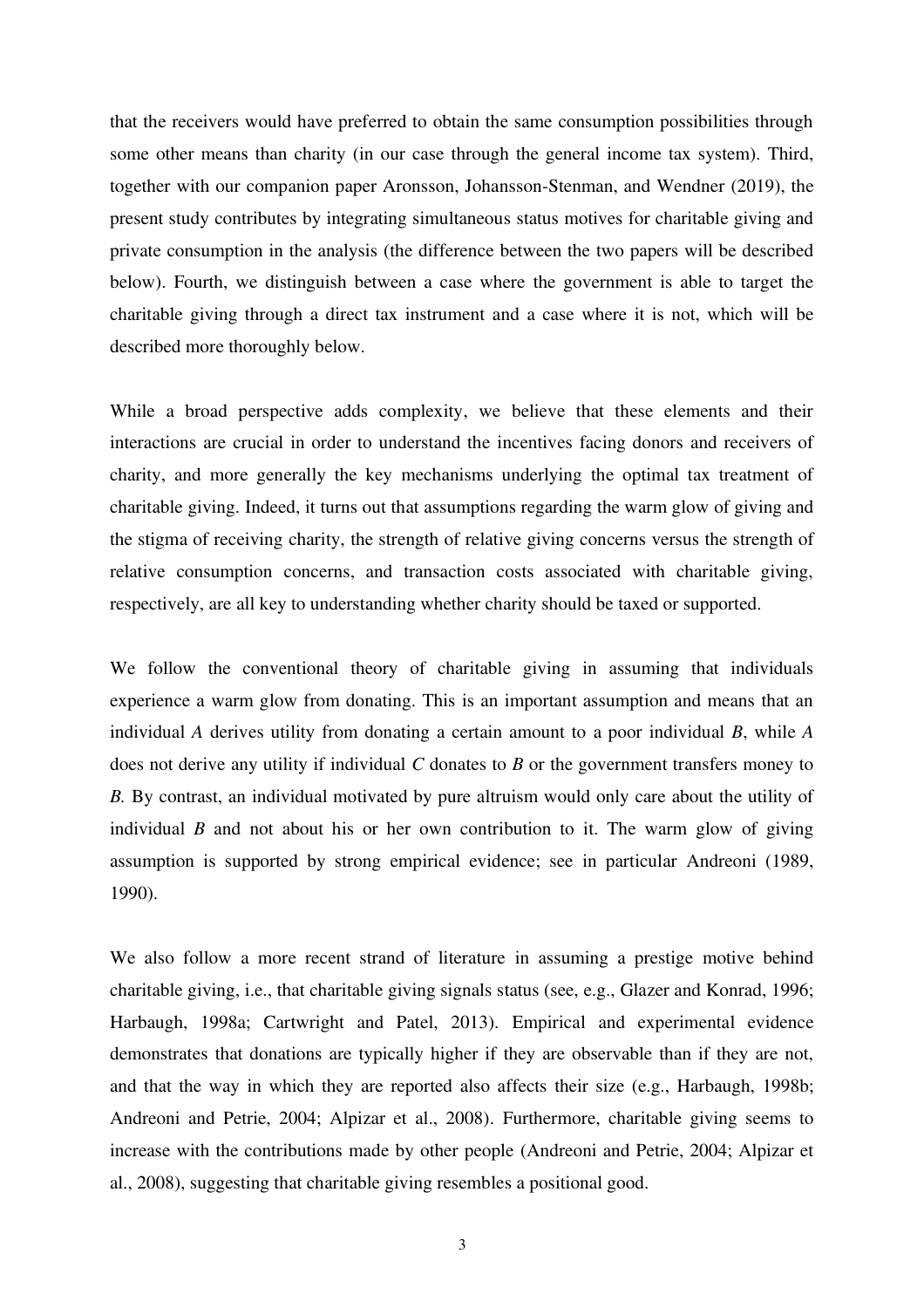that the receivers would have preferred to obtain the same consumption possibilities through some other means than charity (in our case through the general income tax system). Third, together with our companion paper Aronsson, Johansson-Stenman, and Wendner (2019), the present study contributes by integrating simultaneous status motives for charitable giving and private consumption in the analysis (the difference between the two papers will be described below). Fourth, we distinguish between a case where the government is able to target the charitable giving through a direct tax instrument and a case where it is not, which will be described more thoroughly below.

While a broad perspective adds complexity, we believe that these elements and their interactions are crucial in order to understand the incentives facing donors and receivers of charity, and more generally the key mechanisms underlying the optimal tax treatment of charitable giving. Indeed, it turns out that assumptions regarding the warm glow of giving and the stigma of receiving charity, the strength of relative giving concerns versus the strength of relative consumption concerns, and transaction costs associated with charitable giving, respectively, are all key to understanding whether charity should be taxed or supported.

We follow the conventional theory of charitable giving in assuming that individuals experience a warm glow from donating. This is an important assumption and means that an individual *A* derives utility from donating a certain amount to a poor individual *B*, while *A* does not derive any utility if individual *C* donates to *B* or the government transfers money to *B.* By contrast, an individual motivated by pure altruism would only care about the utility of individual *B* and not about his or her own contribution to it. The warm glow of giving assumption is supported by strong empirical evidence; see in particular Andreoni (1989, 1990).

We also follow a more recent strand of literature in assuming a prestige motive behind charitable giving, i.e., that charitable giving signals status (see, e.g., Glazer and Konrad, 1996; Harbaugh, 1998a; Cartwright and Patel, 2013). Empirical and experimental evidence demonstrates that donations are typically higher if they are observable than if they are not, and that the way in which they are reported also affects their size (e.g., Harbaugh, 1998b; Andreoni and Petrie, 2004; Alpizar et al., 2008). Furthermore, charitable giving seems to increase with the contributions made by other people (Andreoni and Petrie, 2004; Alpizar et al., 2008), suggesting that charitable giving resembles a positional good.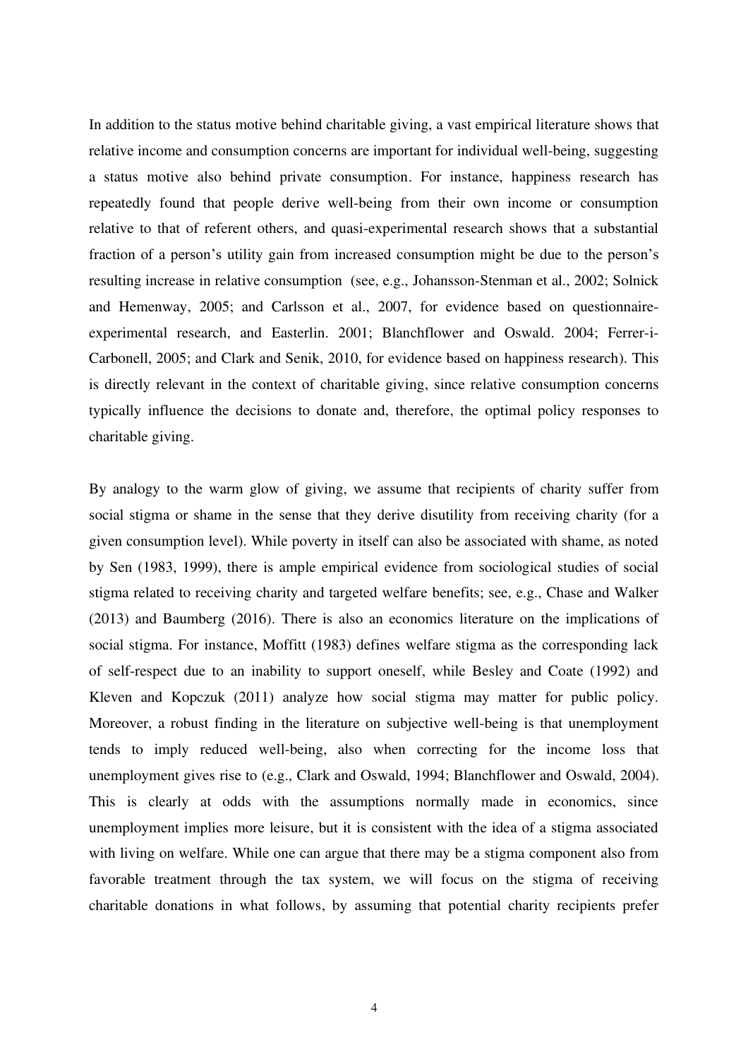In addition to the status motive behind charitable giving, a vast empirical literature shows that relative income and consumption concerns are important for individual well-being, suggesting a status motive also behind private consumption. For instance, happiness research has repeatedly found that people derive well-being from their own income or consumption relative to that of referent others, and quasi-experimental research shows that a substantial fraction of a person's utility gain from increased consumption might be due to the person's resulting increase in relative consumption (see, e.g., Johansson-Stenman et al., 2002; Solnick and Hemenway, 2005; and Carlsson et al., 2007, for evidence based on questionnaire-experimental research, and Easterlin. 2001; Blanchflower and Oswald. 2004; Ferrer-i-Carbonell, 2005; and Clark and Senik, 2010, for evidence based on happiness research). This is directly relevant in the context of charitable giving, since relative consumption concerns typically influence the decisions to donate and, therefore, the optimal policy responses to charitable giving.

By analogy to the warm glow of giving, we assume that recipients of charity suffer from social stigma or shame in the sense that they derive disutility from receiving charity (for a given consumption level). While poverty in itself can also be associated with shame, as noted by Sen (1983, 1999), there is ample empirical evidence from sociological studies of social stigma related to receiving charity and targeted welfare benefits; see, e.g., Chase and Walker (2013) and Baumberg (2016). There is also an economics literature on the implications of social stigma. For instance, Moffitt (1983) defines welfare stigma as the corresponding lack of self-respect due to an inability to support oneself, while Besley and Coate (1992) and Kleven and Kopczuk (2011) analyze how social stigma may matter for public policy. Moreover, a robust finding in the literature on subjective well-being is that unemployment tends to imply reduced well-being, also when correcting for the income loss that unemployment gives rise to (e.g., Clark and Oswald, 1994; Blanchflower and Oswald, 2004). This is clearly at odds with the assumptions normally made in economics, since unemployment implies more leisure, but it is consistent with the idea of a stigma associated with living on welfare. While one can argue that there may be a stigma component also from favorable treatment through the tax system, we will focus on the stigma of receiving charitable donations in what follows, by assuming that potential charity recipients prefer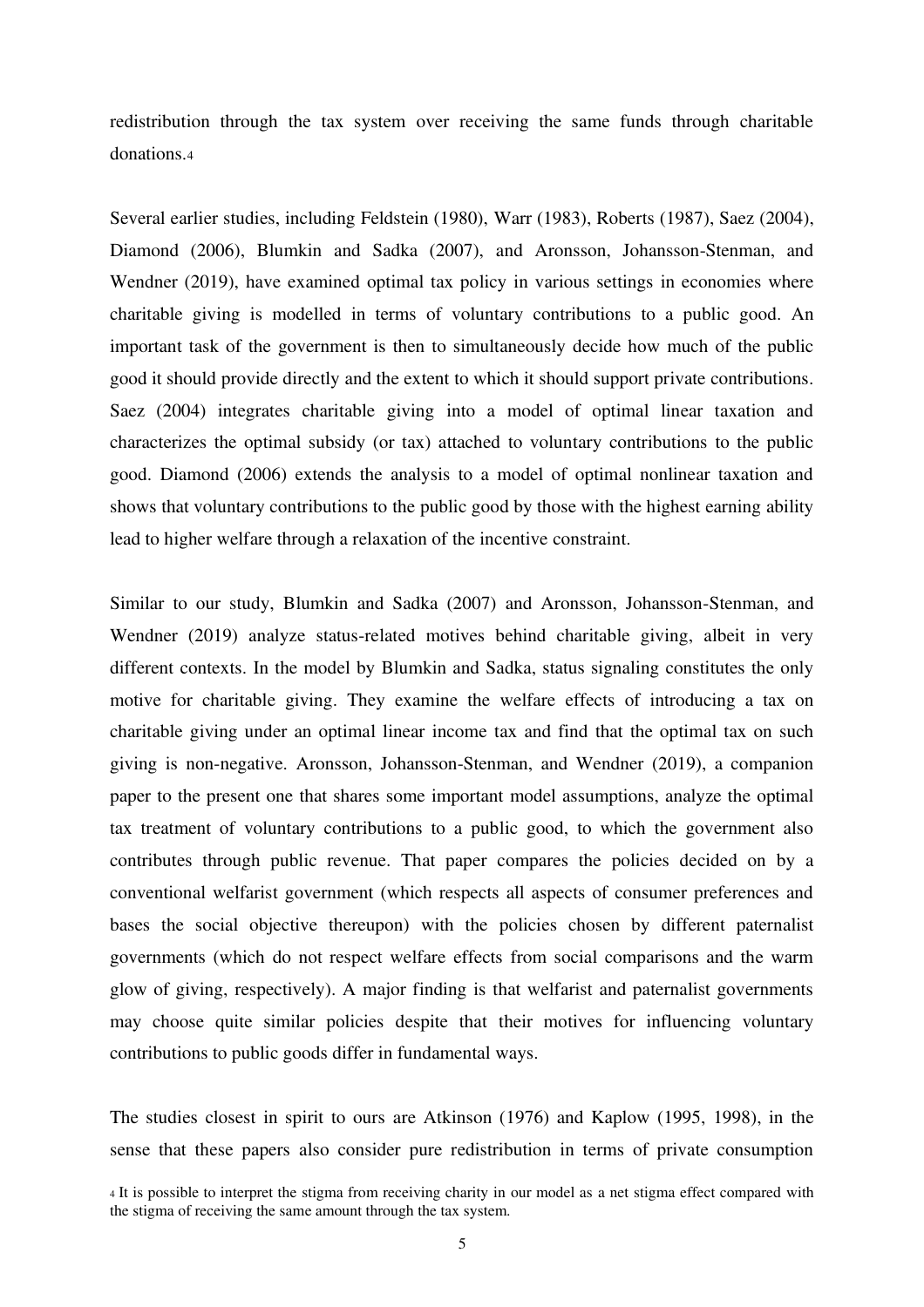redistribution through the tax system over receiving the same funds through charitable donations.[4]

Several earlier studies, including Feldstein (1980), Warr (1983), Roberts (1987), Saez (2004), Diamond (2006), Blumkin and Sadka (2007), and Aronsson, Johansson-Stenman, and Wendner (2019), have examined optimal tax policy in various settings in economies where charitable giving is modelled in terms of voluntary contributions to a public good. An important task of the government is then to simultaneously decide how much of the public good it should provide directly and the extent to which it should support private contributions. Saez (2004) integrates charitable giving into a model of optimal linear taxation and characterizes the optimal subsidy (or tax) attached to voluntary contributions to the public good. Diamond (2006) extends the analysis to a model of optimal nonlinear taxation and shows that voluntary contributions to the public good by those with the highest earning ability lead to higher welfare through a relaxation of the incentive constraint.

Similar to our study, Blumkin and Sadka (2007) and Aronsson, Johansson-Stenman, and Wendner (2019) analyze status-related motives behind charitable giving, albeit in very different contexts. In the model by Blumkin and Sadka, status signaling constitutes the only motive for charitable giving. They examine the welfare effects of introducing a tax on charitable giving under an optimal linear income tax and find that the optimal tax on such giving is non-negative. Aronsson, Johansson-Stenman, and Wendner (2019), a companion paper to the present one that shares some important model assumptions, analyze the optimal tax treatment of voluntary contributions to a public good, to which the government also contributes through public revenue. That paper compares the policies decided on by a conventional welfarist government (which respects all aspects of consumer preferences and bases the social objective thereupon) with the policies chosen by different paternalist governments (which do not respect welfare effects from social comparisons and the warm glow of giving, respectively). A major finding is that welfarist and paternalist governments may choose quite similar policies despite that their motives for influencing voluntary contributions to public goods differ in fundamental ways.

The studies closest in spirit to ours are Atkinson (1976) and Kaplow (1995, 1998), in the sense that these papers also consider pure redistribution in terms of private consumption

[4] It is possible to interpret the stigma from receiving charity in our model as a net stigma effect compared with the stigma of receiving the same amount through the tax system.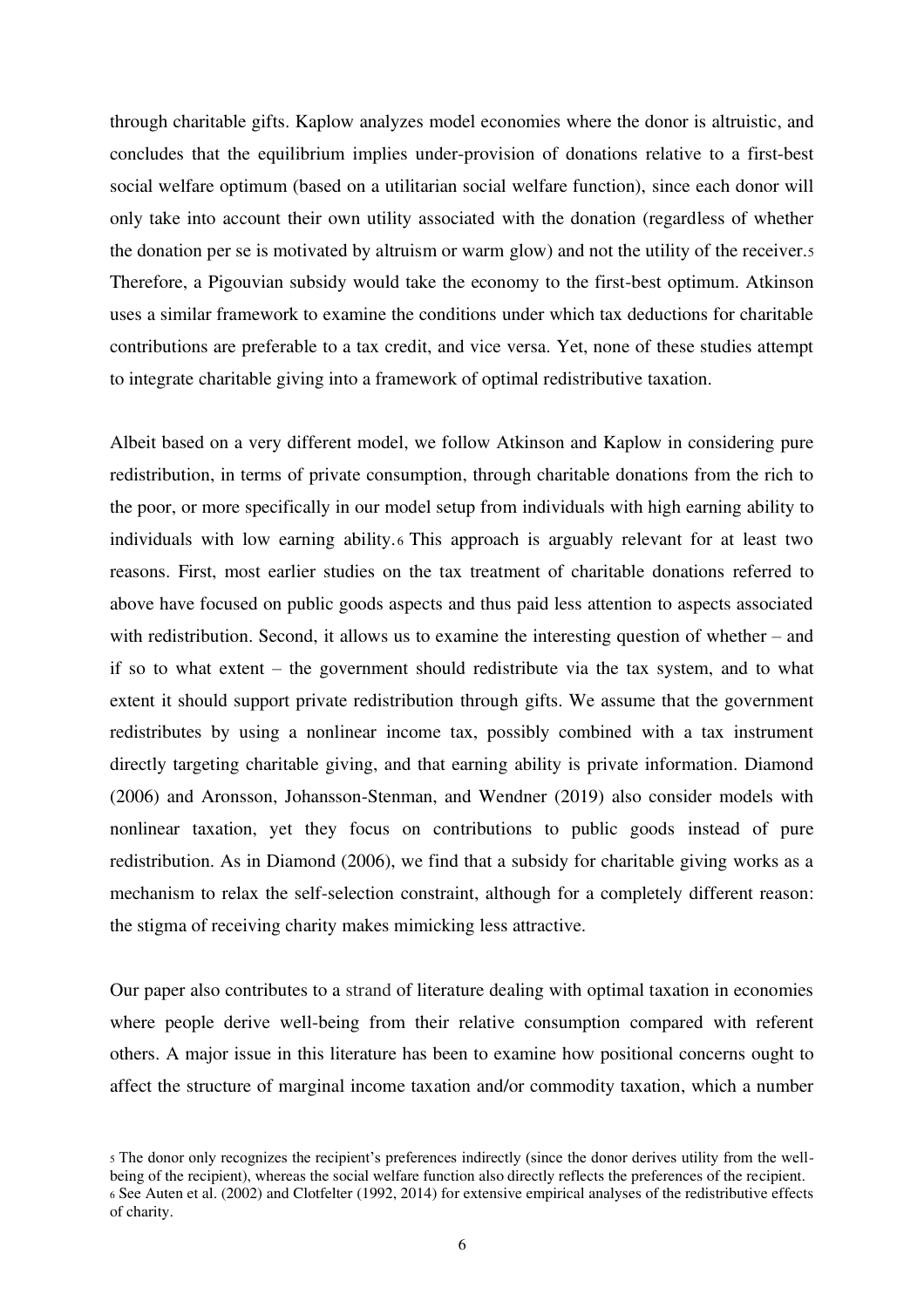through charitable gifts. Kaplow analyzes model economies where the donor is altruistic, and concludes that the equilibrium implies under-provision of donations relative to a first-best social welfare optimum (based on a utilitarian social welfare function), since each donor will only take into account their own utility associated with the donation (regardless of whether the donation per se is motivated by altruism or warm glow) and not the utility of the receiver.[5] Therefore, a Pigouvian subsidy would take the economy to the first-best optimum. Atkinson uses a similar framework to examine the conditions under which tax deductions for charitable contributions are preferable to a tax credit, and vice versa. Yet, none of these studies attempt to integrate charitable giving into a framework of optimal redistributive taxation.

Albeit based on a very different model, we follow Atkinson and Kaplow in considering pure redistribution, in terms of private consumption, through charitable donations from the rich to the poor, or more specifically in our model setup from individuals with high earning ability to individuals with low earning ability.[6] This approach is arguably relevant for at least two reasons. First, most earlier studies on the tax treatment of charitable donations referred to above have focused on public goods aspects and thus paid less attention to aspects associated with redistribution. Second, it allows us to examine the interesting question of whether – and if so to what extent – the government should redistribute via the tax system, and to what extent it should support private redistribution through gifts. We assume that the government redistributes by using a nonlinear income tax, possibly combined with a tax instrument directly targeting charitable giving, and that earning ability is private information. Diamond (2006) and Aronsson, Johansson-Stenman, and Wendner (2019) also consider models with nonlinear taxation, yet they focus on contributions to public goods instead of pure redistribution. As in Diamond (2006), we find that a subsidy for charitable giving works as a mechanism to relax the self-selection constraint, although for a completely different reason: the stigma of receiving charity makes mimicking less attractive.

Our paper also contributes to a strand of literature dealing with optimal taxation in economies where people derive well-being from their relative consumption compared with referent others. A major issue in this literature has been to examine how positional concerns ought to affect the structure of marginal income taxation and/or commodity taxation, which a number

[5] The donor only recognizes the recipient's preferences indirectly (since the donor derives utility from the well-being of the recipient), whereas the social welfare function also directly reflects the preferences of the recipient.

[6] See Auten et al. (2002) and Clotfelter (1992, 2014) for extensive empirical analyses of the redistributive effects of charity.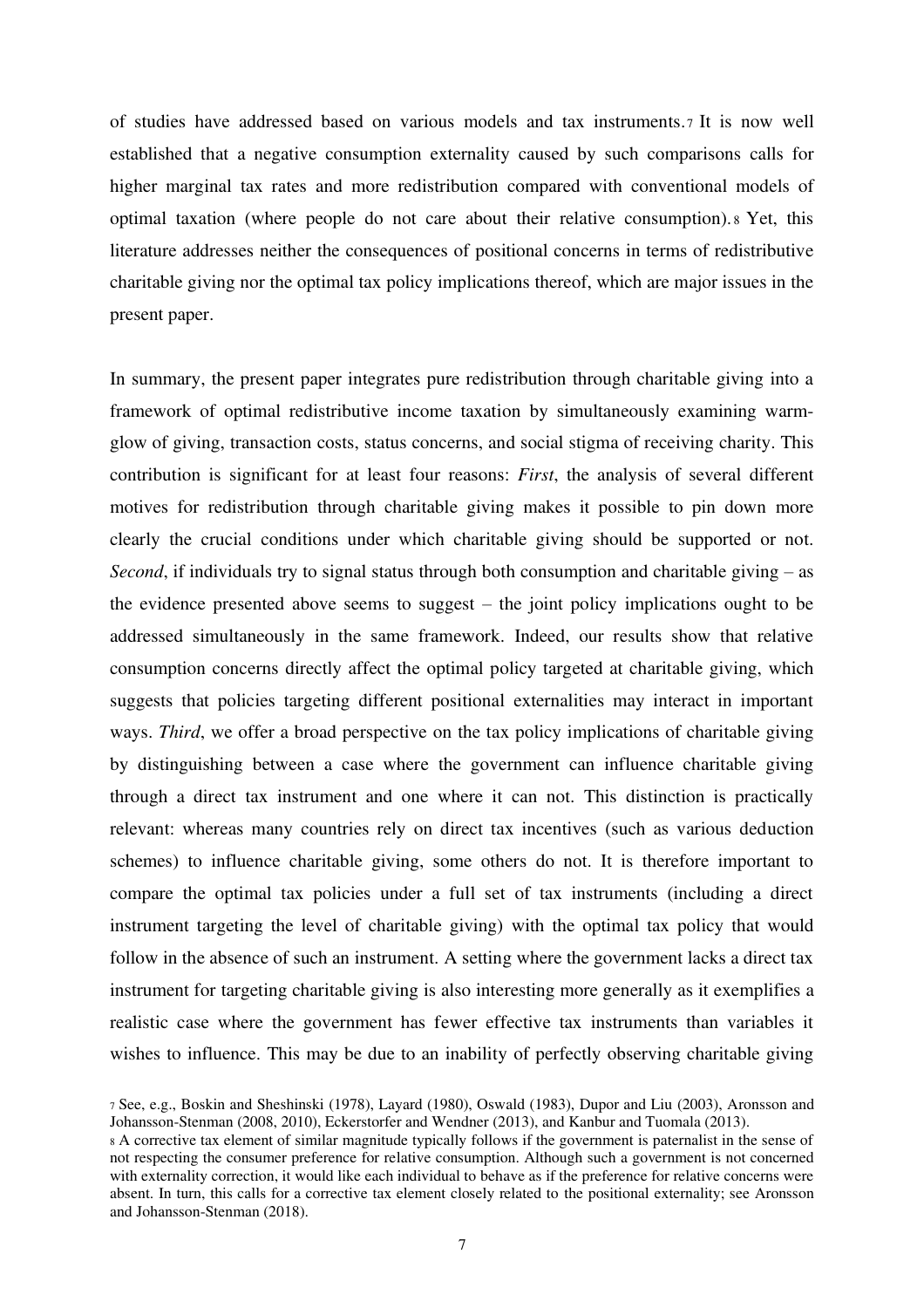of studies have addressed based on various models and tax instruments.[7] It is now well established that a negative consumption externality caused by such comparisons calls for higher marginal tax rates and more redistribution compared with conventional models of optimal taxation (where people do not care about their relative consumption).[8] Yet, this literature addresses neither the consequences of positional concerns in terms of redistributive charitable giving nor the optimal tax policy implications thereof, which are major issues in the present paper.

In summary, the present paper integrates pure redistribution through charitable giving into a framework of optimal redistributive income taxation by simultaneously examining warm-glow of giving, transaction costs, status concerns, and social stigma of receiving charity. This contribution is significant for at least four reasons: *First*, the analysis of several different motives for redistribution through charitable giving makes it possible to pin down more clearly the crucial conditions under which charitable giving should be supported or not. *Second*, if individuals try to signal status through both consumption and charitable giving – as the evidence presented above seems to suggest – the joint policy implications ought to be addressed simultaneously in the same framework. Indeed, our results show that relative consumption concerns directly affect the optimal policy targeted at charitable giving, which suggests that policies targeting different positional externalities may interact in important ways. *Third*, we offer a broad perspective on the tax policy implications of charitable giving by distinguishing between a case where the government can influence charitable giving through a direct tax instrument and one where it can not. This distinction is practically relevant: whereas many countries rely on direct tax incentives (such as various deduction schemes) to influence charitable giving, some others do not. It is therefore important to compare the optimal tax policies under a full set of tax instruments (including a direct instrument targeting the level of charitable giving) with the optimal tax policy that would follow in the absence of such an instrument. A setting where the government lacks a direct tax instrument for targeting charitable giving is also interesting more generally as it exemplifies a realistic case where the government has fewer effective tax instruments than variables it wishes to influence. This may be due to an inability of perfectly observing charitable giving

[7] See, e.g., Boskin and Sheshinski (1978), Layard (1980), Oswald (1983), Dupor and Liu (2003), Aronsson and Johansson-Stenman (2008, 2010), Eckerstorfer and Wendner (2013), and Kanbur and Tuomala (2013).

[8] A corrective tax element of similar magnitude typically follows if the government is paternalist in the sense of not respecting the consumer preference for relative consumption. Although such a government is not concerned with externality correction, it would like each individual to behave as if the preference for relative concerns were absent. In turn, this calls for a corrective tax element closely related to the positional externality; see Aronsson and Johansson-Stenman (2018).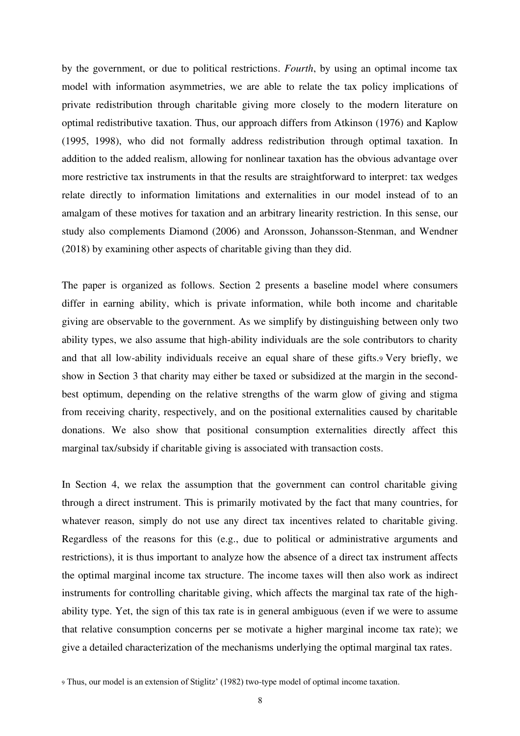by the government, or due to political restrictions. *Fourth*, by using an optimal income tax model with information asymmetries, we are able to relate the tax policy implications of private redistribution through charitable giving more closely to the modern literature on optimal redistributive taxation. Thus, our approach differs from Atkinson (1976) and Kaplow (1995, 1998), who did not formally address redistribution through optimal taxation. In addition to the added realism, allowing for nonlinear taxation has the obvious advantage over more restrictive tax instruments in that the results are straightforward to interpret: tax wedges relate directly to information limitations and externalities in our model instead of to an amalgam of these motives for taxation and an arbitrary linearity restriction. In this sense, our study also complements Diamond (2006) and Aronsson, Johansson-Stenman, and Wendner (2018) by examining other aspects of charitable giving than they did.

The paper is organized as follows. Section 2 presents a baseline model where consumers differ in earning ability, which is private information, while both income and charitable giving are observable to the government. As we simplify by distinguishing between only two ability types, we also assume that high-ability individuals are the sole contributors to charity and that all low-ability individuals receive an equal share of these gifts.[9] Very briefly, we show in Section 3 that charity may either be taxed or subsidized at the margin in the second-best optimum, depending on the relative strengths of the warm glow of giving and stigma from receiving charity, respectively, and on the positional externalities caused by charitable donations. We also show that positional consumption externalities directly affect this marginal tax/subsidy if charitable giving is associated with transaction costs.

In Section 4, we relax the assumption that the government can control charitable giving through a direct instrument. This is primarily motivated by the fact that many countries, for whatever reason, simply do not use any direct tax incentives related to charitable giving. Regardless of the reasons for this (e.g., due to political or administrative arguments and restrictions), it is thus important to analyze how the absence of a direct tax instrument affects the optimal marginal income tax structure. The income taxes will then also work as indirect instruments for controlling charitable giving, which affects the marginal tax rate of the high-ability type. Yet, the sign of this tax rate is in general ambiguous (even if we were to assume that relative consumption concerns per se motivate a higher marginal income tax rate); we give a detailed characterization of the mechanisms underlying the optimal marginal tax rates.

[9] Thus, our model is an extension of Stiglitz' (1982) two-type model of optimal income taxation.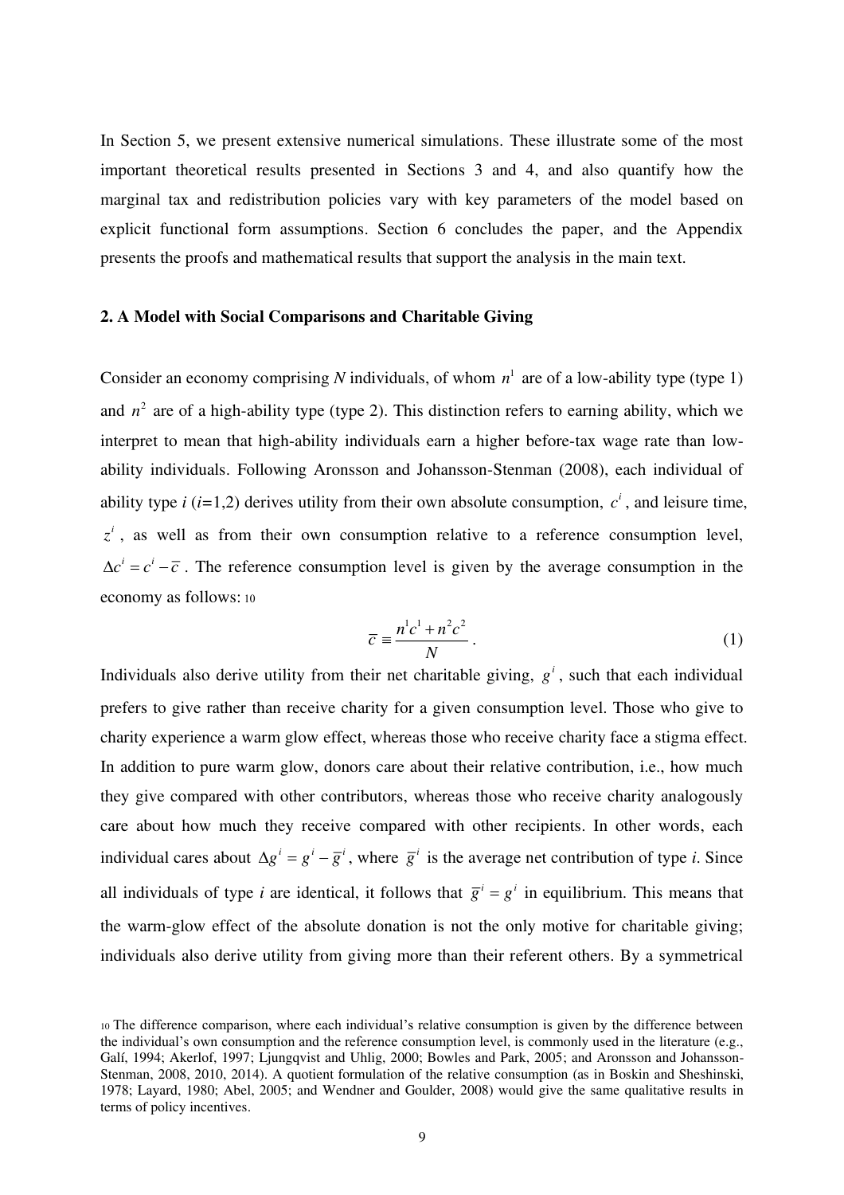In Section 5, we present extensive numerical simulations. These illustrate some of the most important theoretical results presented in Sections 3 and 4, and also quantify how the marginal tax and redistribution policies vary with key parameters of the model based on explicit functional form assumptions. Section 6 concludes the paper, and the Appendix presents the proofs and mathematical results that support the analysis in the main text.

## 2. A Model with Social Comparisons and Charitable Giving

Consider an economy comprising *N* individuals, of whom $n^1$ are of a low-ability type (type 1) and $n^2$ are of a high-ability type (type 2). This distinction refers to earning ability, which we interpret to mean that high-ability individuals earn a higher before-tax wage rate than low-ability individuals. Following Aronsson and Johansson-Stenman (2008), each individual of ability type *i* (*i*=1,2) derives utility from their own absolute consumption, $c^i$, and leisure time, $z^i$, as well as from their own consumption relative to a reference consumption level, $\Delta c^i = c^i - \overline{c}$. The reference consumption level is given by the average consumption in the economy as follows: [10]

$$\overline{c} \equiv \frac{n^1 c^1 + n^2 c^2}{N}. \tag{1}$$

Individuals also derive utility from their net charitable giving, $g^i$, such that each individual prefers to give rather than receive charity for a given consumption level. Those who give to charity experience a warm glow effect, whereas those who receive charity face a stigma effect. In addition to pure warm glow, donors care about their relative contribution, i.e., how much they give compared with other contributors, whereas those who receive charity analogously care about how much they receive compared with other recipients. In other words, each individual cares about $\Delta g^i = g^i - \overline{g}^i$, where $\overline{g}^i$ is the average net contribution of type *i*. Since all individuals of type *i* are identical, it follows that $\overline{g}^i = g^i$ in equilibrium. This means that the warm-glow effect of the absolute donation is not the only motive for charitable giving; individuals also derive utility from giving more than their referent others. By a symmetrical

[10] The difference comparison, where each individual's relative consumption is given by the difference between the individual's own consumption and the reference consumption level, is commonly used in the literature (e.g., Galí, 1994; Akerlof, 1997; Ljungqvist and Uhlig, 2000; Bowles and Park, 2005; and Aronsson and Johansson-Stenman, 2008, 2010, 2014). A quotient formulation of the relative consumption (as in Boskin and Sheshinski, 1978; Layard, 1980; Abel, 2005; and Wendner and Goulder, 2008) would give the same qualitative results in terms of policy incentives.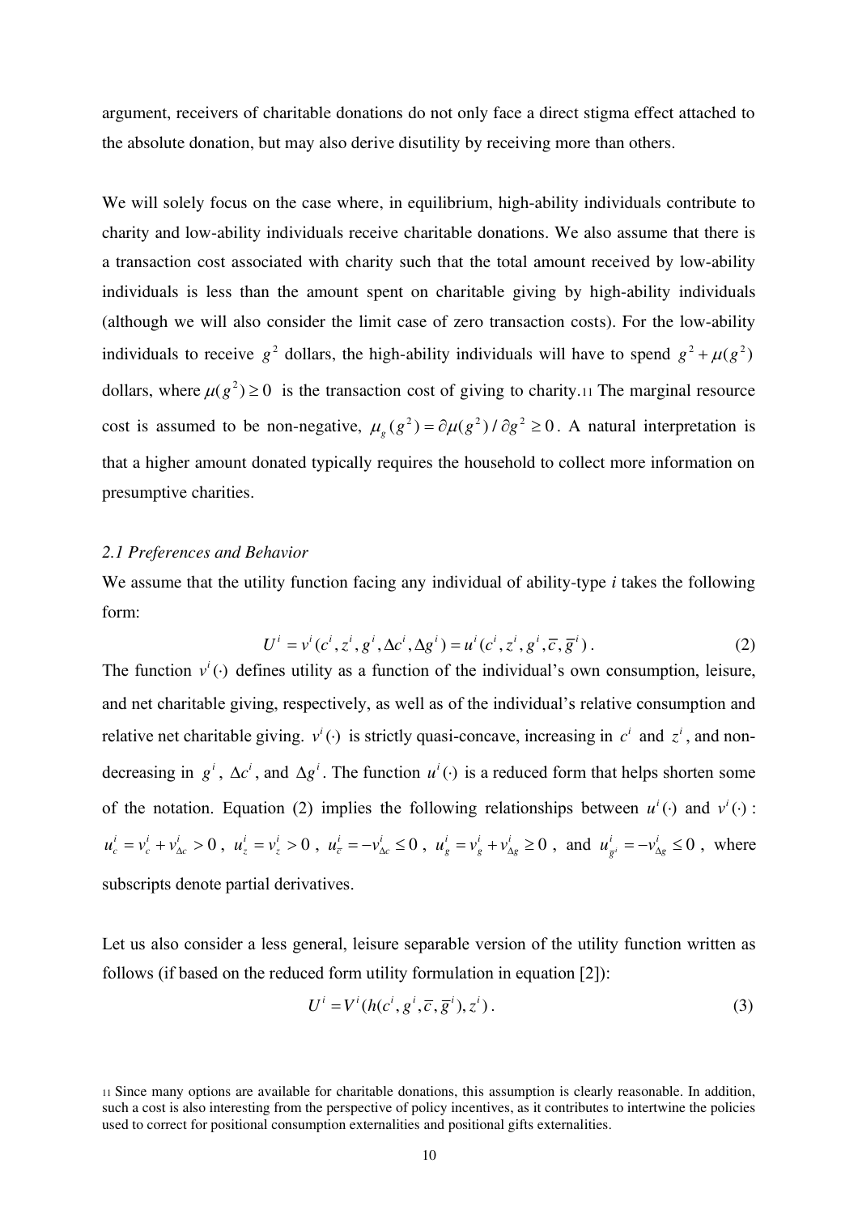argument, receivers of charitable donations do not only face a direct stigma effect attached to the absolute donation, but may also derive disutility by receiving more than others.

We will solely focus on the case where, in equilibrium, high-ability individuals contribute to charity and low-ability individuals receive charitable donations. We also assume that there is a transaction cost associated with charity such that the total amount received by low-ability individuals is less than the amount spent on charitable giving by high-ability individuals (although we will also consider the limit case of zero transaction costs). For the low-ability individuals to receive $g^2$ dollars, the high-ability individuals will have to spend $g^2 + \mu(g^2)$ dollars, where $\mu(g^2) \geq 0$ is the transaction cost of giving to charity.[11] The marginal resource cost is assumed to be non-negative, $\mu_g(g^2) = \partial \mu(g^2) / \partial g^2 \geq 0$. A natural interpretation is that a higher amount donated typically requires the household to collect more information on presumptive charities.

### *2.1 Preferences and Behavior*

We assume that the utility function facing any individual of ability-type *i* takes the following form:

$$U^i = v^i(c^i, z^i, g^i, \Delta c^i, \Delta g^i) = u^i(c^i, z^i, g^i, \bar{c}, \bar{g}^i). \tag{2}$$

The function $v^i(\cdot)$ defines utility as a function of the individual's own consumption, leisure, and net charitable giving, respectively, as well as of the individual's relative consumption and relative net charitable giving. $v^i(\cdot)$ is strictly quasi-concave, increasing in $c^i$ and $z^i$, and non-decreasing in $g^i$, $\Delta c^i$, and $\Delta g^i$. The function $u^i(\cdot)$ is a reduced form that helps shorten some of the notation. Equation (2) implies the following relationships between $u^i(\cdot)$ and $v^i(\cdot)$: $u^i_c = v^i_c + v^i_{\Delta c} > 0$, $u^i_z = v^i_z > 0$, $u^i_{\bar{c}} = -v^i_{\Delta c} \leq 0$, $u^i_g = v^i_g + v^i_{\Delta g} \geq 0$, and $u^i_{\bar{g}^i} = -v^i_{\Delta g} \leq 0$, where subscripts denote partial derivatives.

Let us also consider a less general, leisure separable version of the utility function written as follows (if based on the reduced form utility formulation in equation [2]):

$$U^i = V^i(h(c^i, g^i, \bar{c}, \bar{g}^i), z^i). \tag{3}$$

[11] Since many options are available for charitable donations, this assumption is clearly reasonable. In addition, such a cost is also interesting from the perspective of policy incentives, as it contributes to intertwine the policies used to correct for positional consumption externalities and positional gifts externalities.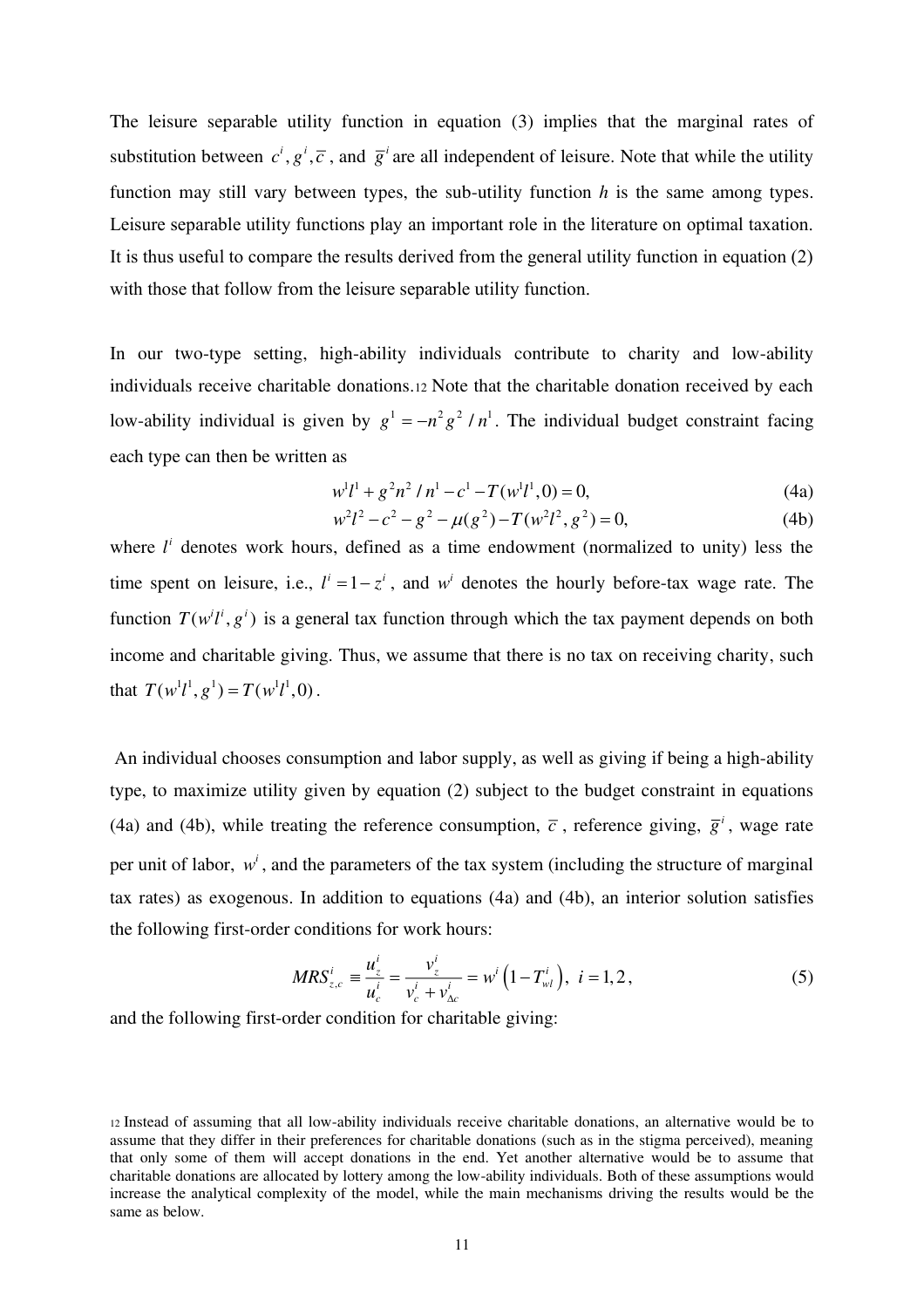The leisure separable utility function in equation (3) implies that the marginal rates of substitution between $c^i, g^i, \bar{c}$, and $\bar{g}^i$ are all independent of leisure. Note that while the utility function may still vary between types, the sub-utility function $h$ is the same among types. Leisure separable utility functions play an important role in the literature on optimal taxation. It is thus useful to compare the results derived from the general utility function in equation (2) with those that follow from the leisure separable utility function.

In our two-type setting, high-ability individuals contribute to charity and low-ability individuals receive charitable donations.[12] Note that the charitable donation received by each low-ability individual is given by $g^1 = -n^2 g^2 / n^1$. The individual budget constraint facing each type can then be written as

$$w^1 l^1 + g^2 n^2 / n^1 - c^1 - T(w^1 l^1, 0) = 0, \tag{4a}$$

$$w^2 l^2 - c^2 - g^2 - \mu(g^2) - T(w^2 l^2, g^2) = 0, \tag{4b}$$

where $l^i$ denotes work hours, defined as a time endowment (normalized to unity) less the time spent on leisure, i.e., $l^i = 1 - z^i$, and $w^i$ denotes the hourly before-tax wage rate. The function $T(w^i l^i, g^i)$ is a general tax function through which the tax payment depends on both income and charitable giving. Thus, we assume that there is no tax on receiving charity, such that $T(w^1 l^1, g^1) = T(w^1 l^1, 0)$.

An individual chooses consumption and labor supply, as well as giving if being a high-ability type, to maximize utility given by equation (2) subject to the budget constraint in equations (4a) and (4b), while treating the reference consumption, $\bar{c}$, reference giving, $\bar{g}^i$, wage rate per unit of labor, $w^i$, and the parameters of the tax system (including the structure of marginal tax rates) as exogenous. In addition to equations (4a) and (4b), an interior solution satisfies the following first-order conditions for work hours:

$$MRS_{z,c}^i \equiv \frac{u_z^i}{u_c^i} = \frac{v_z^i}{v_c^i + v_{\Delta c}^i} = w^i \left(1 - T_{wl}^i\right), \; i = 1, 2, \tag{5}$$

and the following first-order condition for charitable giving:

[12] Instead of assuming that all low-ability individuals receive charitable donations, an alternative would be to assume that they differ in their preferences for charitable donations (such as in the stigma perceived), meaning that only some of them will accept donations in the end. Yet another alternative would be to assume that charitable donations are allocated by lottery among the low-ability individuals. Both of these assumptions would increase the analytical complexity of the model, while the main mechanisms driving the results would be the same as below.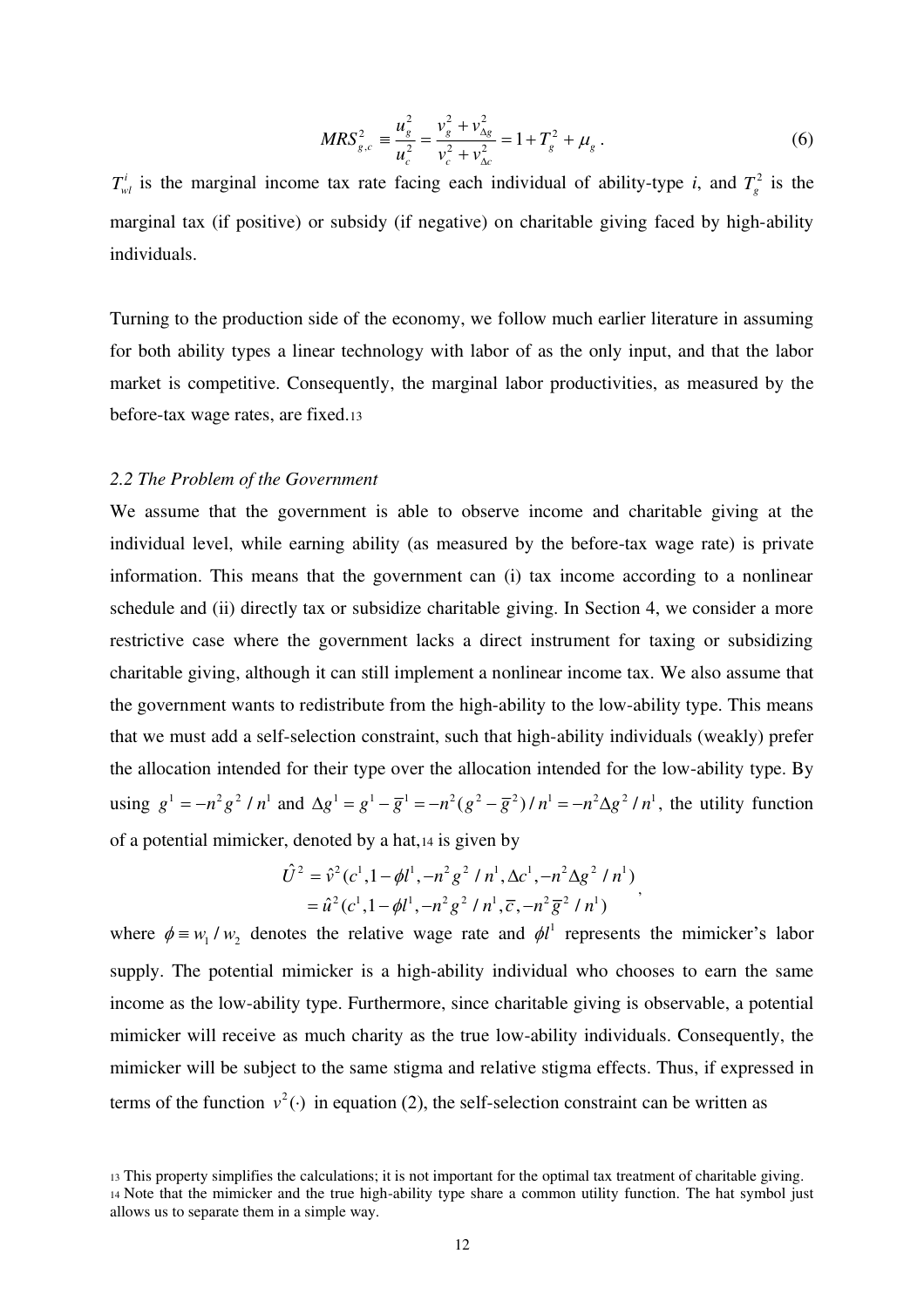$$MRS_{g,c}^2 \equiv \frac{u_g^2}{u_c^2} = \frac{v_g^2 + v_{\Delta g}^2}{v_c^2 + v_{\Delta c}^2} = 1 + T_g^2 + \mu_g \,. \tag{6}$$

$T_{wl}^i$ is the marginal income tax rate facing each individual of ability-type $i$, and $T_g^2$ is the marginal tax (if positive) or subsidy (if negative) on charitable giving faced by high-ability individuals.

Turning to the production side of the economy, we follow much earlier literature in assuming for both ability types a linear technology with labor of as the only input, and that the labor market is competitive. Consequently, the marginal labor productivities, as measured by the before-tax wage rates, are fixed.[13]

*2.2 The Problem of the Government*

We assume that the government is able to observe income and charitable giving at the individual level, while earning ability (as measured by the before-tax wage rate) is private information. This means that the government can (i) tax income according to a nonlinear schedule and (ii) directly tax or subsidize charitable giving. In Section 4, we consider a more restrictive case where the government lacks a direct instrument for taxing or subsidizing charitable giving, although it can still implement a nonlinear income tax. We also assume that the government wants to redistribute from the high-ability to the low-ability type. This means that we must add a self-selection constraint, such that high-ability individuals (weakly) prefer the allocation intended for their type over the allocation intended for the low-ability type. By using $g^1 = -n^2 g^2 / n^1$ and $\Delta g^1 = g^1 - \bar{g}^1 = -n^2(g^2 - \bar{g}^2)/n^1 = -n^2 \Delta g^2 / n^1$, the utility function of a potential mimicker, denoted by a hat,[14] is given by

$$\begin{aligned}\hat{U}^2 &= \hat{v}^2(c^1, 1-\phi l^1, -n^2 g^2 / n^1, \Delta c^1, -n^2 \Delta g^2 / n^1) \\ &= \hat{u}^2(c^1, 1-\phi l^1, -n^2 g^2 / n^1, \bar{c}, -n^2 \bar{g}^2 / n^1)\end{aligned},$$

where $\phi \equiv w_1 / w_2$ denotes the relative wage rate and $\phi l^1$ represents the mimicker's labor supply. The potential mimicker is a high-ability individual who chooses to earn the same income as the low-ability type. Furthermore, since charitable giving is observable, a potential mimicker will receive as much charity as the true low-ability individuals. Consequently, the mimicker will be subject to the same stigma and relative stigma effects. Thus, if expressed in terms of the function $v^2(\cdot)$ in equation (2), the self-selection constraint can be written as

[13] This property simplifies the calculations; it is not important for the optimal tax treatment of charitable giving.

[14] Note that the mimicker and the true high-ability type share a common utility function. The hat symbol just allows us to separate them in a simple way.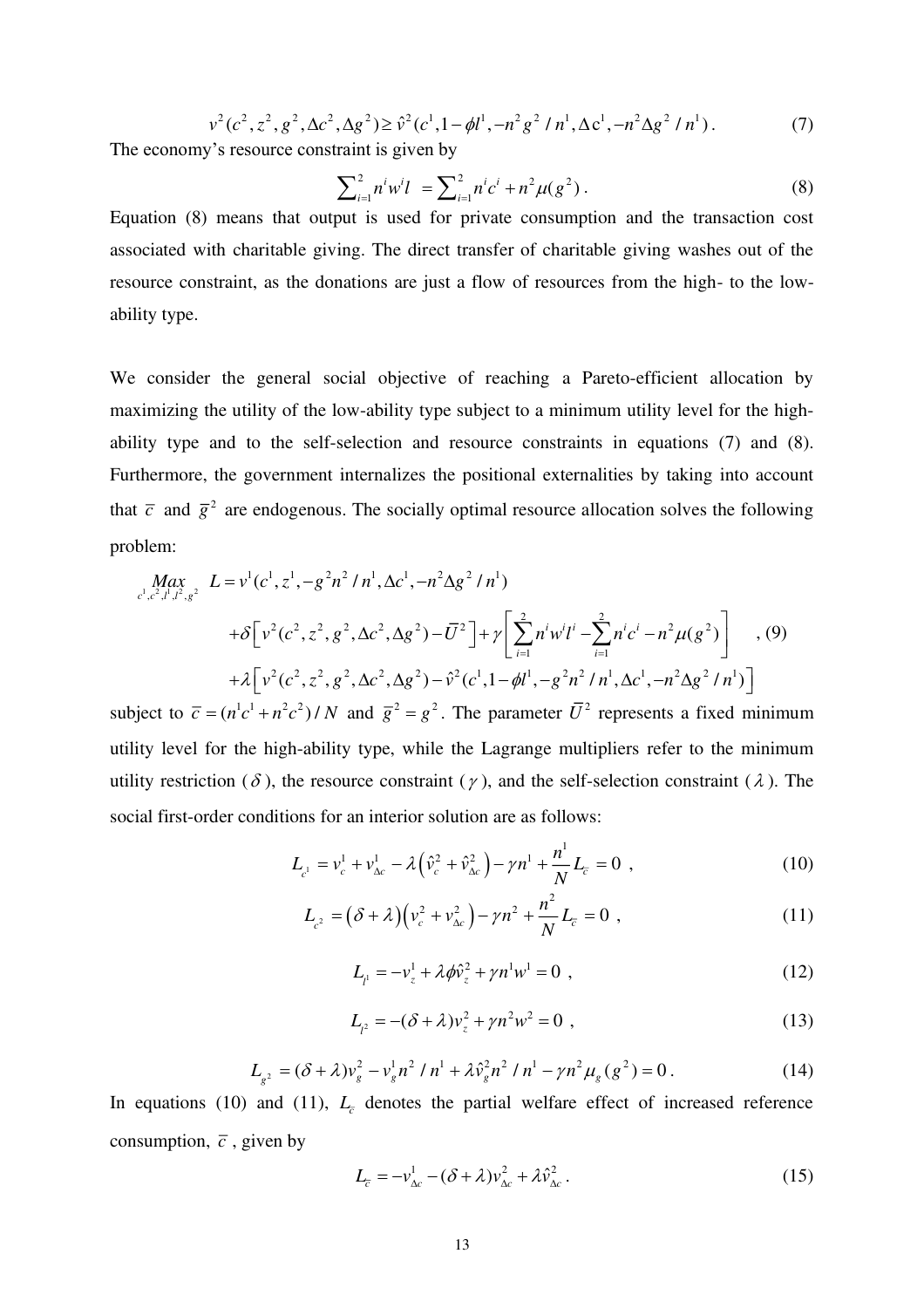$$v^2(c^2, z^2, g^2, \Delta c^2, \Delta g^2) \geq \hat{v}^2(c^1, 1-\phi l^1, -n^2 g^2 / n^1, \Delta \mathrm{c}^1, -n^2 \Delta g^2 / n^1) . \tag{7}$$

The economy's resource constraint is given by

$$\sum_{i=1}^{2} n^i w^i l \; = \sum_{i=1}^{2} n^i c^i + n^2 \mu(g^2) . \tag{8}$$

Equation (8) means that output is used for private consumption and the transaction cost associated with charitable giving. The direct transfer of charitable giving washes out of the resource constraint, as the donations are just a flow of resources from the high- to the low-ability type.

We consider the general social objective of reaching a Pareto-efficient allocation by maximizing the utility of the low-ability type subject to a minimum utility level for the high-ability type and to the self-selection and resource constraints in equations (7) and (8). Furthermore, the government internalizes the positional externalities by taking into account that $\bar{c}$ and $\bar{g}^2$ are endogenous. The socially optimal resource allocation solves the following problem:

$$\begin{aligned}
\underset{c^1, c^2, l^1, l^2, g^2}{Max} \;\; L = & \; v^1(c^1, z^1, -g^2 n^2 / n^1, \Delta c^1, -n^2 \Delta g^2 / n^1) \\
& + \delta \left[ v^2(c^2, z^2, g^2, \Delta c^2, \Delta g^2) - \bar{U}^2 \right] + \gamma \left[ \sum_{i=1}^{2} n^i w^i l^i - \sum_{i=1}^{2} n^i c^i - n^2 \mu(g^2) \right] \\
& + \lambda \left[ v^2(c^2, z^2, g^2, \Delta c^2, \Delta g^2) - \hat{v}^2(c^1, 1-\phi l^1, -g^2 n^2 / n^1, \Delta c^1, -n^2 \Delta g^2 / n^1) \right]
\end{aligned} \tag{9}$$

subject to $\bar{c} = (n^1 c^1 + n^2 c^2)/N$ and $\bar{g}^2 = g^2$. The parameter $\bar{U}^2$ represents a fixed minimum utility level for the high-ability type, while the Lagrange multipliers refer to the minimum utility restriction ($\delta$), the resource constraint ($\gamma$), and the self-selection constraint ($\lambda$). The social first-order conditions for an interior solution are as follows:

$$L_{c^1} = v_c^1 + v_{\Delta c}^1 - \lambda \left( \hat{v}_c^2 + \hat{v}_{\Delta c}^2 \right) - \gamma n^1 + \frac{n^1}{N} L_{\bar{c}} = 0 \;, \tag{10}$$

$$L_{c^2} = \left( \delta + \lambda \right) \left( v_c^2 + v_{\Delta c}^2 \right) - \gamma n^2 + \frac{n^2}{N} L_{\bar{c}} = 0 \;, \tag{11}$$

$$L_{l^1} = -v_z^1 + \lambda \phi \hat{v}_z^2 + \gamma n^1 w^1 = 0 \;, \tag{12}$$

$$L_{l^2} = -(\delta + \lambda) v_z^2 + \gamma n^2 w^2 = 0 \;, \tag{13}$$

$$L_{g^2} = (\delta + \lambda) v_g^2 - v_g^1 n^2 / n^1 + \lambda \hat{v}_g^2 n^2 / n^1 - \gamma n^2 \mu_g(g^2) = 0 . \tag{14}$$

In equations (10) and (11), $L_{\bar{c}}$ denotes the partial welfare effect of increased reference consumption, $\bar{c}$, given by

$$L_{\bar{c}} = -v_{\Delta c}^1 - (\delta + \lambda) v_{\Delta c}^2 + \lambda \hat{v}_{\Delta c}^2 . \tag{15}$$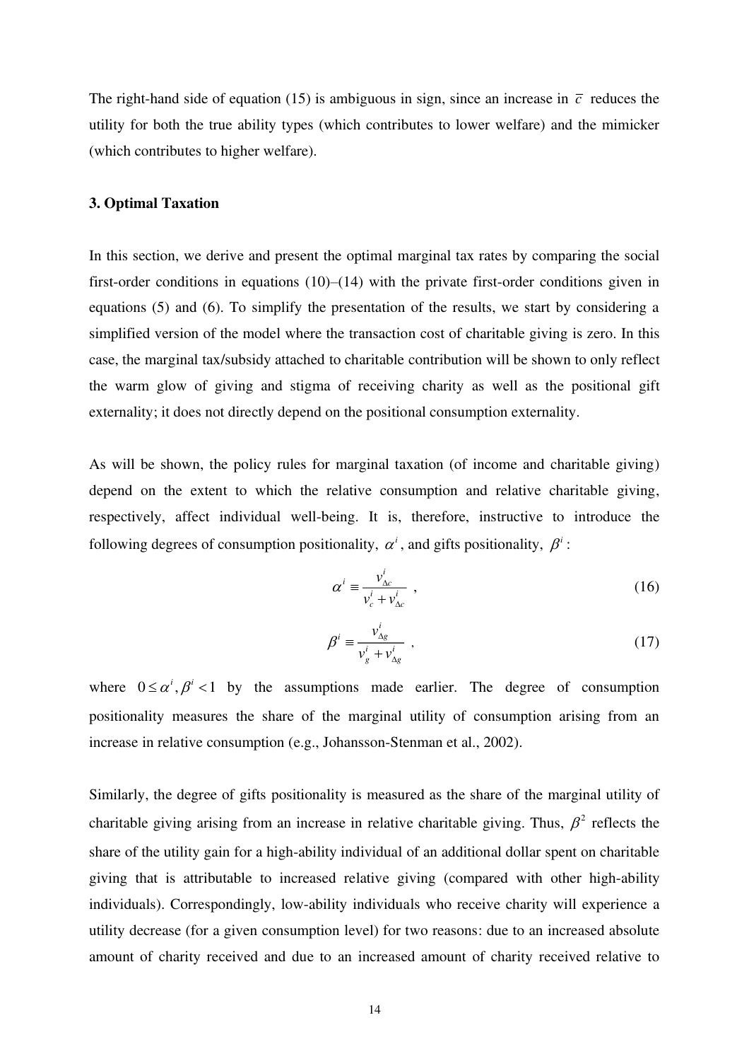The right-hand side of equation (15) is ambiguous in sign, since an increase in $\bar{c}$ reduces the utility for both the true ability types (which contributes to lower welfare) and the mimicker (which contributes to higher welfare).

### 3. Optimal Taxation

In this section, we derive and present the optimal marginal tax rates by comparing the social first-order conditions in equations (10)–(14) with the private first-order conditions given in equations (5) and (6). To simplify the presentation of the results, we start by considering a simplified version of the model where the transaction cost of charitable giving is zero. In this case, the marginal tax/subsidy attached to charitable contribution will be shown to only reflect the warm glow of giving and stigma of receiving charity as well as the positional gift externality; it does not directly depend on the positional consumption externality.

As will be shown, the policy rules for marginal taxation (of income and charitable giving) depend on the extent to which the relative consumption and relative charitable giving, respectively, affect individual well-being. It is, therefore, instructive to introduce the following degrees of consumption positionality, $\alpha^i$, and gifts positionality, $\beta^i$:

$$\alpha^i \equiv \frac{v^i_{\Delta c}}{v^i_c + v^i_{\Delta c}} \quad , \tag{16}$$

$$\beta^i \equiv \frac{v^i_{\Delta g}}{v^i_g + v^i_{\Delta g}} \quad , \tag{17}$$

where $0 \leq \alpha^i, \beta^i < 1$ by the assumptions made earlier. The degree of consumption positionality measures the share of the marginal utility of consumption arising from an increase in relative consumption (e.g., Johansson-Stenman et al., 2002).

Similarly, the degree of gifts positionality is measured as the share of the marginal utility of charitable giving arising from an increase in relative charitable giving. Thus, $\beta^2$ reflects the share of the utility gain for a high-ability individual of an additional dollar spent on charitable giving that is attributable to increased relative giving (compared with other high-ability individuals). Correspondingly, low-ability individuals who receive charity will experience a utility decrease (for a given consumption level) for two reasons: due to an increased absolute amount of charity received and due to an increased amount of charity received relative to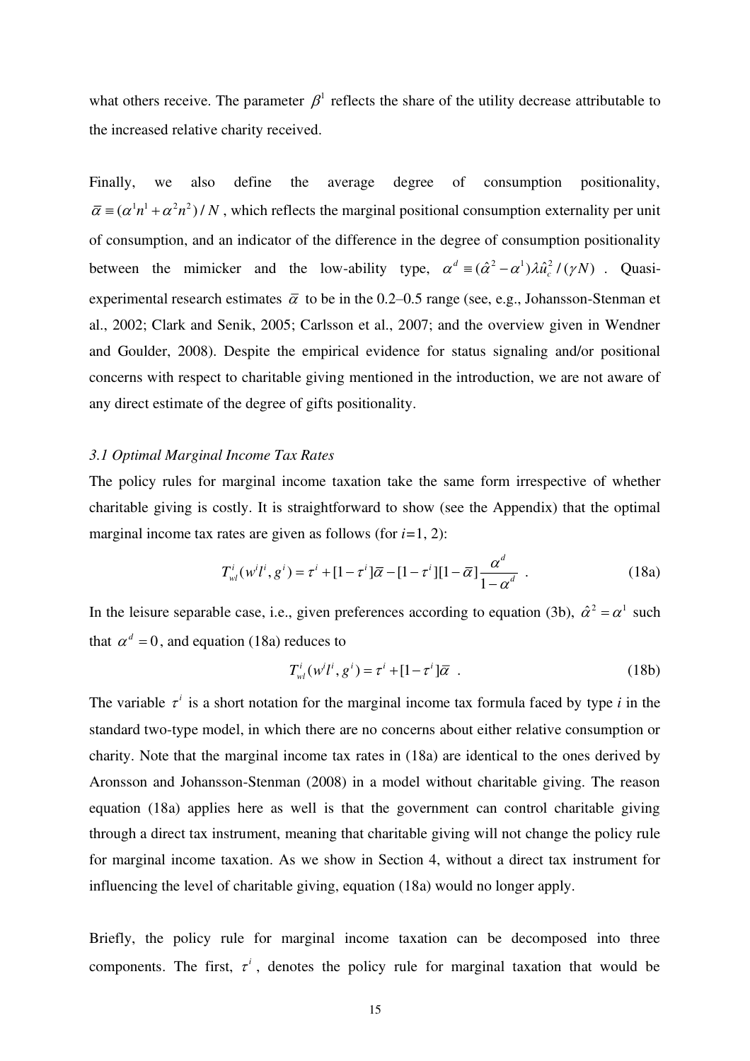what others receive. The parameter $\beta^1$ reflects the share of the utility decrease attributable to the increased relative charity received.

Finally, we also define the average degree of consumption positionality, $\bar{\alpha} \equiv (\alpha^1 n^1 + \alpha^2 n^2)/N$, which reflects the marginal positional consumption externality per unit of consumption, and an indicator of the difference in the degree of consumption positionality between the mimicker and the low-ability type, $\alpha^d \equiv (\hat{\alpha}^2 - \alpha^1)\lambda \hat{u}_c^2 / (\gamma N)$. Quasi-experimental research estimates $\bar{\alpha}$ to be in the 0.2–0.5 range (see, e.g., Johansson-Stenman et al., 2002; Clark and Senik, 2005; Carlsson et al., 2007; and the overview given in Wendner and Goulder, 2008). Despite the empirical evidence for status signaling and/or positional concerns with respect to charitable giving mentioned in the introduction, we are not aware of any direct estimate of the degree of gifts positionality.

*3.1 Optimal Marginal Income Tax Rates*

The policy rules for marginal income taxation take the same form irrespective of whether charitable giving is costly. It is straightforward to show (see the Appendix) that the optimal marginal income tax rates are given as follows (for *i*=1, 2):

$$T_{wl}^i(w^i l^i, g^i) = \tau^i + [1-\tau^i]\bar{\alpha} - [1-\tau^i][1-\bar{\alpha}]\frac{\alpha^d}{1-\alpha^d} \quad . \tag{18a}$$

In the leisure separable case, i.e., given preferences according to equation (3b), $\hat{\alpha}^2 = \alpha^1$ such that $\alpha^d = 0$, and equation (18a) reduces to

$$T_{wl}^i(w^i l^i, g^i) = \tau^i + [1-\tau^i]\bar{\alpha} \quad . \tag{18b}$$

The variable $\tau^i$ is a short notation for the marginal income tax formula faced by type *i* in the standard two-type model, in which there are no concerns about either relative consumption or charity. Note that the marginal income tax rates in (18a) are identical to the ones derived by Aronsson and Johansson-Stenman (2008) in a model without charitable giving. The reason equation (18a) applies here as well is that the government can control charitable giving through a direct tax instrument, meaning that charitable giving will not change the policy rule for marginal income taxation. As we show in Section 4, without a direct tax instrument for influencing the level of charitable giving, equation (18a) would no longer apply.

Briefly, the policy rule for marginal income taxation can be decomposed into three components. The first, $\tau^i$, denotes the policy rule for marginal taxation that would be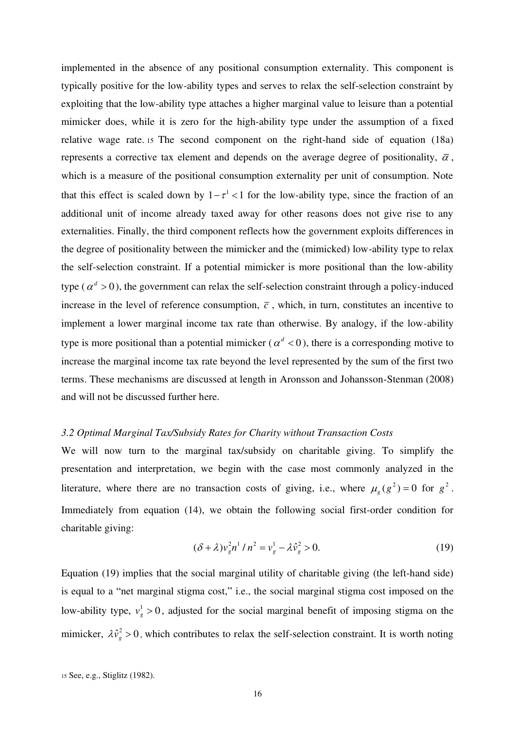implemented in the absence of any positional consumption externality. This component is typically positive for the low-ability types and serves to relax the self-selection constraint by exploiting that the low-ability type attaches a higher marginal value to leisure than a potential mimicker does, while it is zero for the high-ability type under the assumption of a fixed relative wage rate.[15] The second component on the right-hand side of equation (18a) represents a corrective tax element and depends on the average degree of positionality, $\bar{\alpha}$, which is a measure of the positional consumption externality per unit of consumption. Note that this effect is scaled down by $1-\tau^1 < 1$ for the low-ability type, since the fraction of an additional unit of income already taxed away for other reasons does not give rise to any externalities. Finally, the third component reflects how the government exploits differences in the degree of positionality between the mimicker and the (mimicked) low-ability type to relax the self-selection constraint. If a potential mimicker is more positional than the low-ability type ($\alpha^d > 0$), the government can relax the self-selection constraint through a policy-induced increase in the level of reference consumption, $\bar{c}$, which, in turn, constitutes an incentive to implement a lower marginal income tax rate than otherwise. By analogy, if the low-ability type is more positional than a potential mimicker ($\alpha^d < 0$), there is a corresponding motive to increase the marginal income tax rate beyond the level represented by the sum of the first two terms. These mechanisms are discussed at length in Aronsson and Johansson-Stenman (2008) and will not be discussed further here.

### *3.2 Optimal Marginal Tax/Subsidy Rates for Charity without Transaction Costs*

We will now turn to the marginal tax/subsidy on charitable giving. To simplify the presentation and interpretation, we begin with the case most commonly analyzed in the literature, where there are no transaction costs of giving, i.e., where $\mu_g(g^2) = 0$ for $g^2$. Immediately from equation (14), we obtain the following social first-order condition for charitable giving:

$$(\delta + \lambda) v_g^2 n^1 / n^2 = v_g^1 - \lambda \hat{v}_g^2 > 0. \tag{19}$$

Equation (19) implies that the social marginal utility of charitable giving (the left-hand side) is equal to a "net marginal stigma cost," i.e., the social marginal stigma cost imposed on the low-ability type, $v_g^1 > 0$, adjusted for the social marginal benefit of imposing stigma on the mimicker, $\lambda \hat{v}_g^2 > 0$, which contributes to relax the self-selection constraint. It is worth noting

[15] See, e.g., Stiglitz (1982).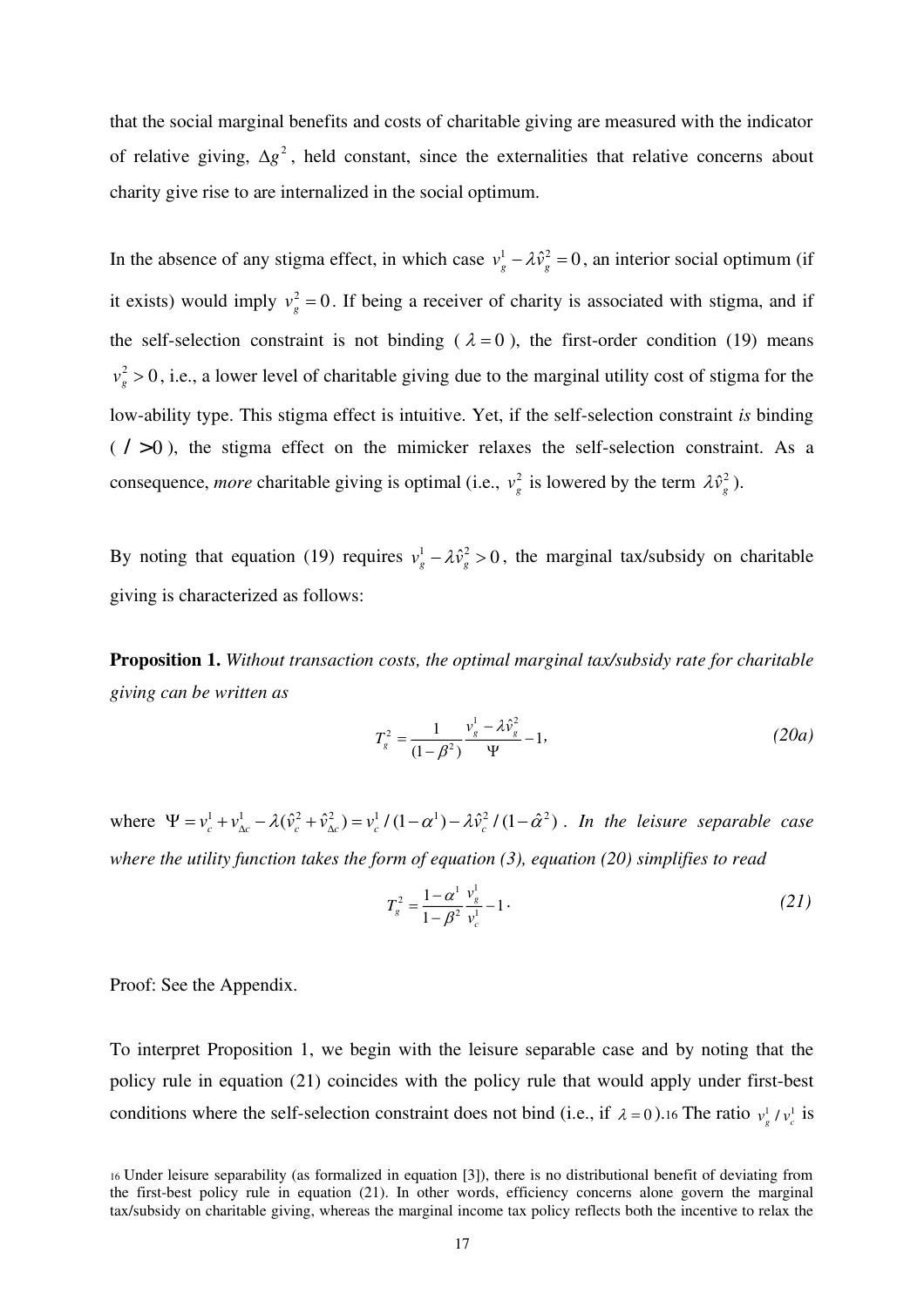that the social marginal benefits and costs of charitable giving are measured with the indicator of relative giving, $\Delta g^2$, held constant, since the externalities that relative concerns about charity give rise to are internalized in the social optimum.

In the absence of any stigma effect, in which case $v_g^1 - \lambda \hat{v}_g^2 = 0$, an interior social optimum (if it exists) would imply $v_g^2 = 0$. If being a receiver of charity is associated with stigma, and if the self-selection constraint is not binding ( $\lambda = 0$ ), the first-order condition (19) means $v_g^2 > 0$, i.e., a lower level of charitable giving due to the marginal utility cost of stigma for the low-ability type. This stigma effect is intuitive. Yet, if the self-selection constraint *is* binding ( $\lambda > 0$ ), the stigma effect on the mimicker relaxes the self-selection constraint. As a consequence, *more* charitable giving is optimal (i.e., $v_g^2$ is lowered by the term $\lambda \hat{v}_g^2$ ).

By noting that equation (19) requires $v_g^1 - \lambda \hat{v}_g^2 > 0$, the marginal tax/subsidy on charitable giving is characterized as follows:

**Proposition 1.** *Without transaction costs, the optimal marginal tax/subsidy rate for charitable giving can be written as*

$$T_g^2 = \frac{1}{(1-\beta^2)} \frac{v_g^1 - \lambda \hat{v}_g^2}{\Psi} - 1, \tag{20a}$$

where $\Psi = v_c^1 + v_{\Delta c}^1 - \lambda(\hat{v}_c^2 + \hat{v}_{\Delta c}^2) = v_c^1 / (1-\alpha^1) - \lambda \hat{v}_c^2 / (1-\hat{\alpha}^2)$ *. In the leisure separable case where the utility function takes the form of equation (3), equation (20) simplifies to read*

$$T_g^2 = \frac{1-\alpha^1}{1-\beta^2} \frac{v_g^1}{v_c^1} - 1 \,. \tag{21}$$

Proof: See the Appendix.

To interpret Proposition 1, we begin with the leisure separable case and by noting that the policy rule in equation (21) coincides with the policy rule that would apply under first-best conditions where the self-selection constraint does not bind (i.e., if $\lambda = 0$ ).[16] The ratio $v_g^1 / v_c^1$ is

[16] Under leisure separability (as formalized in equation [3]), there is no distributional benefit of deviating from the first-best policy rule in equation (21). In other words, efficiency concerns alone govern the marginal tax/subsidy on charitable giving, whereas the marginal income tax policy reflects both the incentive to relax the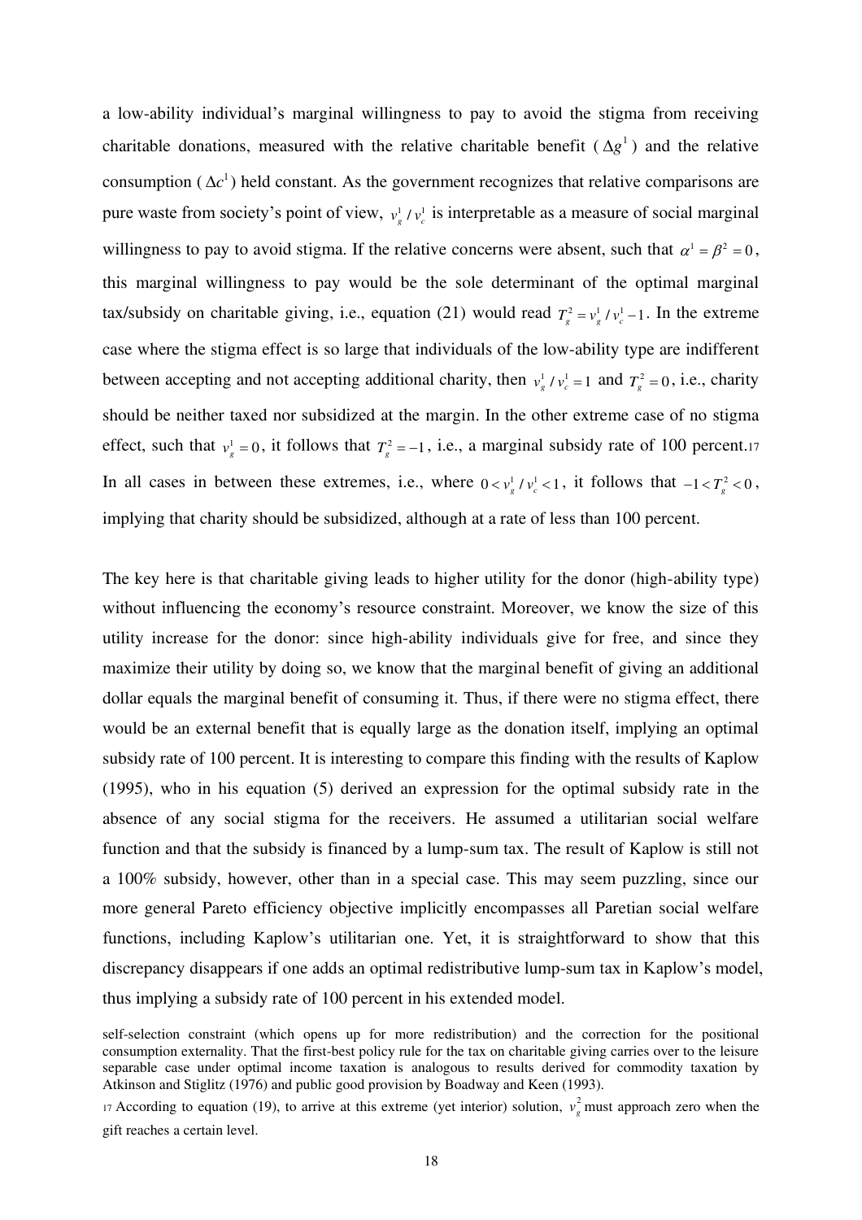a low-ability individual's marginal willingness to pay to avoid the stigma from receiving charitable donations, measured with the relative charitable benefit ($\Delta g^1$) and the relative consumption ($\Delta c^1$) held constant. As the government recognizes that relative comparisons are pure waste from society's point of view, $v_g^1 / v_c^1$ is interpretable as a measure of social marginal willingness to pay to avoid stigma. If the relative concerns were absent, such that $\alpha^1 = \beta^2 = 0$, this marginal willingness to pay would be the sole determinant of the optimal marginal tax/subsidy on charitable giving, i.e., equation (21) would read $T_g^2 = v_g^1 / v_c^1 - 1$. In the extreme case where the stigma effect is so large that individuals of the low-ability type are indifferent between accepting and not accepting additional charity, then $v_g^1 / v_c^1 = 1$ and $T_g^2 = 0$, i.e., charity should be neither taxed nor subsidized at the margin. In the other extreme case of no stigma effect, such that $v_g^1 = 0$, it follows that $T_g^2 = -1$, i.e., a marginal subsidy rate of 100 percent.[17] In all cases in between these extremes, i.e., where $0 < v_g^1 / v_c^1 < 1$, it follows that $-1 < T_g^2 < 0$, implying that charity should be subsidized, although at a rate of less than 100 percent.

The key here is that charitable giving leads to higher utility for the donor (high-ability type) without influencing the economy's resource constraint. Moreover, we know the size of this utility increase for the donor: since high-ability individuals give for free, and since they maximize their utility by doing so, we know that the marginal benefit of giving an additional dollar equals the marginal benefit of consuming it. Thus, if there were no stigma effect, there would be an external benefit that is equally large as the donation itself, implying an optimal subsidy rate of 100 percent. It is interesting to compare this finding with the results of Kaplow (1995), who in his equation (5) derived an expression for the optimal subsidy rate in the absence of any social stigma for the receivers. He assumed a utilitarian social welfare function and that the subsidy is financed by a lump-sum tax. The result of Kaplow is still not a 100% subsidy, however, other than in a special case. This may seem puzzling, since our more general Pareto efficiency objective implicitly encompasses all Paretian social welfare functions, including Kaplow's utilitarian one. Yet, it is straightforward to show that this discrepancy disappears if one adds an optimal redistributive lump-sum tax in Kaplow's model, thus implying a subsidy rate of 100 percent in his extended model.

self-selection constraint (which opens up for more redistribution) and the correction for the positional consumption externality. That the first-best policy rule for the tax on charitable giving carries over to the leisure separable case under optimal income taxation is analogous to results derived for commodity taxation by Atkinson and Stiglitz (1976) and public good provision by Boadway and Keen (1993).

[17] According to equation (19), to arrive at this extreme (yet interior) solution, $v_g^2$ must approach zero when the gift reaches a certain level.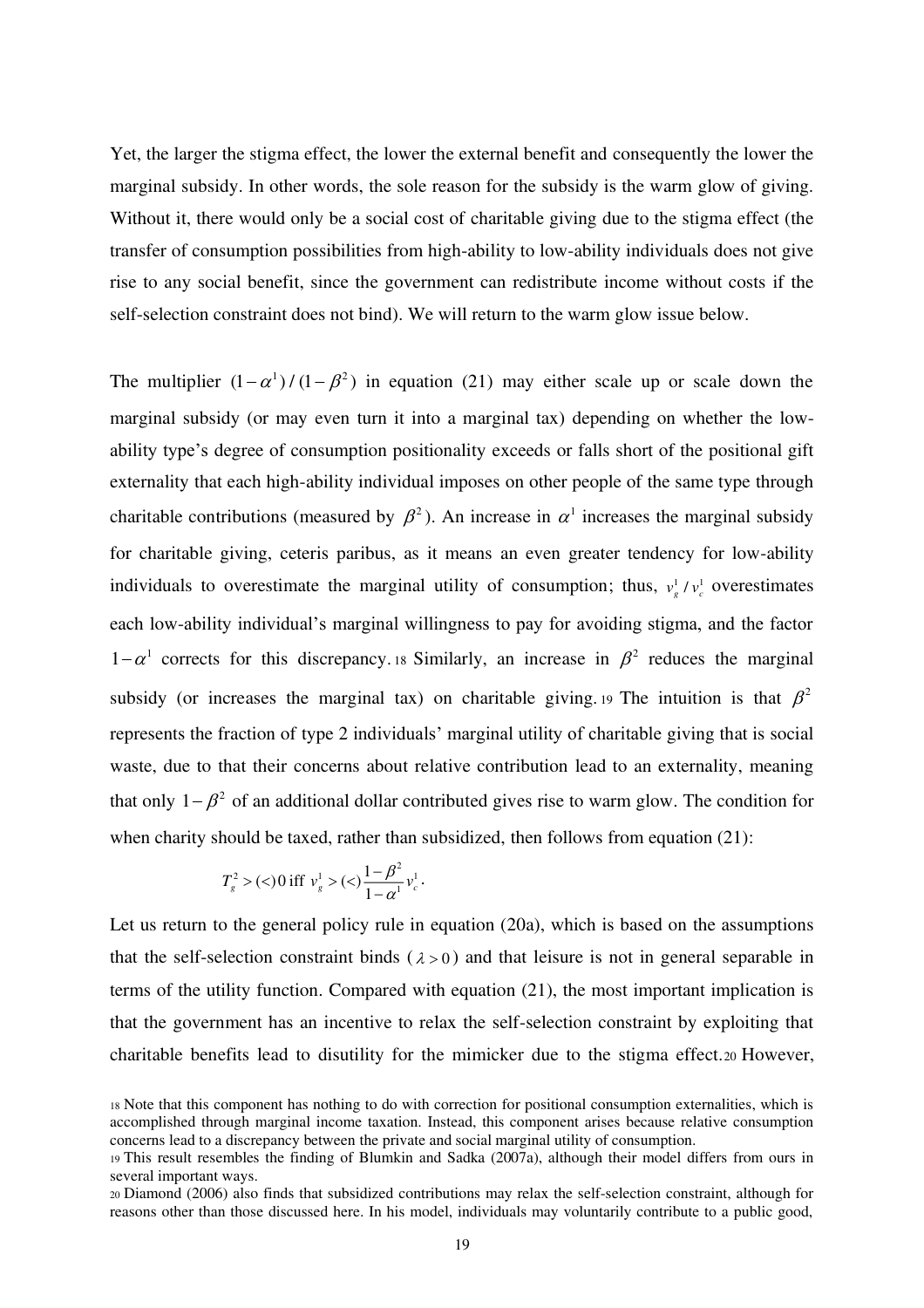Yet, the larger the stigma effect, the lower the external benefit and consequently the lower the marginal subsidy. In other words, the sole reason for the subsidy is the warm glow of giving. Without it, there would only be a social cost of charitable giving due to the stigma effect (the transfer of consumption possibilities from high-ability to low-ability individuals does not give rise to any social benefit, since the government can redistribute income without costs if the self-selection constraint does not bind). We will return to the warm glow issue below.

The multiplier $(1-\alpha^1)/(1-\beta^2)$ in equation (21) may either scale up or scale down the marginal subsidy (or may even turn it into a marginal tax) depending on whether the low-ability type's degree of consumption positionality exceeds or falls short of the positional gift externality that each high-ability individual imposes on other people of the same type through charitable contributions (measured by $\beta^2$). An increase in $\alpha^1$ increases the marginal subsidy for charitable giving, ceteris paribus, as it means an even greater tendency for low-ability individuals to overestimate the marginal utility of consumption; thus, $v_g^1 / v_c^1$ overestimates each low-ability individual's marginal willingness to pay for avoiding stigma, and the factor $1-\alpha^1$ corrects for this discrepancy.[18] Similarly, an increase in $\beta^2$ reduces the marginal subsidy (or increases the marginal tax) on charitable giving.[19] The intuition is that $\beta^2$ represents the fraction of type 2 individuals' marginal utility of charitable giving that is social waste, due to that their concerns about relative contribution lead to an externality, meaning that only $1-\beta^2$ of an additional dollar contributed gives rise to warm glow. The condition for when charity should be taxed, rather than subsidized, then follows from equation (21):

$$T_g^2 > (<) 0 \text{ iff } v_g^1 > (<) \frac{1-\beta^2}{1-\alpha^1} v_c^1 .$$

Let us return to the general policy rule in equation (20a), which is based on the assumptions that the self-selection constraint binds ($\lambda > 0$) and that leisure is not in general separable in terms of the utility function. Compared with equation (21), the most important implication is that the government has an incentive to relax the self-selection constraint by exploiting that charitable benefits lead to disutility for the mimicker due to the stigma effect.[20] However,

[18] Note that this component has nothing to do with correction for positional consumption externalities, which is accomplished through marginal income taxation. Instead, this component arises because relative consumption concerns lead to a discrepancy between the private and social marginal utility of consumption.

[19] This result resembles the finding of Blumkin and Sadka (2007a), although their model differs from ours in several important ways.

[20] Diamond (2006) also finds that subsidized contributions may relax the self-selection constraint, although for reasons other than those discussed here. In his model, individuals may voluntarily contribute to a public good,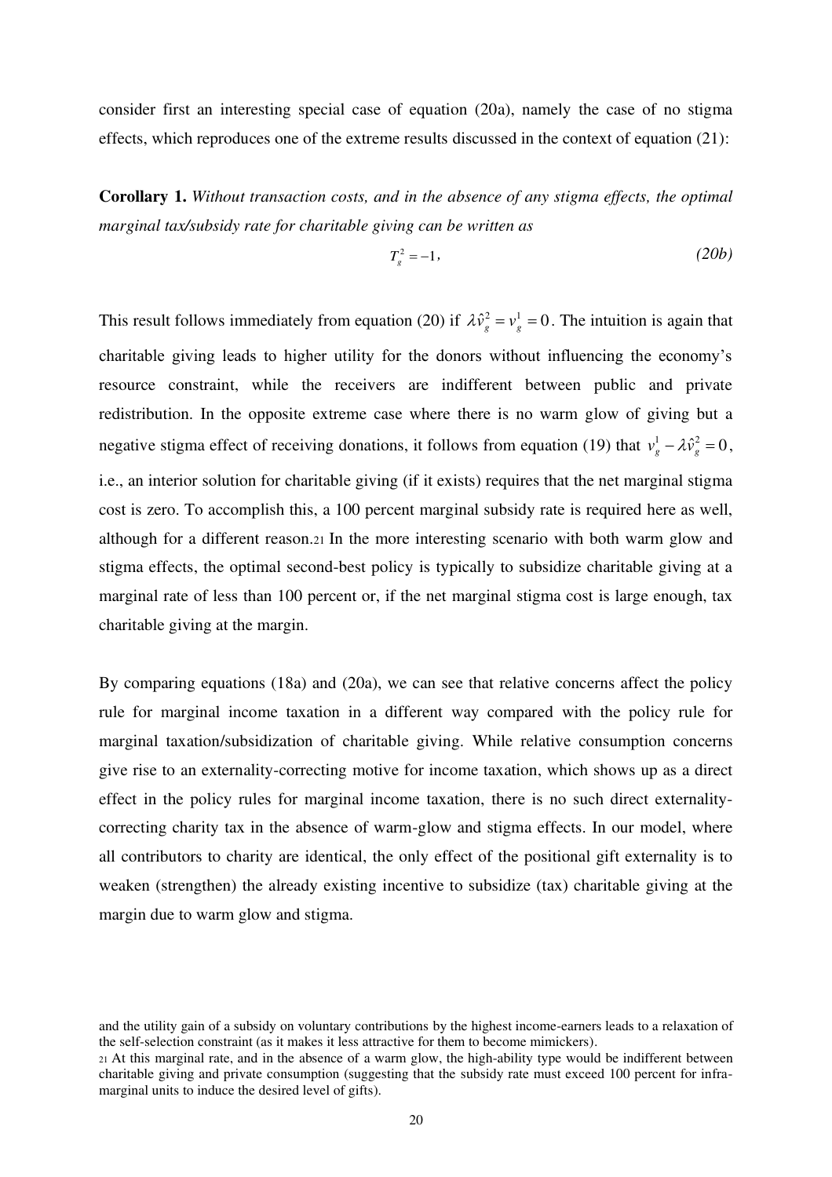consider first an interesting special case of equation (20a), namely the case of no stigma effects, which reproduces one of the extreme results discussed in the context of equation (21):

**Corollary 1.** *Without transaction costs, and in the absence of any stigma effects, the optimal marginal tax/subsidy rate for charitable giving can be written as*

$$T_g^2 = -1, \tag{20b}$$

This result follows immediately from equation (20) if $\lambda \hat{v}_g^2 = v_g^1 = 0$. The intuition is again that charitable giving leads to higher utility for the donors without influencing the economy's resource constraint, while the receivers are indifferent between public and private redistribution. In the opposite extreme case where there is no warm glow of giving but a negative stigma effect of receiving donations, it follows from equation (19) that $v_g^1 - \lambda \hat{v}_g^2 = 0$, i.e., an interior solution for charitable giving (if it exists) requires that the net marginal stigma cost is zero. To accomplish this, a 100 percent marginal subsidy rate is required here as well, although for a different reason.[21] In the more interesting scenario with both warm glow and stigma effects, the optimal second-best policy is typically to subsidize charitable giving at a marginal rate of less than 100 percent or, if the net marginal stigma cost is large enough, tax charitable giving at the margin.

By comparing equations (18a) and (20a), we can see that relative concerns affect the policy rule for marginal income taxation in a different way compared with the policy rule for marginal taxation/subsidization of charitable giving. While relative consumption concerns give rise to an externality-correcting motive for income taxation, which shows up as a direct effect in the policy rules for marginal income taxation, there is no such direct externality-correcting charity tax in the absence of warm-glow and stigma effects. In our model, where all contributors to charity are identical, the only effect of the positional gift externality is to weaken (strengthen) the already existing incentive to subsidize (tax) charitable giving at the margin due to warm glow and stigma.

and the utility gain of a subsidy on voluntary contributions by the highest income-earners leads to a relaxation of the self-selection constraint (as it makes it less attractive for them to become mimickers).

[21] At this marginal rate, and in the absence of a warm glow, the high-ability type would be indifferent between charitable giving and private consumption (suggesting that the subsidy rate must exceed 100 percent for infra-marginal units to induce the desired level of gifts).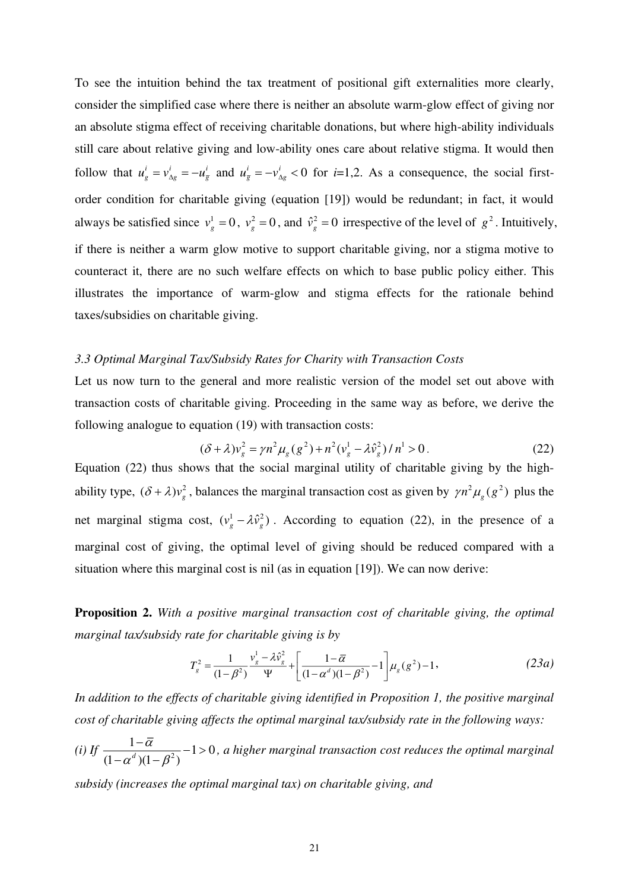To see the intuition behind the tax treatment of positional gift externalities more clearly, consider the simplified case where there is neither an absolute warm-glow effect of giving nor an absolute stigma effect of receiving charitable donations, but where high-ability individuals still care about relative giving and low-ability ones care about relative stigma. It would then follow that $u_g^i = v_{\Delta g}^i = -u_{\bar{g}}^i$ and $u_{\bar{g}}^i = -v_{\Delta g}^i < 0$ for $i$=1,2. As a consequence, the social first-order condition for charitable giving (equation [19]) would be redundant; in fact, it would always be satisfied since $v_g^1 = 0$, $v_g^2 = 0$, and $\hat{v}_g^2 = 0$ irrespective of the level of $g^2$. Intuitively, if there is neither a warm glow motive to support charitable giving, nor a stigma motive to counteract it, there are no such welfare effects on which to base public policy either. This illustrates the importance of warm-glow and stigma effects for the rationale behind taxes/subsidies on charitable giving.

### *3.3 Optimal Marginal Tax/Subsidy Rates for Charity with Transaction Costs*

Let us now turn to the general and more realistic version of the model set out above with transaction costs of charitable giving. Proceeding in the same way as before, we derive the following analogue to equation (19) with transaction costs:

$$(\delta + \lambda)v_g^2 = \gamma n^2 \mu_g(g^2) + n^2(v_g^1 - \lambda \hat{v}_g^2)/n^1 > 0. \tag{22}$$

Equation (22) thus shows that the social marginal utility of charitable giving by the high-ability type, $(\delta + \lambda)v_g^2$, balances the marginal transaction cost as given by $\gamma n^2 \mu_g(g^2)$ plus the net marginal stigma cost, $(v_g^1 - \lambda \hat{v}_g^2)$. According to equation (22), in the presence of a marginal cost of giving, the optimal level of giving should be reduced compared with a situation where this marginal cost is nil (as in equation [19]). We can now derive:

**Proposition 2.** *With a positive marginal transaction cost of charitable giving, the optimal marginal tax/subsidy rate for charitable giving is by*

$$T_g^2 = \frac{1}{(1-\beta^2)} \frac{v_g^1 - \lambda \hat{v}_g^2}{\Psi} + \left[ \frac{1-\bar{\alpha}}{(1-\alpha^d)(1-\beta^2)} - 1 \right] \mu_g(g^2) - 1, \tag{23a}$$

*In addition to the effects of charitable giving identified in Proposition 1, the positive marginal cost of charitable giving affects the optimal marginal tax/subsidy rate in the following ways:*

*(i) If* $\frac{1-\bar{\alpha}}{(1-\alpha^d)(1-\beta^2)} - 1 > 0$*, a higher marginal transaction cost reduces the optimal marginal subsidy (increases the optimal marginal tax) on charitable giving, and*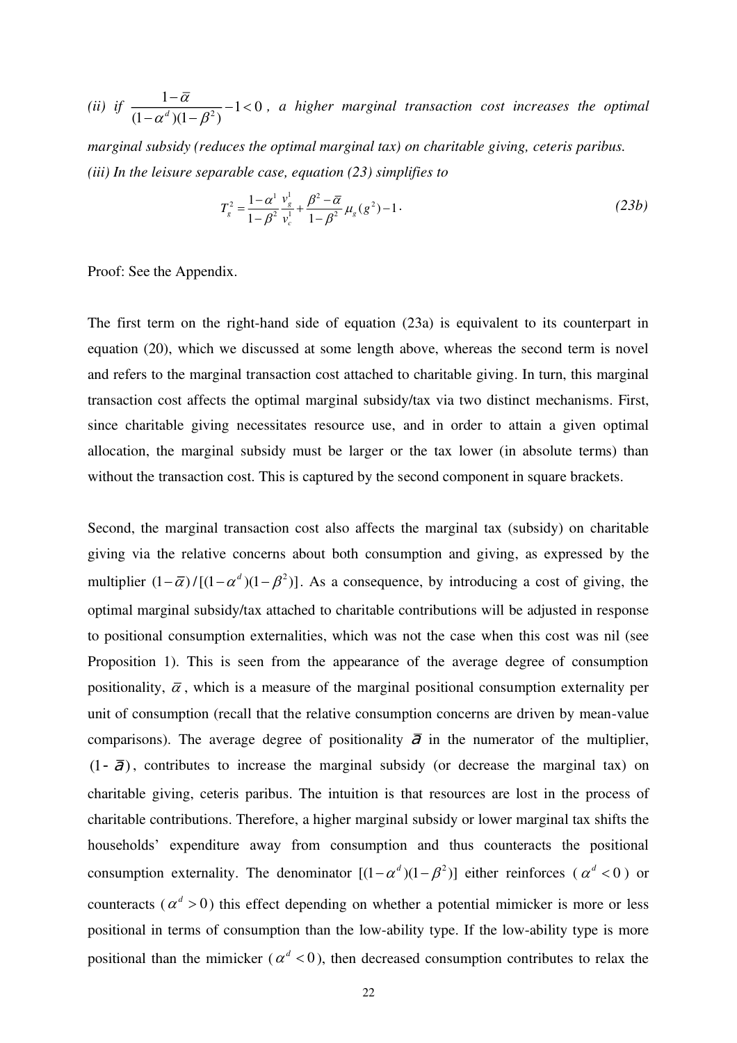*(ii) if* $\frac{1-\bar{\alpha}}{(1-\alpha^d)(1-\beta^2)} - 1 < 0$*, a higher marginal transaction cost increases the optimal marginal subsidy (reduces the optimal marginal tax) on charitable giving, ceteris paribus.*

*(iii) In the leisure separable case, equation (23) simplifies to*

$$T_g^2 = \frac{1-\alpha^1}{1-\beta^2}\frac{v_g^1}{v_c^1} + \frac{\beta^2 - \bar{\alpha}}{1-\beta^2}\mu_g(g^2) - 1. \tag{23b}$$

Proof: See the Appendix.

The first term on the right-hand side of equation (23a) is equivalent to its counterpart in equation (20), which we discussed at some length above, whereas the second term is novel and refers to the marginal transaction cost attached to charitable giving. In turn, this marginal transaction cost affects the optimal marginal subsidy/tax via two distinct mechanisms. First, since charitable giving necessitates resource use, and in order to attain a given optimal allocation, the marginal subsidy must be larger or the tax lower (in absolute terms) than without the transaction cost. This is captured by the second component in square brackets.

Second, the marginal transaction cost also affects the marginal tax (subsidy) on charitable giving via the relative concerns about both consumption and giving, as expressed by the multiplier $(1-\bar{\alpha})/[(1-\alpha^d)(1-\beta^2)]$. As a consequence, by introducing a cost of giving, the optimal marginal subsidy/tax attached to charitable contributions will be adjusted in response to positional consumption externalities, which was not the case when this cost was nil (see Proposition 1). This is seen from the appearance of the average degree of consumption positionality, $\bar{\alpha}$, which is a measure of the marginal positional consumption externality per unit of consumption (recall that the relative consumption concerns are driven by mean-value comparisons). The average degree of positionality $\bar{a}$ in the numerator of the multiplier, $(1-\bar{a})$, contributes to increase the marginal subsidy (or decrease the marginal tax) on charitable giving, ceteris paribus. The intuition is that resources are lost in the process of charitable contributions. Therefore, a higher marginal subsidy or lower marginal tax shifts the households' expenditure away from consumption and thus counteracts the positional consumption externality. The denominator $[(1-\alpha^d)(1-\beta^2)]$ either reinforces ($\alpha^d < 0$) or counteracts ($\alpha^d > 0$) this effect depending on whether a potential mimicker is more or less positional in terms of consumption than the low-ability type. If the low-ability type is more positional than the mimicker ($\alpha^d < 0$), then decreased consumption contributes to relax the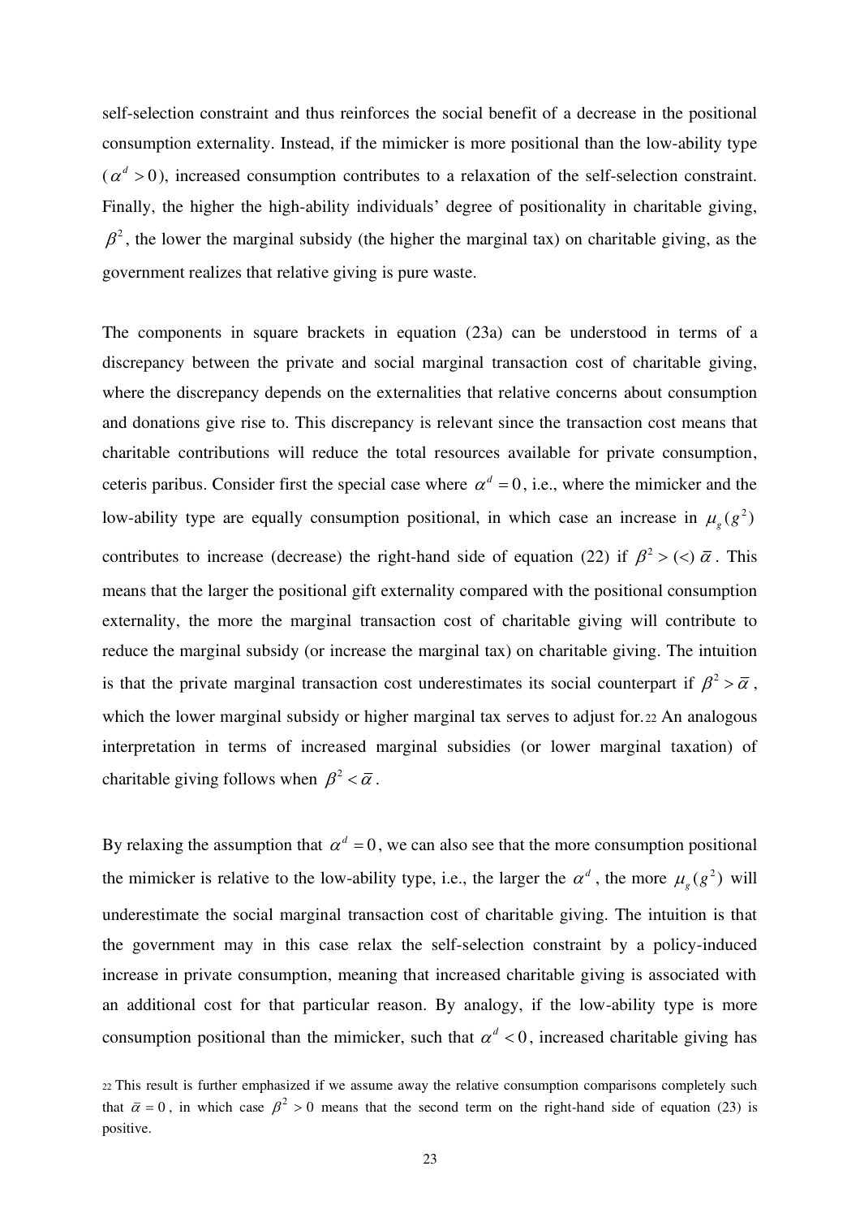self-selection constraint and thus reinforces the social benefit of a decrease in the positional consumption externality. Instead, if the mimicker is more positional than the low-ability type ($\alpha^d > 0$), increased consumption contributes to a relaxation of the self-selection constraint. Finally, the higher the high-ability individuals' degree of positionality in charitable giving, $\beta^2$, the lower the marginal subsidy (the higher the marginal tax) on charitable giving, as the government realizes that relative giving is pure waste.

The components in square brackets in equation (23a) can be understood in terms of a discrepancy between the private and social marginal transaction cost of charitable giving, where the discrepancy depends on the externalities that relative concerns about consumption and donations give rise to. This discrepancy is relevant since the transaction cost means that charitable contributions will reduce the total resources available for private consumption, ceteris paribus. Consider first the special case where $\alpha^d = 0$, i.e., where the mimicker and the low-ability type are equally consumption positional, in which case an increase in $\mu_g(g^2)$ contributes to increase (decrease) the right-hand side of equation (22) if $\beta^2 > (<)\ \bar{\alpha}$. This means that the larger the positional gift externality compared with the positional consumption externality, the more the marginal transaction cost of charitable giving will contribute to reduce the marginal subsidy (or increase the marginal tax) on charitable giving. The intuition is that the private marginal transaction cost underestimates its social counterpart if $\beta^2 > \bar{\alpha}$, which the lower marginal subsidy or higher marginal tax serves to adjust for.[22] An analogous interpretation in terms of increased marginal subsidies (or lower marginal taxation) of charitable giving follows when $\beta^2 < \bar{\alpha}$.

By relaxing the assumption that $\alpha^d = 0$, we can also see that the more consumption positional the mimicker is relative to the low-ability type, i.e., the larger the $\alpha^d$, the more $\mu_g(g^2)$ will underestimate the social marginal transaction cost of charitable giving. The intuition is that the government may in this case relax the self-selection constraint by a policy-induced increase in private consumption, meaning that increased charitable giving is associated with an additional cost for that particular reason. By analogy, if the low-ability type is more consumption positional than the mimicker, such that $\alpha^d < 0$, increased charitable giving has

[22] This result is further emphasized if we assume away the relative consumption comparisons completely such that $\bar{\alpha} = 0$, in which case $\beta^2 > 0$ means that the second term on the right-hand side of equation (23) is positive.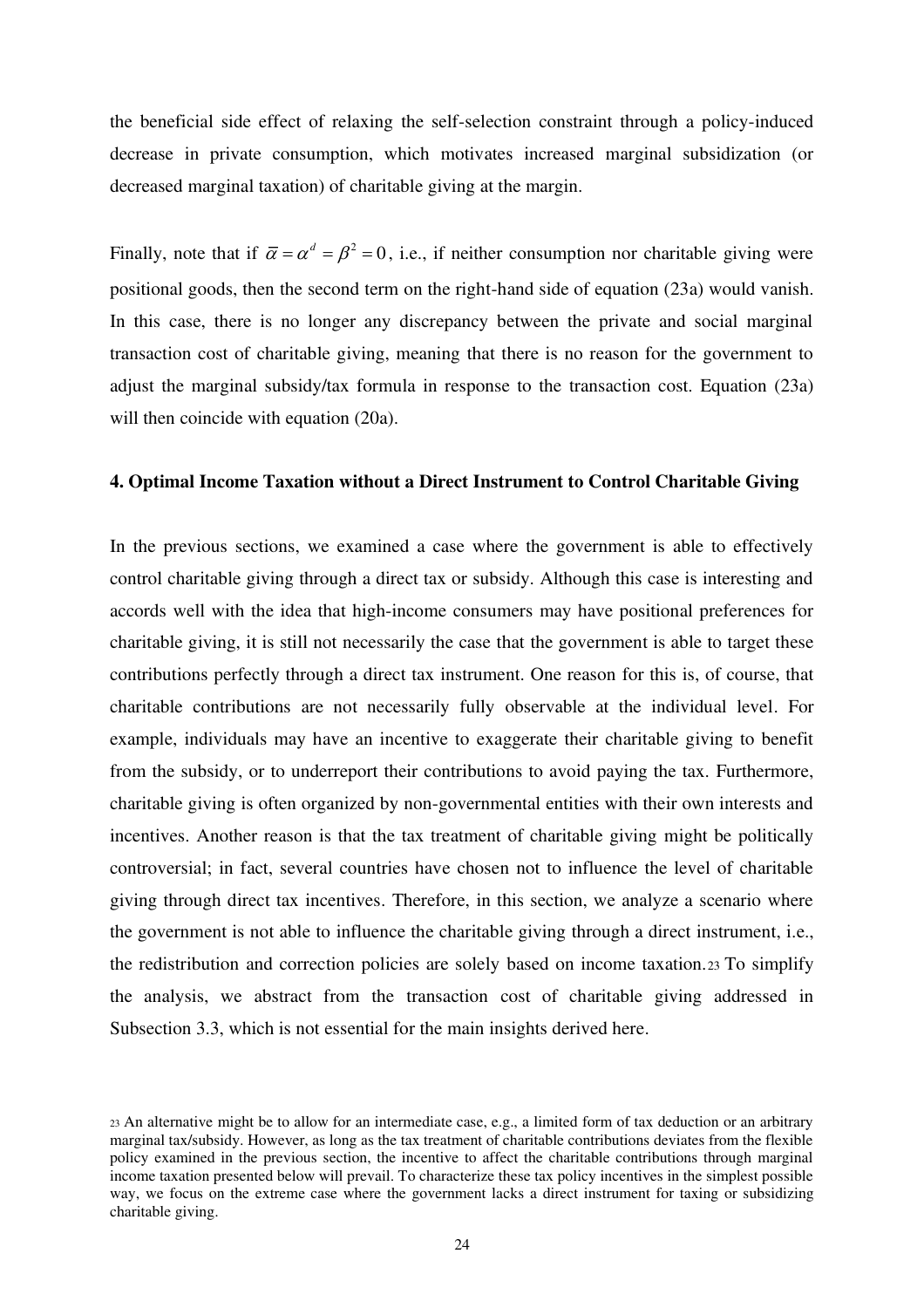the beneficial side effect of relaxing the self-selection constraint through a policy-induced decrease in private consumption, which motivates increased marginal subsidization (or decreased marginal taxation) of charitable giving at the margin.

Finally, note that if $\bar{\alpha} = \alpha^d = \beta^2 = 0$, i.e., if neither consumption nor charitable giving were positional goods, then the second term on the right-hand side of equation (23a) would vanish. In this case, there is no longer any discrepancy between the private and social marginal transaction cost of charitable giving, meaning that there is no reason for the government to adjust the marginal subsidy/tax formula in response to the transaction cost. Equation (23a) will then coincide with equation (20a).

## 4. Optimal Income Taxation without a Direct Instrument to Control Charitable Giving

In the previous sections, we examined a case where the government is able to effectively control charitable giving through a direct tax or subsidy. Although this case is interesting and accords well with the idea that high-income consumers may have positional preferences for charitable giving, it is still not necessarily the case that the government is able to target these contributions perfectly through a direct tax instrument. One reason for this is, of course, that charitable contributions are not necessarily fully observable at the individual level. For example, individuals may have an incentive to exaggerate their charitable giving to benefit from the subsidy, or to underreport their contributions to avoid paying the tax. Furthermore, charitable giving is often organized by non-governmental entities with their own interests and incentives. Another reason is that the tax treatment of charitable giving might be politically controversial; in fact, several countries have chosen not to influence the level of charitable giving through direct tax incentives. Therefore, in this section, we analyze a scenario where the government is not able to influence the charitable giving through a direct instrument, i.e., the redistribution and correction policies are solely based on income taxation.[23] To simplify the analysis, we abstract from the transaction cost of charitable giving addressed in Subsection 3.3, which is not essential for the main insights derived here.

[23] An alternative might be to allow for an intermediate case, e.g., a limited form of tax deduction or an arbitrary marginal tax/subsidy. However, as long as the tax treatment of charitable contributions deviates from the flexible policy examined in the previous section, the incentive to affect the charitable contributions through marginal income taxation presented below will prevail. To characterize these tax policy incentives in the simplest possible way, we focus on the extreme case where the government lacks a direct instrument for taxing or subsidizing charitable giving.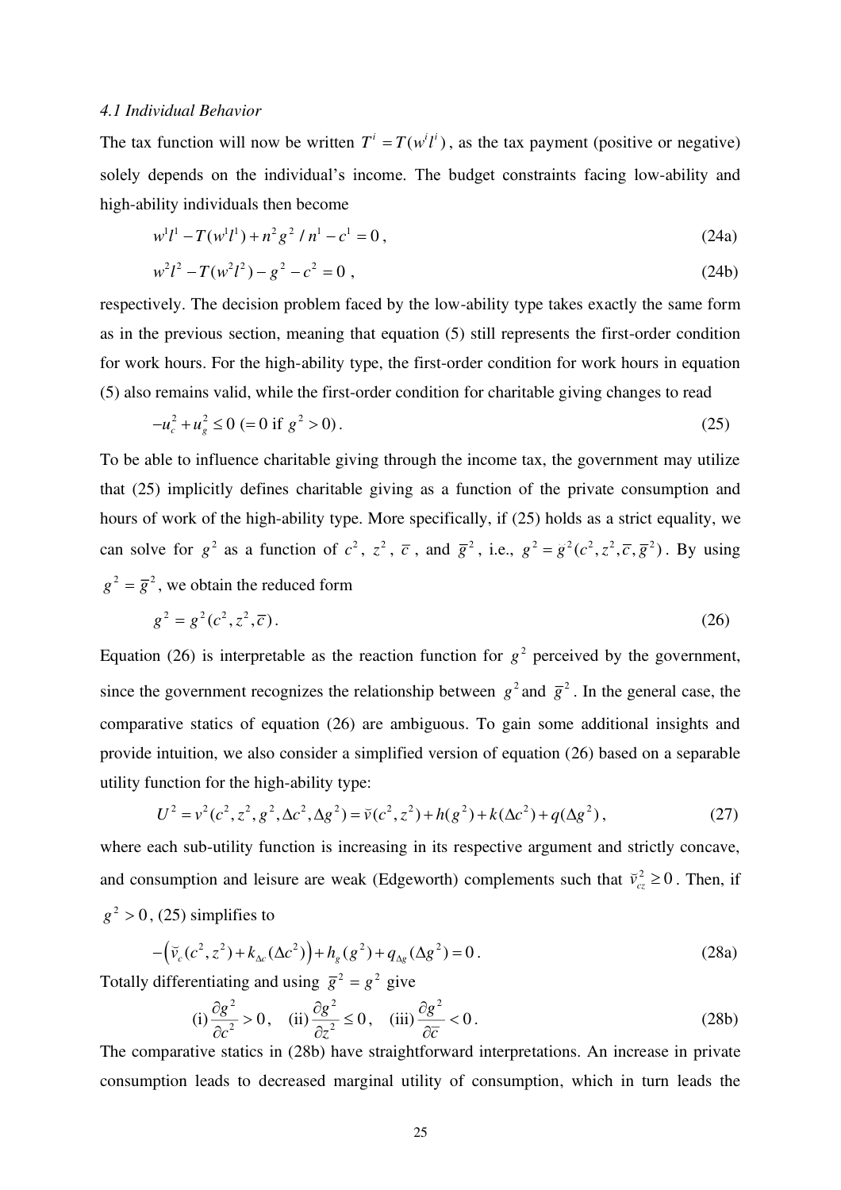*4.1 Individual Behavior*

The tax function will now be written $T^i = T(w^i l^i)$, as the tax payment (positive or negative) solely depends on the individual's income. The budget constraints facing low-ability and high-ability individuals then become

$$w^1 l^1 - T(w^1 l^1) + n^2 g^2 / n^1 - c^1 = 0 , \tag{24a}$$

$$w^2 l^2 - T(w^2 l^2) - g^2 - c^2 = 0 , \tag{24b}$$

respectively. The decision problem faced by the low-ability type takes exactly the same form as in the previous section, meaning that equation (5) still represents the first-order condition for work hours. For the high-ability type, the first-order condition for work hours in equation (5) also remains valid, while the first-order condition for charitable giving changes to read

$$-u_c^2 + u_g^2 \leq 0 \ (= 0 \text{ if } g^2 > 0). \tag{25}$$

To be able to influence charitable giving through the income tax, the government may utilize that (25) implicitly defines charitable giving as a function of the private consumption and hours of work of the high-ability type. More specifically, if (25) holds as a strict equality, we can solve for $g^2$ as a function of $c^2$, $z^2$, $\bar{c}$, and $\bar{g}^2$, i.e., $g^2 = g^2(c^2, z^2, \bar{c}, \bar{g}^2)$. By using $g^2 = \bar{g}^2$, we obtain the reduced form

$$g^2 = g^2(c^2, z^2, \bar{c}). \tag{26}$$

Equation (26) is interpretable as the reaction function for $g^2$ perceived by the government, since the government recognizes the relationship between $g^2$ and $\bar{g}^2$. In the general case, the comparative statics of equation (26) are ambiguous. To gain some additional insights and provide intuition, we also consider a simplified version of equation (26) based on a separable utility function for the high-ability type:

$$U^2 = v^2(c^2, z^2, g^2, \Delta c^2, \Delta g^2) = \breve{v}(c^2, z^2) + h(g^2) + k(\Delta c^2) + q(\Delta g^2), \tag{27}$$

where each sub-utility function is increasing in its respective argument and strictly concave, and consumption and leisure are weak (Edgeworth) complements such that $\breve{v}_{cz}^2 \geq 0$. Then, if $g^2 > 0$, (25) simplifies to

$$-\left(\breve{v}_c(c^2, z^2) + k_{\Delta c}(\Delta c^2)\right) + h_g(g^2) + q_{\Delta g}(\Delta g^2) = 0. \tag{28a}$$

Totally differentiating and using $\bar{g}^2 = g^2$ give

$$\text{(i)} \ \frac{\partial g^2}{\partial c^2} > 0, \quad \text{(ii)} \ \frac{\partial g^2}{\partial z^2} \leq 0, \quad \text{(iii)} \ \frac{\partial g^2}{\partial \bar{c}} < 0. \tag{28b}$$

The comparative statics in (28b) have straightforward interpretations. An increase in private consumption leads to decreased marginal utility of consumption, which in turn leads the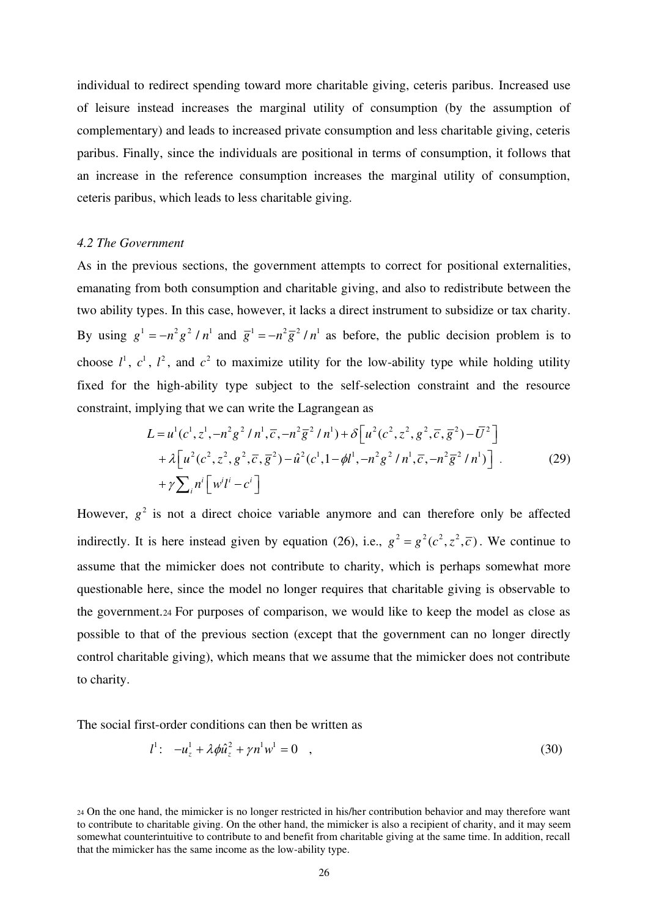individual to redirect spending toward more charitable giving, ceteris paribus. Increased use of leisure instead increases the marginal utility of consumption (by the assumption of complementary) and leads to increased private consumption and less charitable giving, ceteris paribus. Finally, since the individuals are positional in terms of consumption, it follows that an increase in the reference consumption increases the marginal utility of consumption, ceteris paribus, which leads to less charitable giving.

*4.2 The Government*

As in the previous sections, the government attempts to correct for positional externalities, emanating from both consumption and charitable giving, and also to redistribute between the two ability types. In this case, however, it lacks a direct instrument to subsidize or tax charity. By using $g^1 = -n^2 g^2 / n^1$ and $\bar{g}^1 = -n^2 \bar{g}^2 / n^1$ as before, the public decision problem is to choose $l^1$, $c^1$, $l^2$, and $c^2$ to maximize utility for the low-ability type while holding utility fixed for the high-ability type subject to the self-selection constraint and the resource constraint, implying that we can write the Lagrangean as

$$
\begin{aligned}
L = & \, u^1(c^1, z^1, -n^2 g^2 / n^1, \bar{c}, -n^2 \bar{g}^2 / n^1) + \delta \left[ u^2(c^2, z^2, g^2, \bar{c}, \bar{g}^2) - \bar{U}^2 \right] \\
& + \lambda \left[ u^2(c^2, z^2, g^2, \bar{c}, \bar{g}^2) - \hat{u}^2(c^1, 1 - \phi l^1, -n^2 g^2 / n^1, \bar{c}, -n^2 \bar{g}^2 / n^1) \right] \\
& + \gamma \sum_i n^i \left[ w^i l^i - c^i \right]
\end{aligned}
\quad (29)
$$

However, $g^2$ is not a direct choice variable anymore and can therefore only be affected indirectly. It is here instead given by equation (26), i.e., $g^2 = g^2(c^2, z^2, \bar{c})$. We continue to assume that the mimicker does not contribute to charity, which is perhaps somewhat more questionable here, since the model no longer requires that charitable giving is observable to the government.[24] For purposes of comparison, we would like to keep the model as close as possible to that of the previous section (except that the government can no longer directly control charitable giving), which means that we assume that the mimicker does not contribute to charity.

The social first-order conditions can then be written as

$$
l^1: \quad -u_z^1 + \lambda \phi \hat{u}_z^2 + \gamma n^1 w^1 = 0 \quad , \quad (30)
$$

[24] On the one hand, the mimicker is no longer restricted in his/her contribution behavior and may therefore want to contribute to charitable giving. On the other hand, the mimicker is also a recipient of charity, and it may seem somewhat counterintuitive to contribute to and benefit from charitable giving at the same time. In addition, recall that the mimicker has the same income as the low-ability type.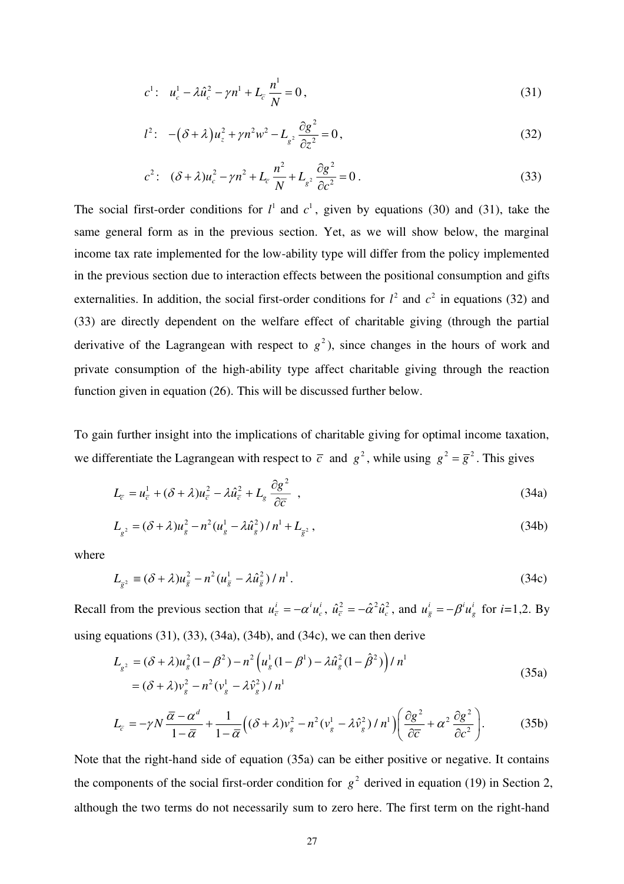$$c^1: \quad u_c^1 - \lambda \hat{u}_c^2 - \gamma n^1 + L_{\bar{c}} \frac{n^1}{N} = 0\,, \tag{31}$$

$$l^2: \quad -\left(\delta + \lambda\right) u_z^2 + \gamma n^2 w^2 - L_{g^2} \frac{\partial g^2}{\partial z^2} = 0\,, \tag{32}$$

$$c^2: \quad (\delta + \lambda) u_c^2 - \gamma n^2 + L_{\bar{c}} \frac{n^2}{N} + L_{g^2} \frac{\partial g^2}{\partial c^2} = 0\,. \tag{33}$$

The social first-order conditions for $l^1$ and $c^1$, given by equations (30) and (31), take the same general form as in the previous section. Yet, as we will show below, the marginal income tax rate implemented for the low-ability type will differ from the policy implemented in the previous section due to interaction effects between the positional consumption and gifts externalities. In addition, the social first-order conditions for $l^2$ and $c^2$ in equations (32) and (33) are directly dependent on the welfare effect of charitable giving (through the partial derivative of the Lagrangean with respect to $g^2$), since changes in the hours of work and private consumption of the high-ability type affect charitable giving through the reaction function given in equation (26). This will be discussed further below.

To gain further insight into the implications of charitable giving for optimal income taxation, we differentiate the Lagrangean with respect to $\bar{c}$ and $g^2$, while using $g^2 = \bar{g}^2$. This gives

$$L_{\bar{c}} = u_{\bar{c}}^1 + (\delta + \lambda) u_{\bar{c}}^2 - \lambda \hat{u}_{\bar{c}}^2 + L_g \frac{\partial g^2}{\partial \bar{c}} \quad , \tag{34a}$$

$$L_{g^2} = (\delta + \lambda) u_g^2 - n^2 (u_g^1 - \lambda \hat{u}_g^2) / n^1 + L_{\bar{g}^2}\,, \tag{34b}$$

where

$$L_{\bar{g}^2} \equiv (\delta + \lambda) u_{\bar{g}}^2 - n^2 (u_{\bar{g}}^1 - \lambda \hat{u}_{\bar{g}}^2) / n^1\,. \tag{34c}$$

Recall from the previous section that $u_{\bar{c}}^i = -\alpha^i u_c^i$, $\hat{u}_{\bar{c}}^2 = -\hat{\alpha}^2 \hat{u}_c^2$, and $u_{\bar{g}}^i = -\beta^i u_g^i$ for $i$=1,2. By using equations (31), (33), (34a), (34b), and (34c), we can then derive

$$\begin{aligned} L_{g^2} &= (\delta + \lambda) u_g^2 (1 - \beta^2) - n^2 \left( u_g^1 (1 - \beta^1) - \lambda \hat{u}_g^2 (1 - \hat{\beta}^2) \right) / n^1 \\ &= (\delta + \lambda) v_g^2 - n^2 (v_g^1 - \lambda \hat{v}_g^2) / n^1 \end{aligned} \tag{35a}$$

$$L_{\bar{c}} = -\gamma N \frac{\bar{\alpha} - \alpha^d}{1 - \bar{\alpha}} + \frac{1}{1 - \bar{\alpha}} \left( (\delta + \lambda) v_g^2 - n^2 (v_g^1 - \lambda \hat{v}_g^2) / n^1 \right) \left( \frac{\partial g^2}{\partial \bar{c}} + \alpha^2 \frac{\partial g^2}{\partial c^2} \right). \tag{35b}$$

Note that the right-hand side of equation (35a) can be either positive or negative. It contains the components of the social first-order condition for $g^2$ derived in equation (19) in Section 2, although the two terms do not necessarily sum to zero here. The first term on the right-hand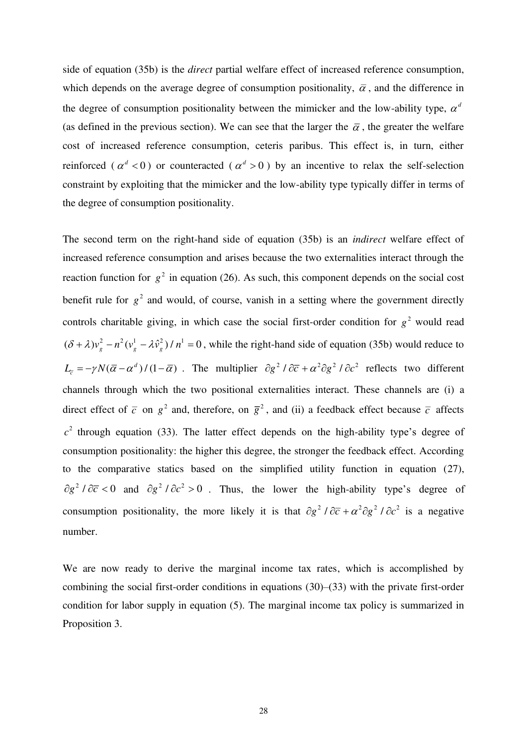side of equation (35b) is the *direct* partial welfare effect of increased reference consumption, which depends on the average degree of consumption positionality, $\bar{\alpha}$, and the difference in the degree of consumption positionality between the mimicker and the low-ability type, $\alpha^d$ (as defined in the previous section). We can see that the larger the $\bar{\alpha}$, the greater the welfare cost of increased reference consumption, ceteris paribus. This effect is, in turn, either reinforced ($\alpha^d < 0$) or counteracted ($\alpha^d > 0$) by an incentive to relax the self-selection constraint by exploiting that the mimicker and the low-ability type typically differ in terms of the degree of consumption positionality.

The second term on the right-hand side of equation (35b) is an *indirect* welfare effect of increased reference consumption and arises because the two externalities interact through the reaction function for $g^2$ in equation (26). As such, this component depends on the social cost benefit rule for $g^2$ and would, of course, vanish in a setting where the government directly controls charitable giving, in which case the social first-order condition for $g^2$ would read $(\delta + \lambda)v_g^2 - n^2(v_g^1 - \lambda \hat{v}_g^2)/n^1 = 0$, while the right-hand side of equation (35b) would reduce to $L_{\bar{c}} = -\gamma N(\bar{\alpha} - \alpha^d)/(1-\bar{\alpha})$. The multiplier $\partial g^2 / \partial \bar{c} + \alpha^2 \partial g^2 / \partial c^2$ reflects two different channels through which the two positional externalities interact. These channels are (i) a direct effect of $\bar{c}$ on $g^2$ and, therefore, on $\bar{g}^2$, and (ii) a feedback effect because $\bar{c}$ affects $c^2$ through equation (33). The latter effect depends on the high-ability type's degree of consumption positionality: the higher this degree, the stronger the feedback effect. According to the comparative statics based on the simplified utility function in equation (27), $\partial g^2 / \partial \bar{c} < 0$ and $\partial g^2 / \partial c^2 > 0$. Thus, the lower the high-ability type's degree of consumption positionality, the more likely it is that $\partial g^2 / \partial \bar{c} + \alpha^2 \partial g^2 / \partial c^2$ is a negative number.

We are now ready to derive the marginal income tax rates, which is accomplished by combining the social first-order conditions in equations (30)–(33) with the private first-order condition for labor supply in equation (5). The marginal income tax policy is summarized in Proposition 3.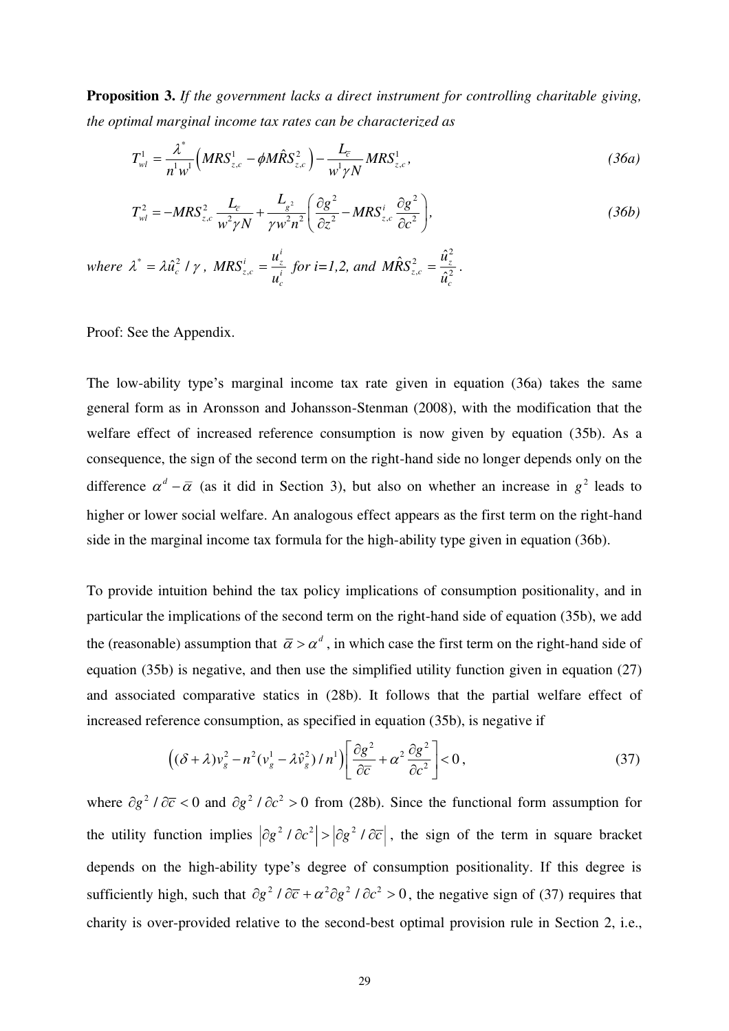**Proposition 3.** *If the government lacks a direct instrument for controlling charitable giving, the optimal marginal income tax rates can be characterized as*

$$T_{wl}^{1} = \frac{\lambda^{*}}{n^{1}w^{1}}\left(MRS_{z,c}^{1} - \phi M\hat{R}S_{z,c}^{2}\right) - \frac{L_{\bar{c}}}{w^{1}\gamma N}MRS_{z,c}^{1}, \tag{36a}$$

$$T_{wl}^{2} = -MRS_{z,c}^{2}\frac{L_{\bar{c}}}{w^{2}\gamma N} + \frac{L_{g^{2}}}{\gamma w^{2}n^{2}}\left(\frac{\partial g^{2}}{\partial z^{2}} - MRS_{z,c}^{i}\frac{\partial g^{2}}{\partial c^{2}}\right), \tag{36b}$$

*where* $\lambda^{*} = \lambda\hat{u}_{c}^{2}/\gamma$, $MRS_{z,c}^{i} = \frac{u_{z}^{i}}{u_{c}^{i}}$ *for i=1,2, and* $M\hat{R}S_{z,c}^{2} = \frac{\hat{u}_{z}^{2}}{\hat{u}_{c}^{2}}$.

Proof: See the Appendix.

The low-ability type's marginal income tax rate given in equation (36a) takes the same general form as in Aronsson and Johansson-Stenman (2008), with the modification that the welfare effect of increased reference consumption is now given by equation (35b). As a consequence, the sign of the second term on the right-hand side no longer depends only on the difference $\alpha^{d} - \bar{\alpha}$ (as it did in Section 3), but also on whether an increase in $g^{2}$ leads to higher or lower social welfare. An analogous effect appears as the first term on the right-hand side in the marginal income tax formula for the high-ability type given in equation (36b).

To provide intuition behind the tax policy implications of consumption positionality, and in particular the implications of the second term on the right-hand side of equation (35b), we add the (reasonable) assumption that $\bar{\alpha} > \alpha^{d}$, in which case the first term on the right-hand side of equation (35b) is negative, and then use the simplified utility function given in equation (27) and associated comparative statics in (28b). It follows that the partial welfare effect of increased reference consumption, as specified in equation (35b), is negative if

$$\left((\delta+\lambda)v_{g}^{2} - n^{2}(v_{g}^{1} - \lambda\hat{v}_{g}^{2})/n^{1}\right)\left[\frac{\partial g^{2}}{\partial \bar{c}} + \alpha^{2}\frac{\partial g^{2}}{\partial c^{2}}\right] < 0, \tag{37}$$

where $\partial g^{2}/\partial \bar{c} < 0$ and $\partial g^{2}/\partial c^{2} > 0$ from (28b). Since the functional form assumption for the utility function implies $\left|\partial g^{2}/\partial c^{2}\right| > \left|\partial g^{2}/\partial \bar{c}\right|$, the sign of the term in square bracket depends on the high-ability type's degree of consumption positionality. If this degree is sufficiently high, such that $\partial g^{2}/\partial \bar{c} + \alpha^{2}\partial g^{2}/\partial c^{2} > 0$, the negative sign of (37) requires that charity is over-provided relative to the second-best optimal provision rule in Section 2, i.e.,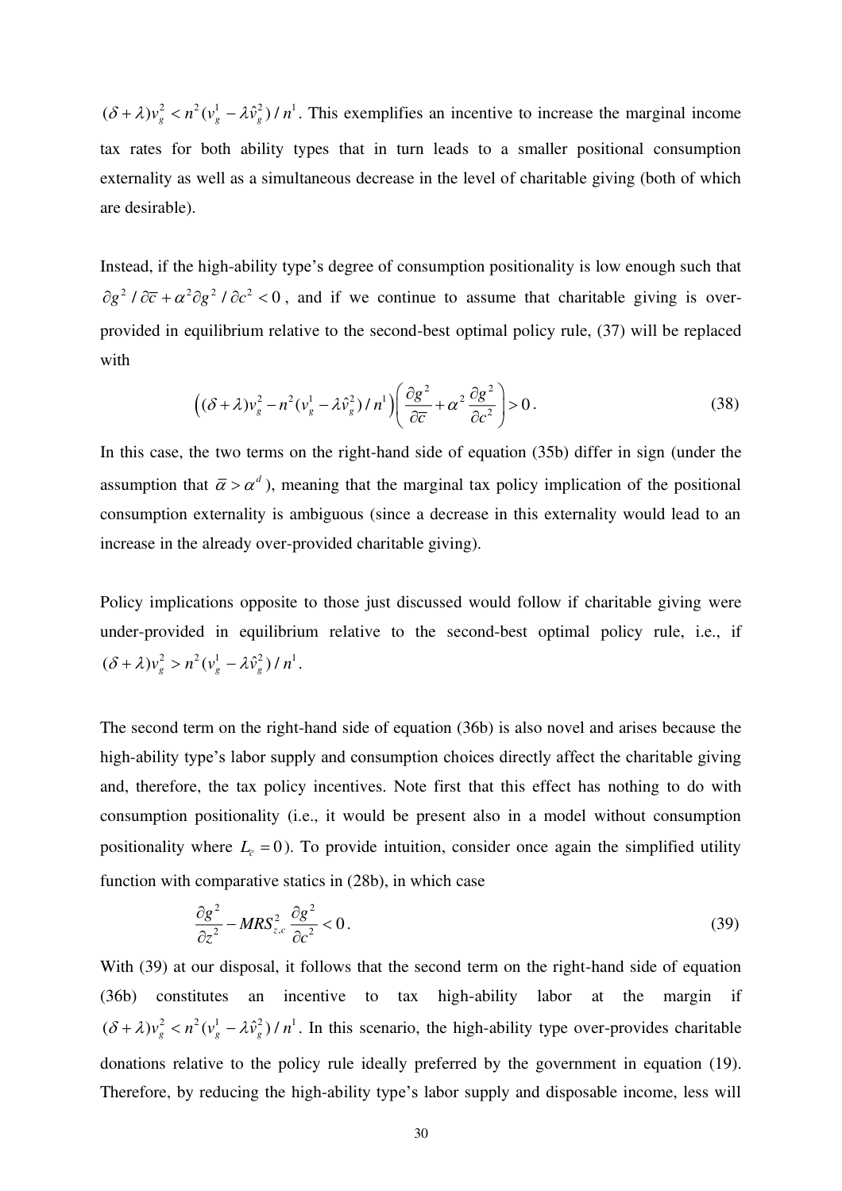$(\delta+\lambda)v_g^2 < n^2(v_g^1 - \lambda\hat{v}_g^2)/n^1$. This exemplifies an incentive to increase the marginal income tax rates for both ability types that in turn leads to a smaller positional consumption externality as well as a simultaneous decrease in the level of charitable giving (both of which are desirable).

Instead, if the high-ability type's degree of consumption positionality is low enough such that $\partial g^2 / \partial \bar{c} + \alpha^2 \partial g^2 / \partial c^2 < 0$, and if we continue to assume that charitable giving is over-provided in equilibrium relative to the second-best optimal policy rule, (37) will be replaced with

$$\left((\delta+\lambda)v_g^2 - n^2(v_g^1 - \lambda\hat{v}_g^2)/n^1\right)\left(\frac{\partial g^2}{\partial \bar{c}} + \alpha^2 \frac{\partial g^2}{\partial c^2}\right) > 0. \tag{38}$$

In this case, the two terms on the right-hand side of equation (35b) differ in sign (under the assumption that $\bar{\alpha} > \alpha^d$), meaning that the marginal tax policy implication of the positional consumption externality is ambiguous (since a decrease in this externality would lead to an increase in the already over-provided charitable giving).

Policy implications opposite to those just discussed would follow if charitable giving were under-provided in equilibrium relative to the second-best optimal policy rule, i.e., if $(\delta+\lambda)v_g^2 > n^2(v_g^1 - \lambda\hat{v}_g^2)/n^1$.

The second term on the right-hand side of equation (36b) is also novel and arises because the high-ability type's labor supply and consumption choices directly affect the charitable giving and, therefore, the tax policy incentives. Note first that this effect has nothing to do with consumption positionality (i.e., it would be present also in a model without consumption positionality where $L_{\bar{c}} = 0$). To provide intuition, consider once again the simplified utility function with comparative statics in (28b), in which case

$$\frac{\partial g^2}{\partial z^2} - MRS_{z,c}^2 \frac{\partial g^2}{\partial c^2} < 0. \tag{39}$$

With (39) at our disposal, it follows that the second term on the right-hand side of equation (36b) constitutes an incentive to tax high-ability labor at the margin if $(\delta+\lambda)v_g^2 < n^2(v_g^1 - \lambda\hat{v}_g^2)/n^1$. In this scenario, the high-ability type over-provides charitable donations relative to the policy rule ideally preferred by the government in equation (19). Therefore, by reducing the high-ability type's labor supply and disposable income, less will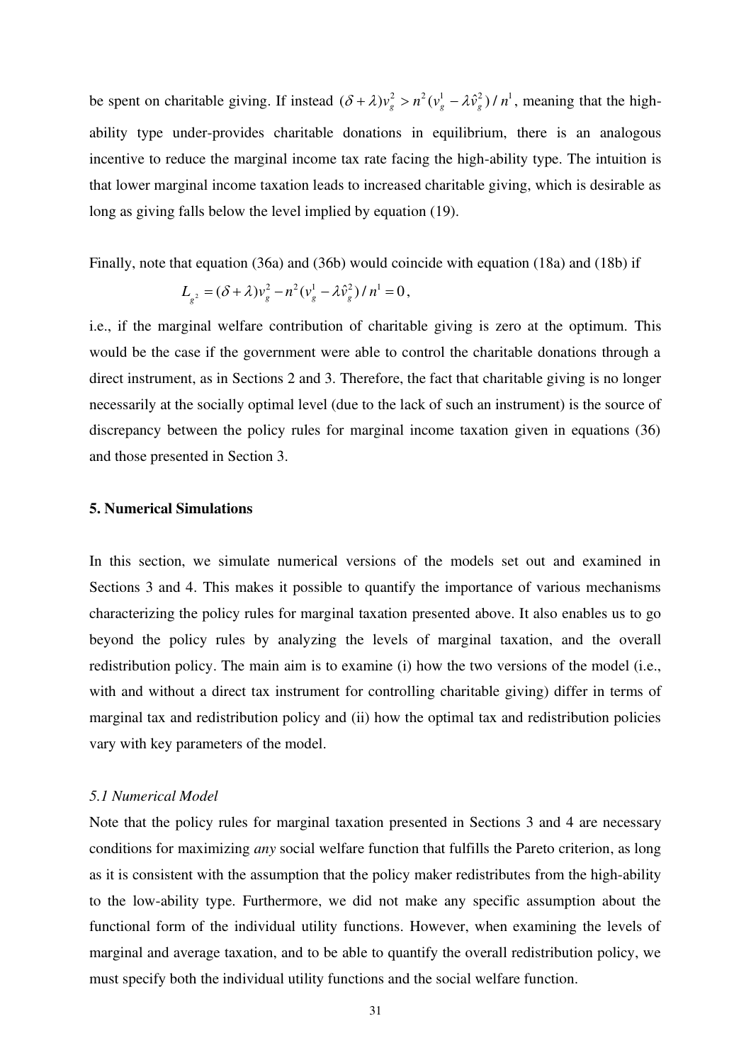be spent on charitable giving. If instead $(\delta+\lambda)v_g^2 > n^2(v_g^1 - \lambda\hat{v}_g^2)/n^1$, meaning that the high-ability type under-provides charitable donations in equilibrium, there is an analogous incentive to reduce the marginal income tax rate facing the high-ability type. The intuition is that lower marginal income taxation leads to increased charitable giving, which is desirable as long as giving falls below the level implied by equation (19).

Finally, note that equation (36a) and (36b) would coincide with equation (18a) and (18b) if

$$L_{g^2} = (\delta+\lambda)v_g^2 - n^2(v_g^1 - \lambda\hat{v}_g^2)/n^1 = 0,$$

i.e., if the marginal welfare contribution of charitable giving is zero at the optimum. This would be the case if the government were able to control the charitable donations through a direct instrument, as in Sections 2 and 3. Therefore, the fact that charitable giving is no longer necessarily at the socially optimal level (due to the lack of such an instrument) is the source of discrepancy between the policy rules for marginal income taxation given in equations (36) and those presented in Section 3.

## 5. Numerical Simulations

In this section, we simulate numerical versions of the models set out and examined in Sections 3 and 4. This makes it possible to quantify the importance of various mechanisms characterizing the policy rules for marginal taxation presented above. It also enables us to go beyond the policy rules by analyzing the levels of marginal taxation, and the overall redistribution policy. The main aim is to examine (i) how the two versions of the model (i.e., with and without a direct tax instrument for controlling charitable giving) differ in terms of marginal tax and redistribution policy and (ii) how the optimal tax and redistribution policies vary with key parameters of the model.

### *5.1 Numerical Model*

Note that the policy rules for marginal taxation presented in Sections 3 and 4 are necessary conditions for maximizing *any* social welfare function that fulfills the Pareto criterion, as long as it is consistent with the assumption that the policy maker redistributes from the high-ability to the low-ability type. Furthermore, we did not make any specific assumption about the functional form of the individual utility functions. However, when examining the levels of marginal and average taxation, and to be able to quantify the overall redistribution policy, we must specify both the individual utility functions and the social welfare function.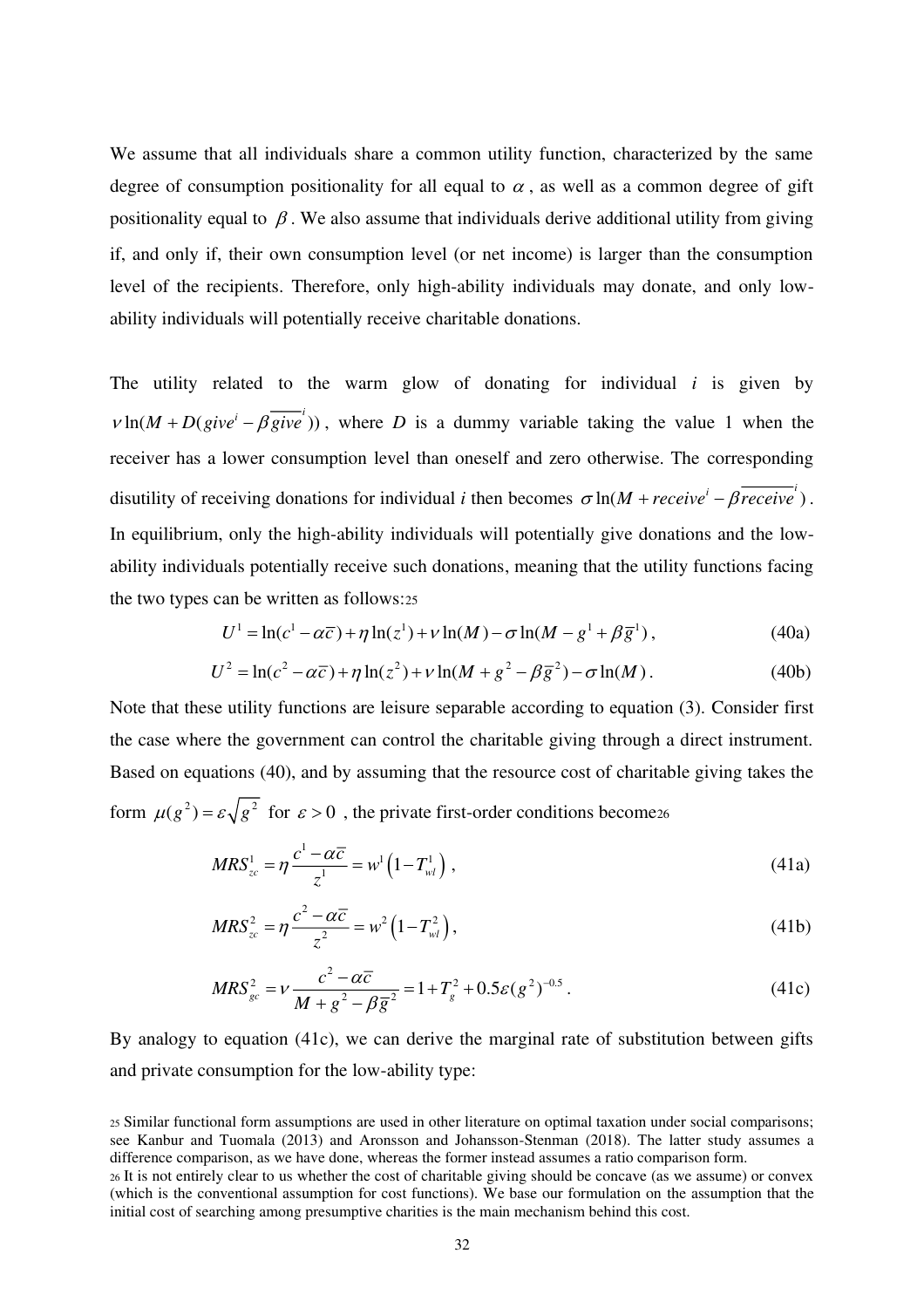We assume that all individuals share a common utility function, characterized by the same degree of consumption positionality for all equal to $\alpha$, as well as a common degree of gift positionality equal to $\beta$. We also assume that individuals derive additional utility from giving if, and only if, their own consumption level (or net income) is larger than the consumption level of the recipients. Therefore, only high-ability individuals may donate, and only low-ability individuals will potentially receive charitable donations.

The utility related to the warm glow of donating for individual *i* is given by $\nu \ln(M + D(give^i - \beta \overline{give}^i))$, where $D$ is a dummy variable taking the value 1 when the receiver has a lower consumption level than oneself and zero otherwise. The corresponding disutility of receiving donations for individual *i* then becomes $\sigma \ln(M + receive^i - \beta \overline{receive}^i)$. In equilibrium, only the high-ability individuals will potentially give donations and the low-ability individuals potentially receive such donations, meaning that the utility functions facing the two types can be written as follows:[25]

$$U^1 = \ln(c^1 - \alpha \bar{c}) + \eta \ln(z^1) + \nu \ln(M) - \sigma \ln(M - g^1 + \beta \bar{g}^1), \tag{40a}$$

$$U^2 = \ln(c^2 - \alpha \bar{c}) + \eta \ln(z^2) + \nu \ln(M + g^2 - \beta \bar{g}^2) - \sigma \ln(M). \tag{40b}$$

Note that these utility functions are leisure separable according to equation (3). Consider first the case where the government can control the charitable giving through a direct instrument. Based on equations (40), and by assuming that the resource cost of charitable giving takes the form $\mu(g^2) = \varepsilon \sqrt{g^2}$ for $\varepsilon > 0$, the private first-order conditions become[26]

$$MRS^1_{zc} = \eta \frac{c^1 - \alpha \bar{c}}{z^1} = w^1 \left(1 - T^1_{wl}\right), \tag{41a}$$

$$MRS^2_{zc} = \eta \frac{c^2 - \alpha \bar{c}}{z^2} = w^2 \left(1 - T^2_{wl}\right), \tag{41b}$$

$$MRS^2_{gc} = \nu \frac{c^2 - \alpha \bar{c}}{M + g^2 - \beta \bar{g}^2} = 1 + T^2_g + 0.5\varepsilon (g^2)^{-0.5}. \tag{41c}$$

By analogy to equation (41c), we can derive the marginal rate of substitution between gifts and private consumption for the low-ability type:

[25] Similar functional form assumptions are used in other literature on optimal taxation under social comparisons; see Kanbur and Tuomala (2013) and Aronsson and Johansson-Stenman (2018). The latter study assumes a difference comparison, as we have done, whereas the former instead assumes a ratio comparison form.

[26] It is not entirely clear to us whether the cost of charitable giving should be concave (as we assume) or convex (which is the conventional assumption for cost functions). We base our formulation on the assumption that the initial cost of searching among presumptive charities is the main mechanism behind this cost.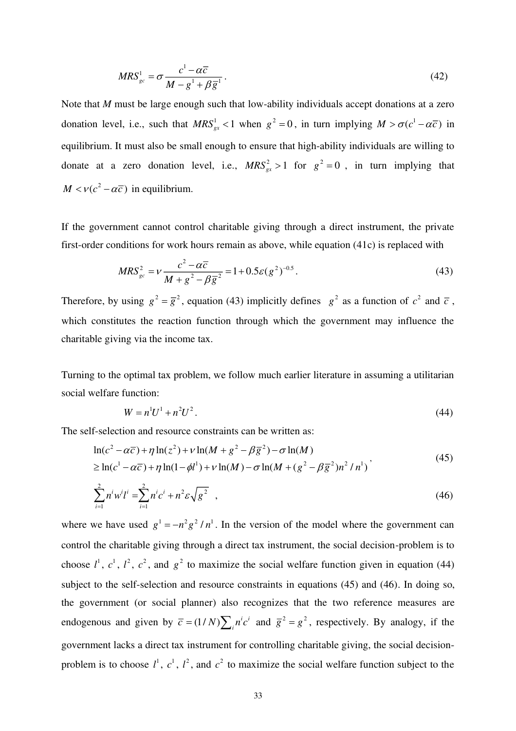$$MRS^1_{gc} = \sigma \frac{c^1 - \alpha\bar{c}}{M - g^1 + \beta\bar{g}^1}. \tag{42}$$

Note that $M$ must be large enough such that low-ability individuals accept donations at a zero donation level, i.e., such that $MRS^1_{gx} < 1$ when $g^2 = 0$, in turn implying $M > \sigma(c^1 - \alpha\bar{c})$ in equilibrium. It must also be small enough to ensure that high-ability individuals are willing to donate at a zero donation level, i.e., $MRS^2_{gx} > 1$ for $g^2 = 0$, in turn implying that $M < \nu(c^2 - \alpha\bar{c})$ in equilibrium.

If the government cannot control charitable giving through a direct instrument, the private first-order conditions for work hours remain as above, while equation (41c) is replaced with

$$MRS^2_{gc} = \nu \frac{c^2 - \alpha\bar{c}}{M + g^2 - \beta\bar{g}^2} = 1 + 0.5\varepsilon(g^2)^{-0.5}. \tag{43}$$

Therefore, by using $g^2 = \bar{g}^2$, equation (43) implicitly defines $g^2$ as a function of $c^2$ and $\bar{c}$, which constitutes the reaction function through which the government may influence the charitable giving via the income tax.

Turning to the optimal tax problem, we follow much earlier literature in assuming a utilitarian social welfare function:

$$W = n^1U^1 + n^2U^2. \tag{44}$$

The self-selection and resource constraints can be written as:

$$\begin{aligned} &\ln(c^2 - \alpha\bar{c}) + \eta\ln(z^2) + \nu\ln(M + g^2 - \beta\bar{g}^2) - \sigma\ln(M) \\ &\geq \ln(c^1 - \alpha\bar{c}) + \eta\ln(1 - \phi l^1) + \nu\ln(M) - \sigma\ln(M + (g^2 - \beta\bar{g}^2)n^2/n^1) \end{aligned}, \tag{45}$$

$$\sum_{i=1}^{2} n^i w^i l^i = \sum_{i=1}^{2} n^i c^i + n^2\varepsilon\sqrt{g^2} \quad , \tag{46}$$

where we have used $g^1 = -n^2g^2/n^1$. In the version of the model where the government can control the charitable giving through a direct tax instrument, the social decision-problem is to choose $l^1$, $c^1$, $l^2$, $c^2$, and $g^2$ to maximize the social welfare function given in equation (44) subject to the self-selection and resource constraints in equations (45) and (46). In doing so, the government (or social planner) also recognizes that the two reference measures are endogenous and given by $\bar{c} = (1/N)\sum_i n^i c^i$ and $\bar{g}^2 = g^2$, respectively. By analogy, if the government lacks a direct tax instrument for controlling charitable giving, the social decision-problem is to choose $l^1$, $c^1$, $l^2$, and $c^2$ to maximize the social welfare function subject to the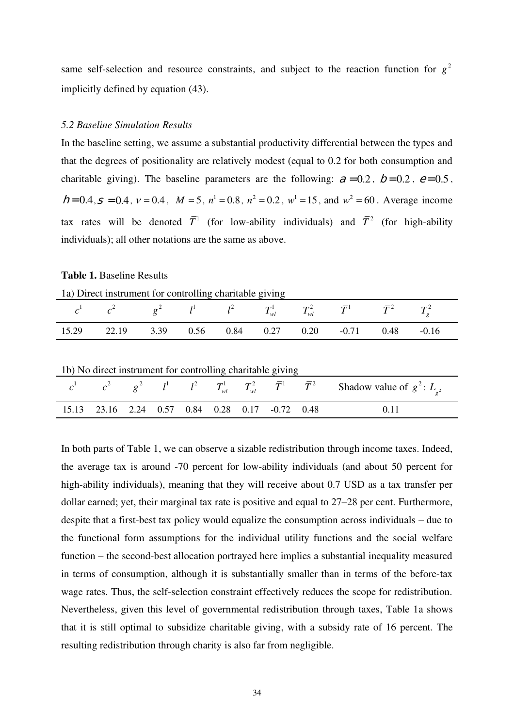same self-selection and resource constraints, and subject to the reaction function for $g^2$ implicitly defined by equation (43).

### *5.2 Baseline Simulation Results*

In the baseline setting, we assume a substantial productivity differential between the types and that the degrees of positionality are relatively modest (equal to 0.2 for both consumption and charitable giving). The baseline parameters are the following: $\alpha = 0.2$, $\beta = 0.2$, $\varepsilon = 0.5$, $\eta = 0.4$, $\sigma = 0.4$, $\nu = 0.4$, $M = 5$, $n^1 = 0.8$, $n^2 = 0.2$, $w^1 = 15$, and $w^2 = 60$. Average income tax rates will be denoted $\bar{T}^1$ (for low-ability individuals) and $\bar{T}^2$ (for high-ability individuals); all other notations are the same as above.

**Table 1.** Baseline Results

1a) Direct instrument for controlling charitable giving

| $c^1$ | $c^2$ | $g^2$ | $l^1$ | $l^2$ | $T^1_{wl}$ | $T^2_{wl}$ | $\bar{T}^1$ | $\bar{T}^2$ | $T^2_g$ |
|---|---|---|---|---|---|---|---|---|---|
| 15.29 | 22.19 | 3.39 | 0.56 | 0.84 | 0.27 | 0.20 | -0.71 | 0.48 | -0.16 |

1b) No direct instrument for controlling charitable giving

| $c^1$ | $c^2$ | $g^2$ | $l^1$ | $l^2$ | $T^1_{wl}$ | $T^2_{wl}$ | $\bar{T}^1$ | $\bar{T}^2$ | Shadow value of $g^2$: $L_{g^2}$ |
|---|---|---|---|---|---|---|---|---|---|
| 15.13 | 23.16 | 2.24 | 0.57 | 0.84 | 0.28 | 0.17 | -0.72 | 0.48 | 0.11 |

In both parts of Table 1, we can observe a sizable redistribution through income taxes. Indeed, the average tax is around -70 percent for low-ability individuals (and about 50 percent for high-ability individuals), meaning that they will receive about 0.7 USD as a tax transfer per dollar earned; yet, their marginal tax rate is positive and equal to 27–28 per cent. Furthermore, despite that a first-best tax policy would equalize the consumption across individuals – due to the functional form assumptions for the individual utility functions and the social welfare function – the second-best allocation portrayed here implies a substantial inequality measured in terms of consumption, although it is substantially smaller than in terms of the before-tax wage rates. Thus, the self-selection constraint effectively reduces the scope for redistribution. Nevertheless, given this level of governmental redistribution through taxes, Table 1a shows that it is still optimal to subsidize charitable giving, with a subsidy rate of 16 percent. The resulting redistribution through charity is also far from negligible.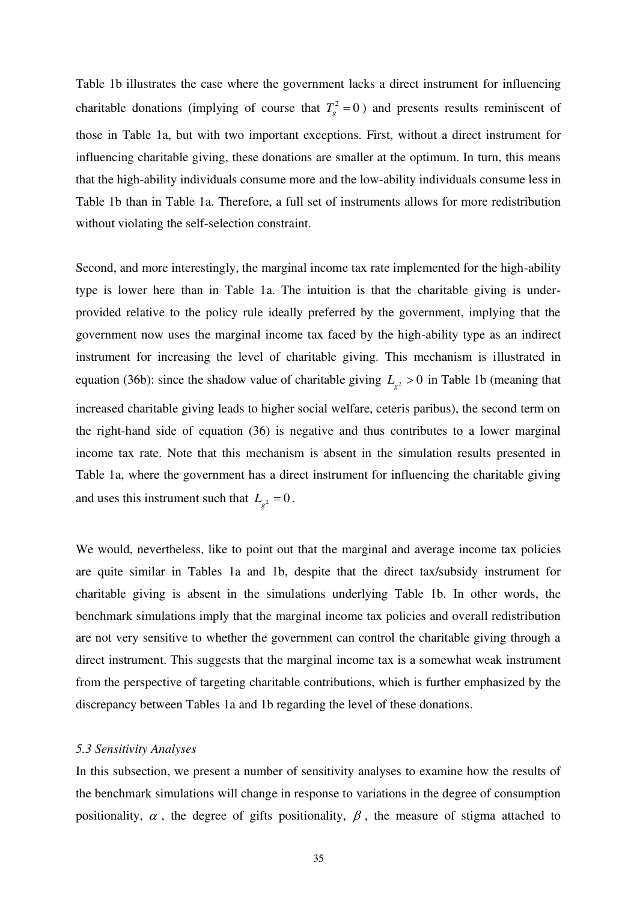Table 1b illustrates the case where the government lacks a direct instrument for influencing charitable donations (implying of course that $T_g^2 = 0$) and presents results reminiscent of those in Table 1a, but with two important exceptions. First, without a direct instrument for influencing charitable giving, these donations are smaller at the optimum. In turn, this means that the high-ability individuals consume more and the low-ability individuals consume less in Table 1b than in Table 1a. Therefore, a full set of instruments allows for more redistribution without violating the self-selection constraint.

Second, and more interestingly, the marginal income tax rate implemented for the high-ability type is lower here than in Table 1a. The intuition is that the charitable giving is under-provided relative to the policy rule ideally preferred by the government, implying that the government now uses the marginal income tax faced by the high-ability type as an indirect instrument for increasing the level of charitable giving. This mechanism is illustrated in equation (36b): since the shadow value of charitable giving $L_{g^2} > 0$ in Table 1b (meaning that increased charitable giving leads to higher social welfare, ceteris paribus), the second term on the right-hand side of equation (36) is negative and thus contributes to a lower marginal income tax rate. Note that this mechanism is absent in the simulation results presented in Table 1a, where the government has a direct instrument for influencing the charitable giving and uses this instrument such that $L_{g^2} = 0$.

We would, nevertheless, like to point out that the marginal and average income tax policies are quite similar in Tables 1a and 1b, despite that the direct tax/subsidy instrument for charitable giving is absent in the simulations underlying Table 1b. In other words, the benchmark simulations imply that the marginal income tax policies and overall redistribution are not very sensitive to whether the government can control the charitable giving through a direct instrument. This suggests that the marginal income tax is a somewhat weak instrument from the perspective of targeting charitable contributions, which is further emphasized by the discrepancy between Tables 1a and 1b regarding the level of these donations.

### *5.3 Sensitivity Analyses*

In this subsection, we present a number of sensitivity analyses to examine how the results of the benchmark simulations will change in response to variations in the degree of consumption positionality, $\alpha$, the degree of gifts positionality, $\beta$, the measure of stigma attached to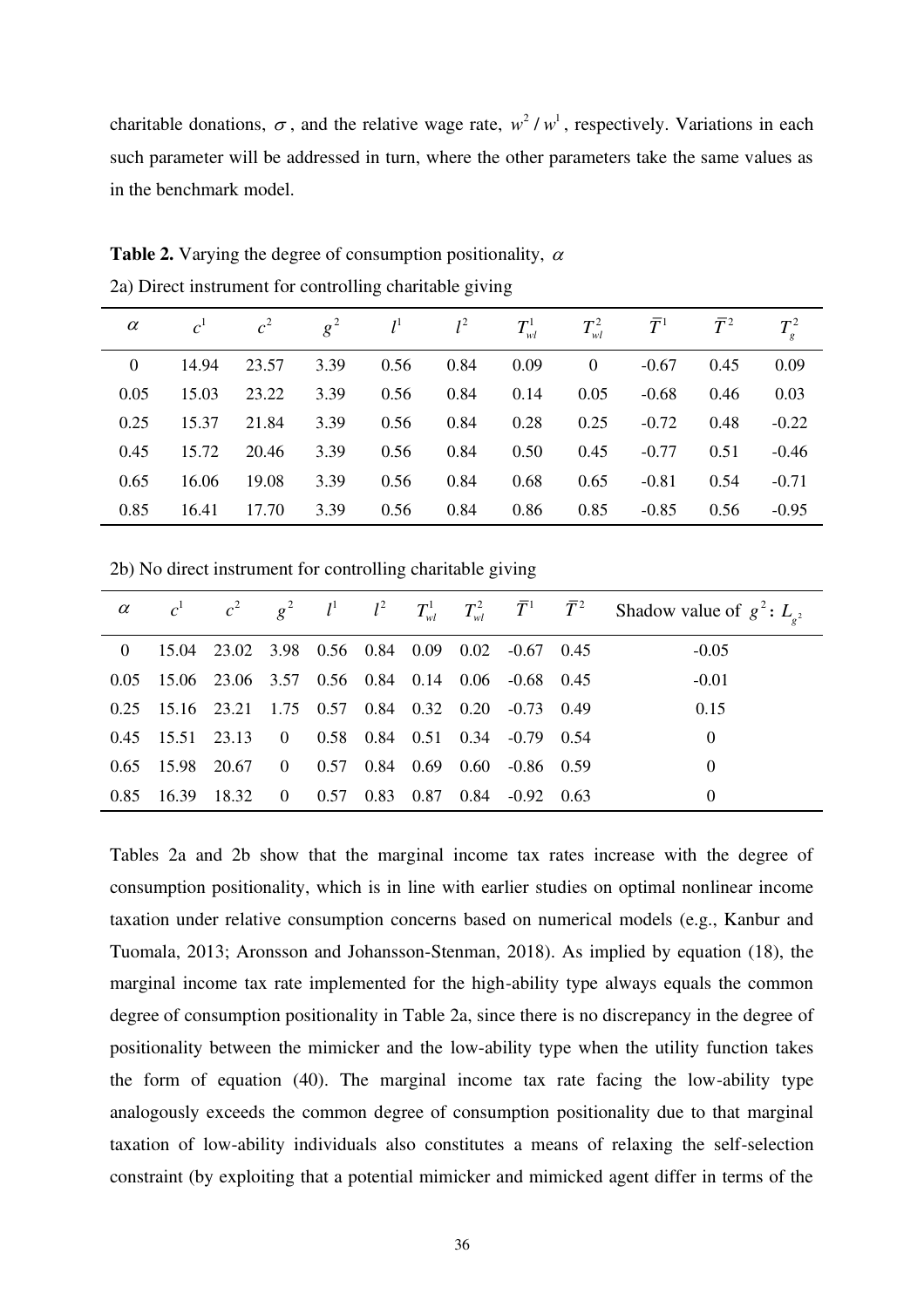charitable donations, $\sigma$, and the relative wage rate, $w^2/w^1$, respectively. Variations in each such parameter will be addressed in turn, where the other parameters take the same values as in the benchmark model.

**Table 2.** Varying the degree of consumption positionality, $\alpha$

2a) Direct instrument for controlling charitable giving

| $\alpha$ | $c^1$ | $c^2$ | $g^2$ | $l^1$ | $l^2$ | $T_{wl}^1$ | $T_{wl}^2$ | $\bar{T}^1$ | $\bar{T}^2$ | $T_g^2$ |
|---|---|---|---|---|---|---|---|---|---|---|
| 0 | 14.94 | 23.57 | 3.39 | 0.56 | 0.84 | 0.09 | 0 | -0.67 | 0.45 | 0.09 |
| 0.05 | 15.03 | 23.22 | 3.39 | 0.56 | 0.84 | 0.14 | 0.05 | -0.68 | 0.46 | 0.03 |
| 0.25 | 15.37 | 21.84 | 3.39 | 0.56 | 0.84 | 0.28 | 0.25 | -0.72 | 0.48 | -0.22 |
| 0.45 | 15.72 | 20.46 | 3.39 | 0.56 | 0.84 | 0.50 | 0.45 | -0.77 | 0.51 | -0.46 |
| 0.65 | 16.06 | 19.08 | 3.39 | 0.56 | 0.84 | 0.68 | 0.65 | -0.81 | 0.54 | -0.71 |
| 0.85 | 16.41 | 17.70 | 3.39 | 0.56 | 0.84 | 0.86 | 0.85 | -0.85 | 0.56 | -0.95 |

2b) No direct instrument for controlling charitable giving

| $\alpha$ | $c^1$ | $c^2$ | $g^2$ | $l^1$ | $l^2$ | $T_{wl}^1$ | $T_{wl}^2$ | $\bar{T}^1$ | $\bar{T}^2$ | Shadow value of $g^2$: $L_{g^2}$ |
|---|---|---|---|---|---|---|---|---|---|---|
| 0 | 15.04 | 23.02 | 3.98 | 0.56 | 0.84 | 0.09 | 0.02 | -0.67 | 0.45 | -0.05 |
| 0.05 | 15.06 | 23.06 | 3.57 | 0.56 | 0.84 | 0.14 | 0.06 | -0.68 | 0.45 | -0.01 |
| 0.25 | 15.16 | 23.21 | 1.75 | 0.57 | 0.84 | 0.32 | 0.20 | -0.73 | 0.49 | 0.15 |
| 0.45 | 15.51 | 23.13 | 0 | 0.58 | 0.84 | 0.51 | 0.34 | -0.79 | 0.54 | 0 |
| 0.65 | 15.98 | 20.67 | 0 | 0.57 | 0.84 | 0.69 | 0.60 | -0.86 | 0.59 | 0 |
| 0.85 | 16.39 | 18.32 | 0 | 0.57 | 0.83 | 0.87 | 0.84 | -0.92 | 0.63 | 0 |

Tables 2a and 2b show that the marginal income tax rates increase with the degree of consumption positionality, which is in line with earlier studies on optimal nonlinear income taxation under relative consumption concerns based on numerical models (e.g., Kanbur and Tuomala, 2013; Aronsson and Johansson-Stenman, 2018). As implied by equation (18), the marginal income tax rate implemented for the high-ability type always equals the common degree of consumption positionality in Table 2a, since there is no discrepancy in the degree of positionality between the mimicker and the low-ability type when the utility function takes the form of equation (40). The marginal income tax rate facing the low-ability type analogously exceeds the common degree of consumption positionality due to that marginal taxation of low-ability individuals also constitutes a means of relaxing the self-selection constraint (by exploiting that a potential mimicker and mimicked agent differ in terms of the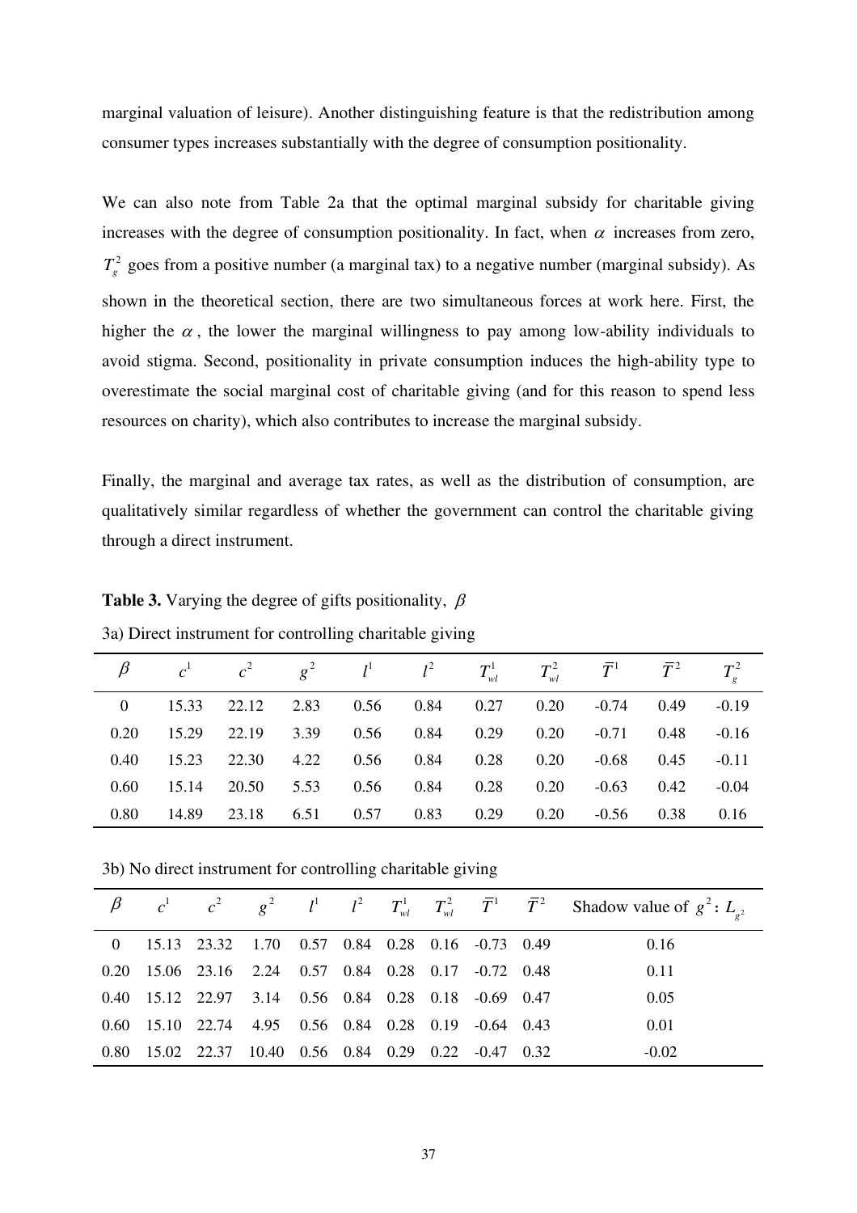marginal valuation of leisure). Another distinguishing feature is that the redistribution among consumer types increases substantially with the degree of consumption positionality.

We can also note from Table 2a that the optimal marginal subsidy for charitable giving increases with the degree of consumption positionality. In fact, when $\alpha$ increases from zero, $T_g^2$ goes from a positive number (a marginal tax) to a negative number (marginal subsidy). As shown in the theoretical section, there are two simultaneous forces at work here. First, the higher the $\alpha$, the lower the marginal willingness to pay among low-ability individuals to avoid stigma. Second, positionality in private consumption induces the high-ability type to overestimate the social marginal cost of charitable giving (and for this reason to spend less resources on charity), which also contributes to increase the marginal subsidy.

Finally, the marginal and average tax rates, as well as the distribution of consumption, are qualitatively similar regardless of whether the government can control the charitable giving through a direct instrument.

**Table 3.** Varying the degree of gifts positionality, $\beta$

3a) Direct instrument for controlling charitable giving

| $\beta$ | $c^1$ | $c^2$ | $g^2$ | $l^1$ | $l^2$ | $T_{wl}^1$ | $T_{wl}^2$ | $\bar{T}^1$ | $\bar{T}^2$ | $T_g^2$ |
|---|---|---|---|---|---|---|---|---|---|---|
| 0 | 15.33 | 22.12 | 2.83 | 0.56 | 0.84 | 0.27 | 0.20 | -0.74 | 0.49 | -0.19 |
| 0.20 | 15.29 | 22.19 | 3.39 | 0.56 | 0.84 | 0.29 | 0.20 | -0.71 | 0.48 | -0.16 |
| 0.40 | 15.23 | 22.30 | 4.22 | 0.56 | 0.84 | 0.28 | 0.20 | -0.68 | 0.45 | -0.11 |
| 0.60 | 15.14 | 20.50 | 5.53 | 0.56 | 0.84 | 0.28 | 0.20 | -0.63 | 0.42 | -0.04 |
| 0.80 | 14.89 | 23.18 | 6.51 | 0.57 | 0.83 | 0.29 | 0.20 | -0.56 | 0.38 | 0.16 |

3b) No direct instrument for controlling charitable giving

| $\beta$ | $c^1$ | $c^2$ | $g^2$ | $l^1$ | $l^2$ | $T_{wl}^1$ | $T_{wl}^2$ | $\bar{T}^1$ | $\bar{T}^2$ | Shadow value of $g^2$: $L_{g^2}$ |
|---|---|---|---|---|---|---|---|---|---|---|
| 0 | 15.13 | 23.32 | 1.70 | 0.57 | 0.84 | 0.28 | 0.16 | -0.73 | 0.49 | 0.16 |
| 0.20 | 15.06 | 23.16 | 2.24 | 0.57 | 0.84 | 0.28 | 0.17 | -0.72 | 0.48 | 0.11 |
| 0.40 | 15.12 | 22.97 | 3.14 | 0.56 | 0.84 | 0.28 | 0.18 | -0.69 | 0.47 | 0.05 |
| 0.60 | 15.10 | 22.74 | 4.95 | 0.56 | 0.84 | 0.28 | 0.19 | -0.64 | 0.43 | 0.01 |
| 0.80 | 15.02 | 22.37 | 10.40 | 0.56 | 0.84 | 0.29 | 0.22 | -0.47 | 0.32 | -0.02 |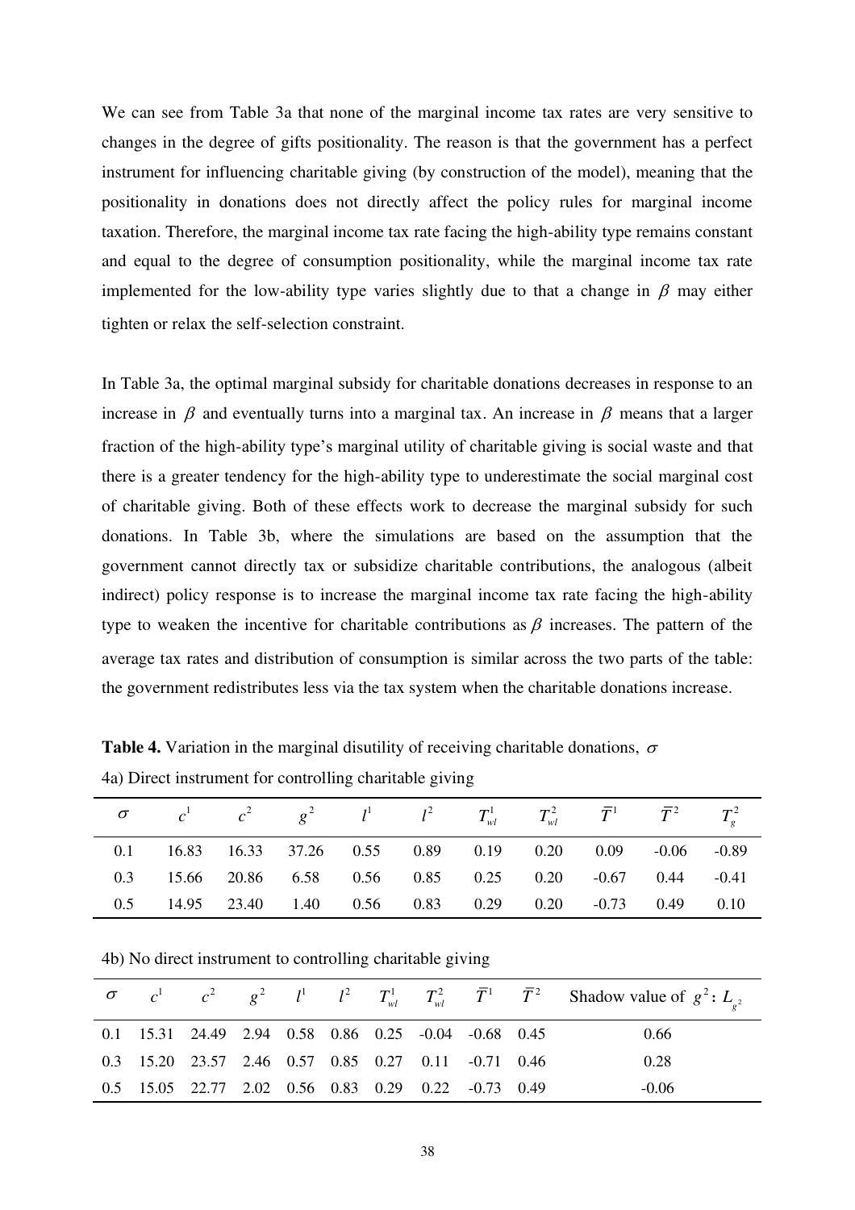We can see from Table 3a that none of the marginal income tax rates are very sensitive to changes in the degree of gifts positionality. The reason is that the government has a perfect instrument for influencing charitable giving (by construction of the model), meaning that the positionality in donations does not directly affect the policy rules for marginal income taxation. Therefore, the marginal income tax rate facing the high-ability type remains constant and equal to the degree of consumption positionality, while the marginal income tax rate implemented for the low-ability type varies slightly due to that a change in $\beta$ may either tighten or relax the self-selection constraint.

In Table 3a, the optimal marginal subsidy for charitable donations decreases in response to an increase in $\beta$ and eventually turns into a marginal tax. An increase in $\beta$ means that a larger fraction of the high-ability type's marginal utility of charitable giving is social waste and that there is a greater tendency for the high-ability type to underestimate the social marginal cost of charitable giving. Both of these effects work to decrease the marginal subsidy for such donations. In Table 3b, where the simulations are based on the assumption that the government cannot directly tax or subsidize charitable contributions, the analogous (albeit indirect) policy response is to increase the marginal income tax rate facing the high-ability type to weaken the incentive for charitable contributions as $\beta$ increases. The pattern of the average tax rates and distribution of consumption is similar across the two parts of the table: the government redistributes less via the tax system when the charitable donations increase.

**Table 4.** Variation in the marginal disutility of receiving charitable donations, $\sigma$

4a) Direct instrument for controlling charitable giving

| $\sigma$ | $c^1$ | $c^2$ | $g^2$ | $l^1$ | $l^2$ | $T_{wl}^1$ | $T_{wl}^2$ | $\bar{T}^1$ | $\bar{T}^2$ | $T_g^2$ |
|---|---|---|---|---|---|---|---|---|---|---|
| 0.1 | 16.83 | 16.33 | 37.26 | 0.55 | 0.89 | 0.19 | 0.20 | 0.09 | -0.06 | -0.89 |
| 0.3 | 15.66 | 20.86 | 6.58 | 0.56 | 0.85 | 0.25 | 0.20 | -0.67 | 0.44 | -0.41 |
| 0.5 | 14.95 | 23.40 | 1.40 | 0.56 | 0.83 | 0.29 | 0.20 | -0.73 | 0.49 | 0.10 |

4b) No direct instrument to controlling charitable giving

| $\sigma$ | $c^1$ | $c^2$ | $g^2$ | $l^1$ | $l^2$ | $T_{wl}^1$ | $T_{wl}^2$ | $\bar{T}^1$ | $\bar{T}^2$ | Shadow value of $g^2$: $L_{g^2}$ |
|---|---|---|---|---|---|---|---|---|---|---|
| 0.1 | 15.31 | 24.49 | 2.94 | 0.58 | 0.86 | 0.25 | -0.04 | -0.68 | 0.45 | 0.66 |
| 0.3 | 15.20 | 23.57 | 2.46 | 0.57 | 0.85 | 0.27 | 0.11 | -0.71 | 0.46 | 0.28 |
| 0.5 | 15.05 | 22.77 | 2.02 | 0.56 | 0.83 | 0.29 | 0.22 | -0.73 | 0.49 | -0.06 |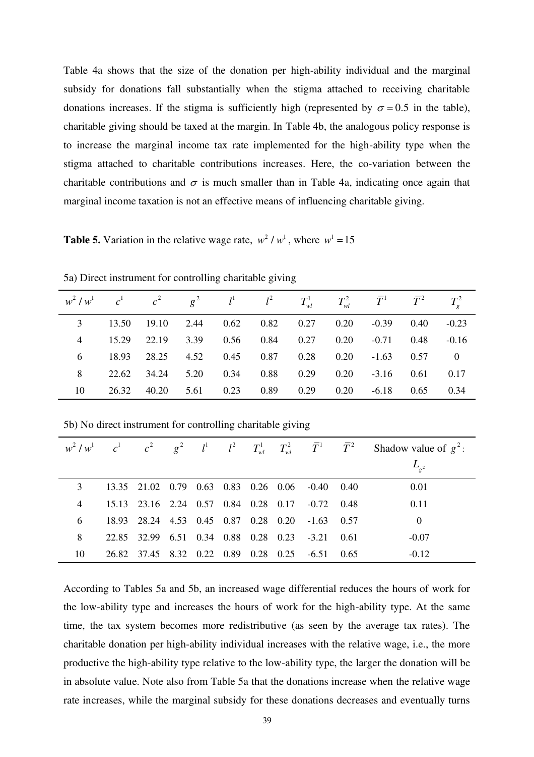Table 4a shows that the size of the donation per high-ability individual and the marginal subsidy for donations fall substantially when the stigma attached to receiving charitable donations increases. If the stigma is sufficiently high (represented by $\sigma = 0.5$ in the table), charitable giving should be taxed at the margin. In Table 4b, the analogous policy response is to increase the marginal income tax rate implemented for the high-ability type when the stigma attached to charitable contributions increases. Here, the co-variation between the charitable contributions and $\sigma$ is much smaller than in Table 4a, indicating once again that marginal income taxation is not an effective means of influencing charitable giving.

**Table 5.** Variation in the relative wage rate, $w^2 / w^1$, where $w^1 = 15$

5a) Direct instrument for controlling charitable giving

| $w^2 / w^1$ | $c^1$ | $c^2$ | $g^2$ | $l^1$ | $l^2$ | $T_{wl}^1$ | $T_{wl}^2$ | $\bar{T}^1$ | $\bar{T}^2$ | $T_g^2$ |
|---|---|---|---|---|---|---|---|---|---|---|
| 3 | 13.50 | 19.10 | 2.44 | 0.62 | 0.82 | 0.27 | 0.20 | -0.39 | 0.40 | -0.23 |
| 4 | 15.29 | 22.19 | 3.39 | 0.56 | 0.84 | 0.27 | 0.20 | -0.71 | 0.48 | -0.16 |
| 6 | 18.93 | 28.25 | 4.52 | 0.45 | 0.87 | 0.28 | 0.20 | -1.63 | 0.57 | 0 |
| 8 | 22.62 | 34.24 | 5.20 | 0.34 | 0.88 | 0.29 | 0.20 | -3.16 | 0.61 | 0.17 |
| 10 | 26.32 | 40.20 | 5.61 | 0.23 | 0.89 | 0.29 | 0.20 | -6.18 | 0.65 | 0.34 |

5b) No direct instrument for controlling charitable giving

| $w^2 / w^1$ | $c^1$ | $c^2$ | $g^2$ | $l^1$ | $l^2$ | $T_{wl}^1$ | $T_{wl}^2$ | $\bar{T}^1$ | $\bar{T}^2$ | Shadow value of $g^2$: $L_{g^2}$ |
|---|---|---|---|---|---|---|---|---|---|---|
| 3 | 13.35 | 21.02 | 0.79 | 0.63 | 0.83 | 0.26 | 0.06 | -0.40 | 0.40 | 0.01 |
| 4 | 15.13 | 23.16 | 2.24 | 0.57 | 0.84 | 0.28 | 0.17 | -0.72 | 0.48 | 0.11 |
| 6 | 18.93 | 28.24 | 4.53 | 0.45 | 0.87 | 0.28 | 0.20 | -1.63 | 0.57 | 0 |
| 8 | 22.85 | 32.99 | 6.51 | 0.34 | 0.88 | 0.28 | 0.23 | -3.21 | 0.61 | -0.07 |
| 10 | 26.82 | 37.45 | 8.32 | 0.22 | 0.89 | 0.28 | 0.25 | -6.51 | 0.65 | -0.12 |

According to Tables 5a and 5b, an increased wage differential reduces the hours of work for the low-ability type and increases the hours of work for the high-ability type. At the same time, the tax system becomes more redistributive (as seen by the average tax rates). The charitable donation per high-ability individual increases with the relative wage, i.e., the more productive the high-ability type relative to the low-ability type, the larger the donation will be in absolute value. Note also from Table 5a that the donations increase when the relative wage rate increases, while the marginal subsidy for these donations decreases and eventually turns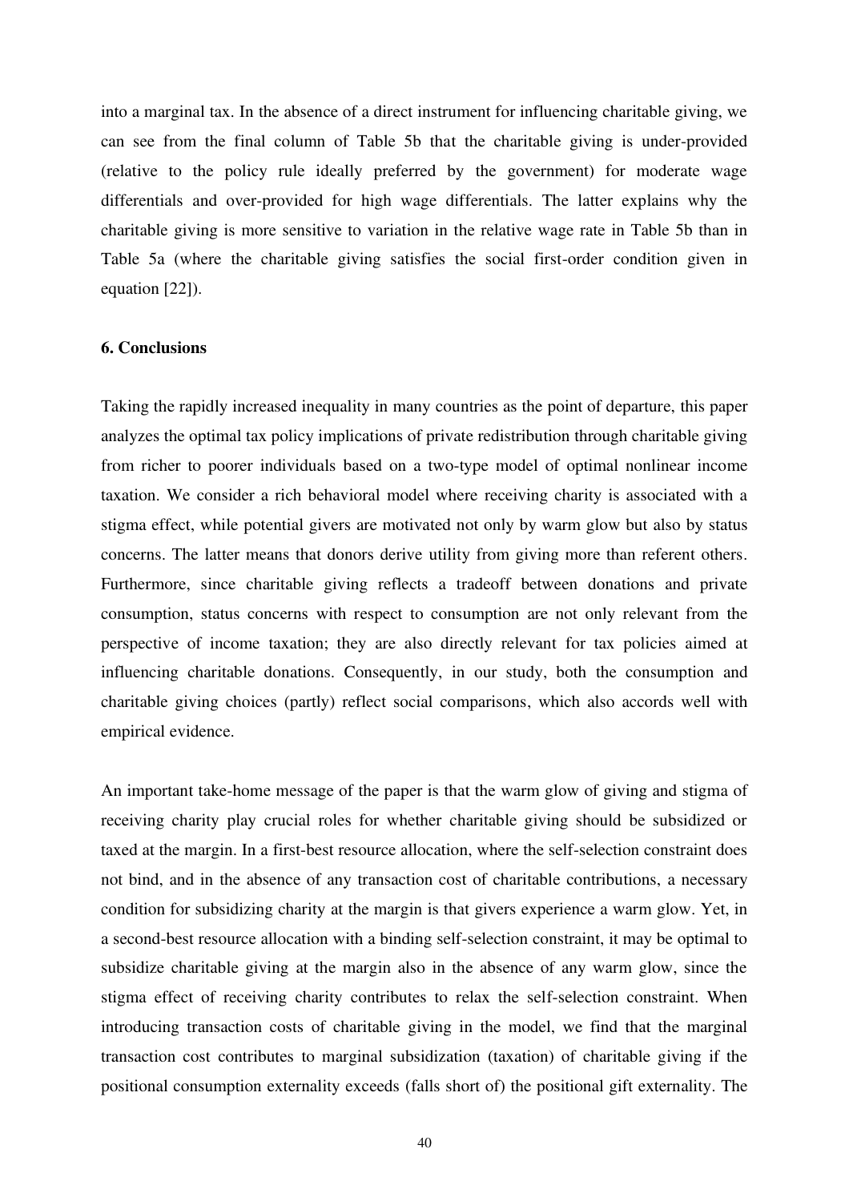into a marginal tax. In the absence of a direct instrument for influencing charitable giving, we can see from the final column of Table 5b that the charitable giving is under-provided (relative to the policy rule ideally preferred by the government) for moderate wage differentials and over-provided for high wage differentials. The latter explains why the charitable giving is more sensitive to variation in the relative wage rate in Table 5b than in Table 5a (where the charitable giving satisfies the social first-order condition given in equation [22]).

## 6. Conclusions

Taking the rapidly increased inequality in many countries as the point of departure, this paper analyzes the optimal tax policy implications of private redistribution through charitable giving from richer to poorer individuals based on a two-type model of optimal nonlinear income taxation. We consider a rich behavioral model where receiving charity is associated with a stigma effect, while potential givers are motivated not only by warm glow but also by status concerns. The latter means that donors derive utility from giving more than referent others. Furthermore, since charitable giving reflects a tradeoff between donations and private consumption, status concerns with respect to consumption are not only relevant from the perspective of income taxation; they are also directly relevant for tax policies aimed at influencing charitable donations. Consequently, in our study, both the consumption and charitable giving choices (partly) reflect social comparisons, which also accords well with empirical evidence.

An important take-home message of the paper is that the warm glow of giving and stigma of receiving charity play crucial roles for whether charitable giving should be subsidized or taxed at the margin. In a first-best resource allocation, where the self-selection constraint does not bind, and in the absence of any transaction cost of charitable contributions, a necessary condition for subsidizing charity at the margin is that givers experience a warm glow. Yet, in a second-best resource allocation with a binding self-selection constraint, it may be optimal to subsidize charitable giving at the margin also in the absence of any warm glow, since the stigma effect of receiving charity contributes to relax the self-selection constraint. When introducing transaction costs of charitable giving in the model, we find that the marginal transaction cost contributes to marginal subsidization (taxation) of charitable giving if the positional consumption externality exceeds (falls short of) the positional gift externality. The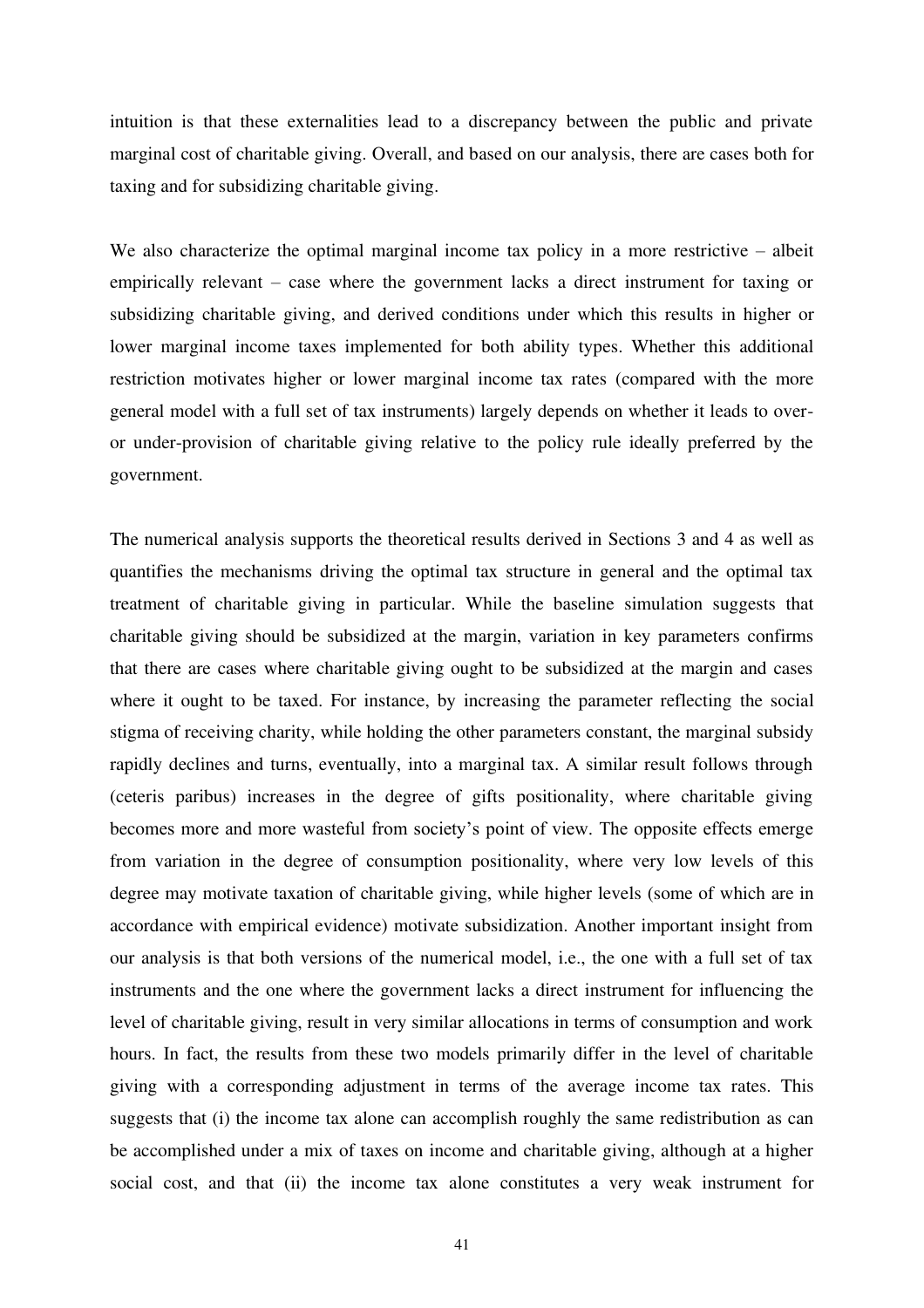intuition is that these externalities lead to a discrepancy between the public and private marginal cost of charitable giving. Overall, and based on our analysis, there are cases both for taxing and for subsidizing charitable giving.

We also characterize the optimal marginal income tax policy in a more restrictive – albeit empirically relevant – case where the government lacks a direct instrument for taxing or subsidizing charitable giving, and derived conditions under which this results in higher or lower marginal income taxes implemented for both ability types. Whether this additional restriction motivates higher or lower marginal income tax rates (compared with the more general model with a full set of tax instruments) largely depends on whether it leads to over- or under-provision of charitable giving relative to the policy rule ideally preferred by the government.

The numerical analysis supports the theoretical results derived in Sections 3 and 4 as well as quantifies the mechanisms driving the optimal tax structure in general and the optimal tax treatment of charitable giving in particular. While the baseline simulation suggests that charitable giving should be subsidized at the margin, variation in key parameters confirms that there are cases where charitable giving ought to be subsidized at the margin and cases where it ought to be taxed. For instance, by increasing the parameter reflecting the social stigma of receiving charity, while holding the other parameters constant, the marginal subsidy rapidly declines and turns, eventually, into a marginal tax. A similar result follows through (ceteris paribus) increases in the degree of gifts positionality, where charitable giving becomes more and more wasteful from society's point of view. The opposite effects emerge from variation in the degree of consumption positionality, where very low levels of this degree may motivate taxation of charitable giving, while higher levels (some of which are in accordance with empirical evidence) motivate subsidization. Another important insight from our analysis is that both versions of the numerical model, i.e., the one with a full set of tax instruments and the one where the government lacks a direct instrument for influencing the level of charitable giving, result in very similar allocations in terms of consumption and work hours. In fact, the results from these two models primarily differ in the level of charitable giving with a corresponding adjustment in terms of the average income tax rates. This suggests that (i) the income tax alone can accomplish roughly the same redistribution as can be accomplished under a mix of taxes on income and charitable giving, although at a higher social cost, and that (ii) the income tax alone constitutes a very weak instrument for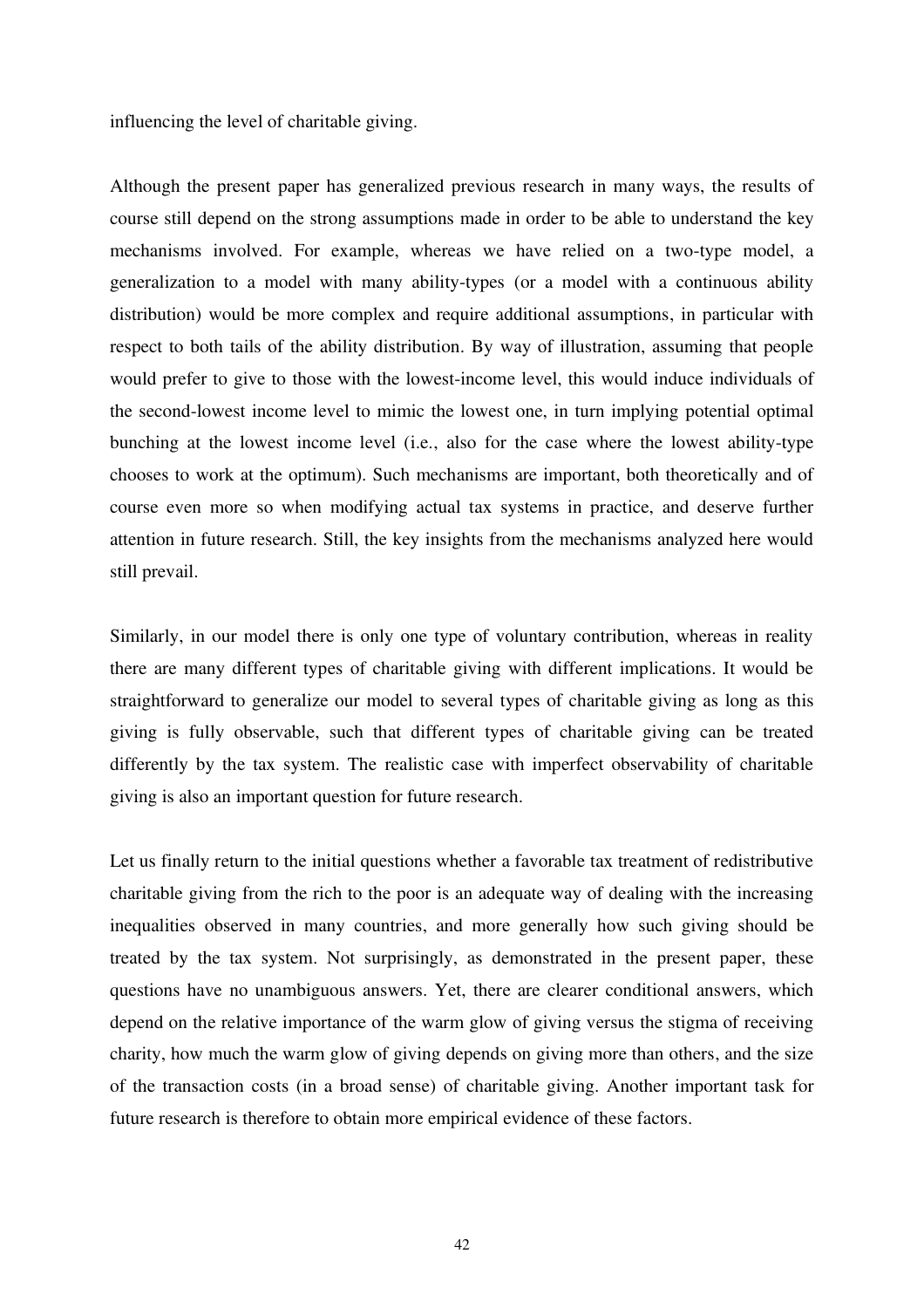influencing the level of charitable giving.

Although the present paper has generalized previous research in many ways, the results of course still depend on the strong assumptions made in order to be able to understand the key mechanisms involved. For example, whereas we have relied on a two-type model, a generalization to a model with many ability-types (or a model with a continuous ability distribution) would be more complex and require additional assumptions, in particular with respect to both tails of the ability distribution. By way of illustration, assuming that people would prefer to give to those with the lowest-income level, this would induce individuals of the second-lowest income level to mimic the lowest one, in turn implying potential optimal bunching at the lowest income level (i.e., also for the case where the lowest ability-type chooses to work at the optimum). Such mechanisms are important, both theoretically and of course even more so when modifying actual tax systems in practice, and deserve further attention in future research. Still, the key insights from the mechanisms analyzed here would still prevail.

Similarly, in our model there is only one type of voluntary contribution, whereas in reality there are many different types of charitable giving with different implications. It would be straightforward to generalize our model to several types of charitable giving as long as this giving is fully observable, such that different types of charitable giving can be treated differently by the tax system. The realistic case with imperfect observability of charitable giving is also an important question for future research.

Let us finally return to the initial questions whether a favorable tax treatment of redistributive charitable giving from the rich to the poor is an adequate way of dealing with the increasing inequalities observed in many countries, and more generally how such giving should be treated by the tax system. Not surprisingly, as demonstrated in the present paper, these questions have no unambiguous answers. Yet, there are clearer conditional answers, which depend on the relative importance of the warm glow of giving versus the stigma of receiving charity, how much the warm glow of giving depends on giving more than others, and the size of the transaction costs (in a broad sense) of charitable giving. Another important task for future research is therefore to obtain more empirical evidence of these factors.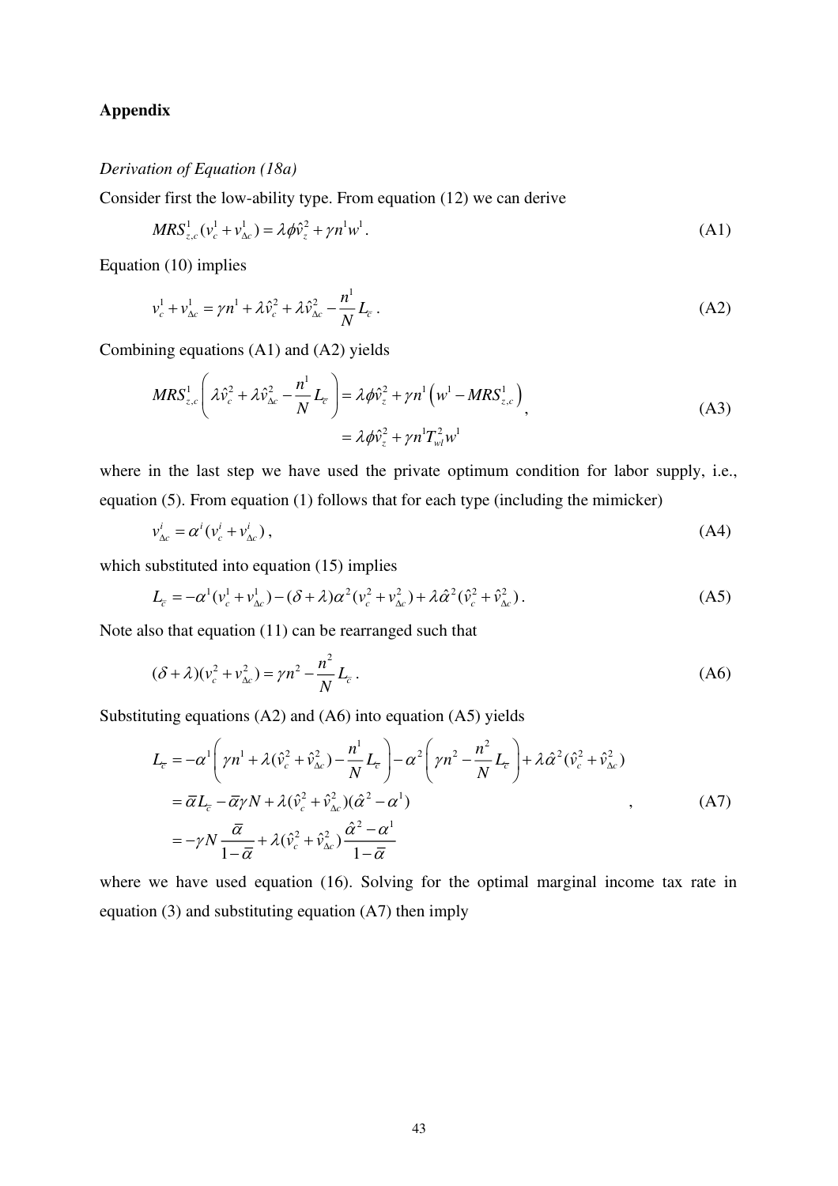**Appendix**

*Derivation of Equation (18a)*

Consider first the low-ability type. From equation (12) we can derive

$$MRS_{z,c}^{1}(v_c^1 + v_{\Delta c}^1) = \lambda\phi\hat{v}_z^2 + \gamma n^1 w^1. \tag{A1}$$

Equation (10) implies

$$v_c^1 + v_{\Delta c}^1 = \gamma n^1 + \lambda\hat{v}_c^2 + \lambda\hat{v}_{\Delta c}^2 - \frac{n^1}{N}L_{\bar{c}}. \tag{A2}$$

Combining equations (A1) and (A2) yields

$$\begin{aligned} MRS_{z,c}^{1}\left(\lambda\hat{v}_c^2 + \lambda\hat{v}_{\Delta c}^2 - \frac{n^1}{N}L_{\bar{c}}\right) &= \lambda\phi\hat{v}_z^2 + \gamma n^1\left(w^1 - MRS_{z,c}^1\right) \\ &= \lambda\phi\hat{v}_z^2 + \gamma n^1 T_{wl}^2 w^1 \end{aligned}, \tag{A3}$$

where in the last step we have used the private optimum condition for labor supply, i.e., equation (5). From equation (1) follows that for each type (including the mimicker)

$$v_{\Delta c}^i = \alpha^i(v_c^i + v_{\Delta c}^i), \tag{A4}$$

which substituted into equation (15) implies

$$L_{\bar{c}} = -\alpha^1(v_c^1 + v_{\Delta c}^1) - (\delta + \lambda)\alpha^2(v_c^2 + v_{\Delta c}^2) + \lambda\hat{\alpha}^2(\hat{v}_c^2 + \hat{v}_{\Delta c}^2). \tag{A5}$$

Note also that equation (11) can be rearranged such that

$$(\delta + \lambda)(v_c^2 + v_{\Delta c}^2) = \gamma n^2 - \frac{n^2}{N}L_{\bar{c}}. \tag{A6}$$

Substituting equations (A2) and (A6) into equation (A5) yields

$$\begin{aligned} L_{\bar{c}} &= -\alpha^1\left(\gamma n^1 + \lambda(\hat{v}_c^2 + \hat{v}_{\Delta c}^2) - \frac{n^1}{N}L_{\bar{c}}\right) - \alpha^2\left(\gamma n^2 - \frac{n^2}{N}L_{\bar{c}}\right) + \lambda\hat{\alpha}^2(\hat{v}_c^2 + \hat{v}_{\Delta c}^2) \\ &= \bar{\alpha}L_{\bar{c}} - \bar{\alpha}\gamma N + \lambda(\hat{v}_c^2 + \hat{v}_{\Delta c}^2)(\hat{\alpha}^2 - \alpha^1) \\ &= -\gamma N\frac{\bar{\alpha}}{1-\bar{\alpha}} + \lambda(\hat{v}_c^2 + \hat{v}_{\Delta c}^2)\frac{\hat{\alpha}^2 - \alpha^1}{1-\bar{\alpha}} \end{aligned}, \tag{A7}$$

where we have used equation (16). Solving for the optimal marginal income tax rate in equation (3) and substituting equation (A7) then imply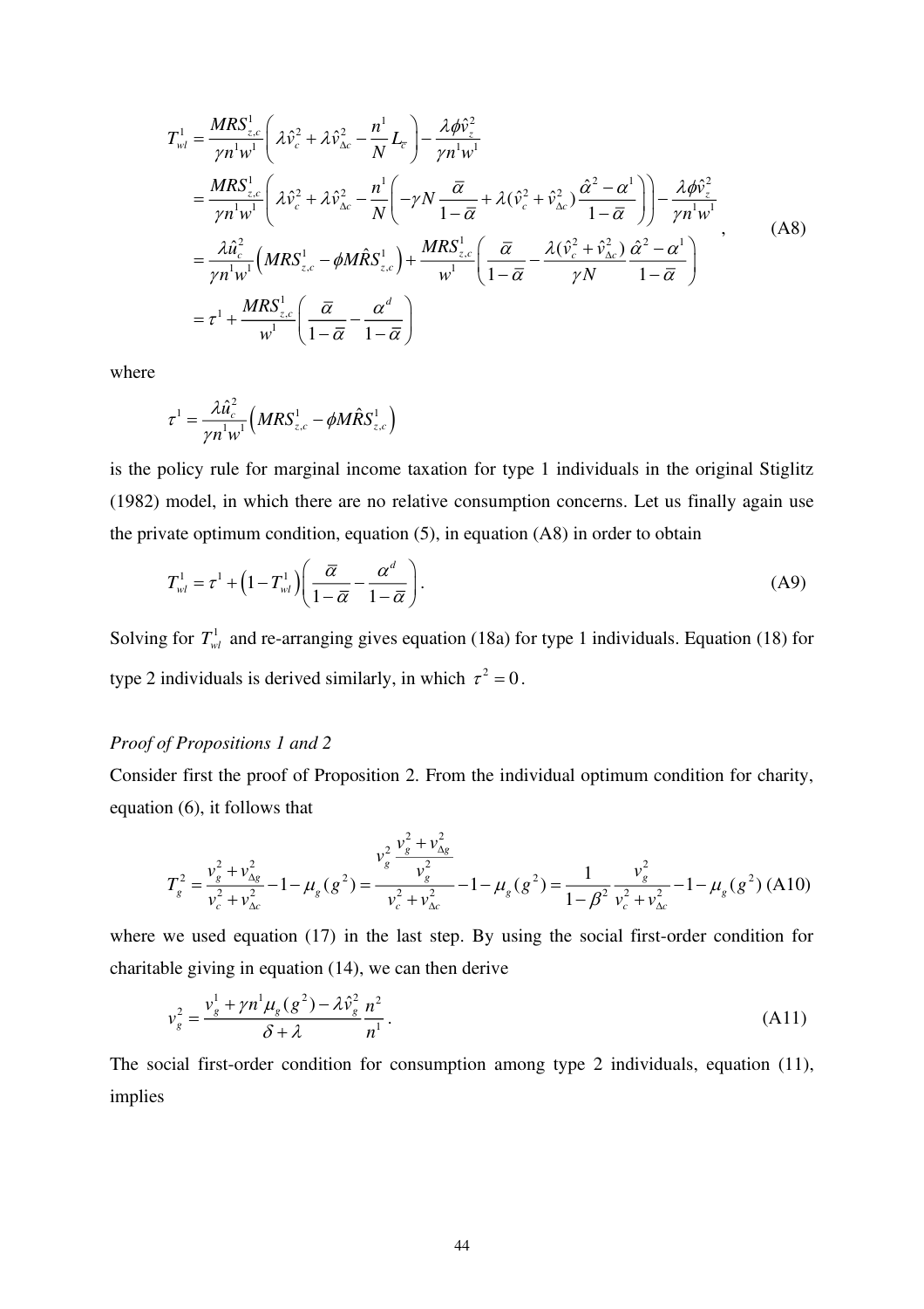$$
\begin{aligned}
T_{wl}^1 &= \frac{MRS_{z,c}^1}{\gamma n^1 w^1}\left(\lambda \hat{v}_c^2 + \lambda \hat{v}_{\Delta c}^2 - \frac{n^1}{N} L_{\bar{c}}\right) - \frac{\lambda \phi \hat{v}_z^2}{\gamma n^1 w^1} \\
&= \frac{MRS_{z,c}^1}{\gamma n^1 w^1}\left(\lambda \hat{v}_c^2 + \lambda \hat{v}_{\Delta c}^2 - \frac{n^1}{N}\left(-\gamma N \frac{\bar{\alpha}}{1-\bar{\alpha}} + \lambda (\hat{v}_c^2 + \hat{v}_{\Delta c}^2)\frac{\hat{\alpha}^2 - \alpha^1}{1-\bar{\alpha}}\right)\right) - \frac{\lambda \phi \hat{v}_z^2}{\gamma n^1 w^1} \\
&= \frac{\lambda \hat{u}_c^2}{\gamma n^1 w^1}\left(MRS_{z,c}^1 - \phi M\hat{R}S_{z,c}^1\right) + \frac{MRS_{z,c}^1}{w^1}\left(\frac{\bar{\alpha}}{1-\bar{\alpha}} - \frac{\lambda (\hat{v}_c^2 + \hat{v}_{\Delta c}^2)}{\gamma N}\frac{\hat{\alpha}^2 - \alpha^1}{1-\bar{\alpha}}\right) \\
&= \tau^1 + \frac{MRS_{z,c}^1}{w^1}\left(\frac{\bar{\alpha}}{1-\bar{\alpha}} - \frac{\alpha^d}{1-\bar{\alpha}}\right)
\end{aligned}
\quad , \qquad \text{(A8)}
$$

where

$$
\tau^1 = \frac{\lambda \hat{u}_c^2}{\gamma n^1 w^1}\left(MRS_{z,c}^1 - \phi M\hat{R}S_{z,c}^1\right)
$$

is the policy rule for marginal income taxation for type 1 individuals in the original Stiglitz (1982) model, in which there are no relative consumption concerns. Let us finally again use the private optimum condition, equation (5), in equation (A8) in order to obtain

$$
T_{wl}^1 = \tau^1 + \left(1 - T_{wl}^1\right)\left(\frac{\bar{\alpha}}{1-\bar{\alpha}} - \frac{\alpha^d}{1-\bar{\alpha}}\right). \qquad \text{(A9)}
$$

Solving for $T_{wl}^1$ and re-arranging gives equation (18a) for type 1 individuals. Equation (18) for type 2 individuals is derived similarly, in which $\tau^2 = 0$.

*Proof of Propositions 1 and 2*

Consider first the proof of Proposition 2. From the individual optimum condition for charity, equation (6), it follows that

$$
T_g^2 = \frac{v_g^2 + v_{\Delta g}^2}{v_c^2 + v_{\Delta c}^2} - 1 - \mu_g(g^2) = \frac{v_g^2 \dfrac{v_g^2 + v_{\Delta g}^2}{v_g^2}}{v_c^2 + v_{\Delta c}^2} - 1 - \mu_g(g^2) = \frac{1}{1-\beta^2}\frac{v_g^2}{v_c^2 + v_{\Delta c}^2} - 1 - \mu_g(g^2) \qquad \text{(A10)}
$$

where we used equation (17) in the last step. By using the social first-order condition for charitable giving in equation (14), we can then derive

$$
v_g^2 = \frac{v_g^1 + \gamma n^1 \mu_g(g^2) - \lambda \hat{v}_g^2}{\delta + \lambda}\frac{n^2}{n^1}. \qquad \text{(A11)}
$$

The social first-order condition for consumption among type 2 individuals, equation (11), implies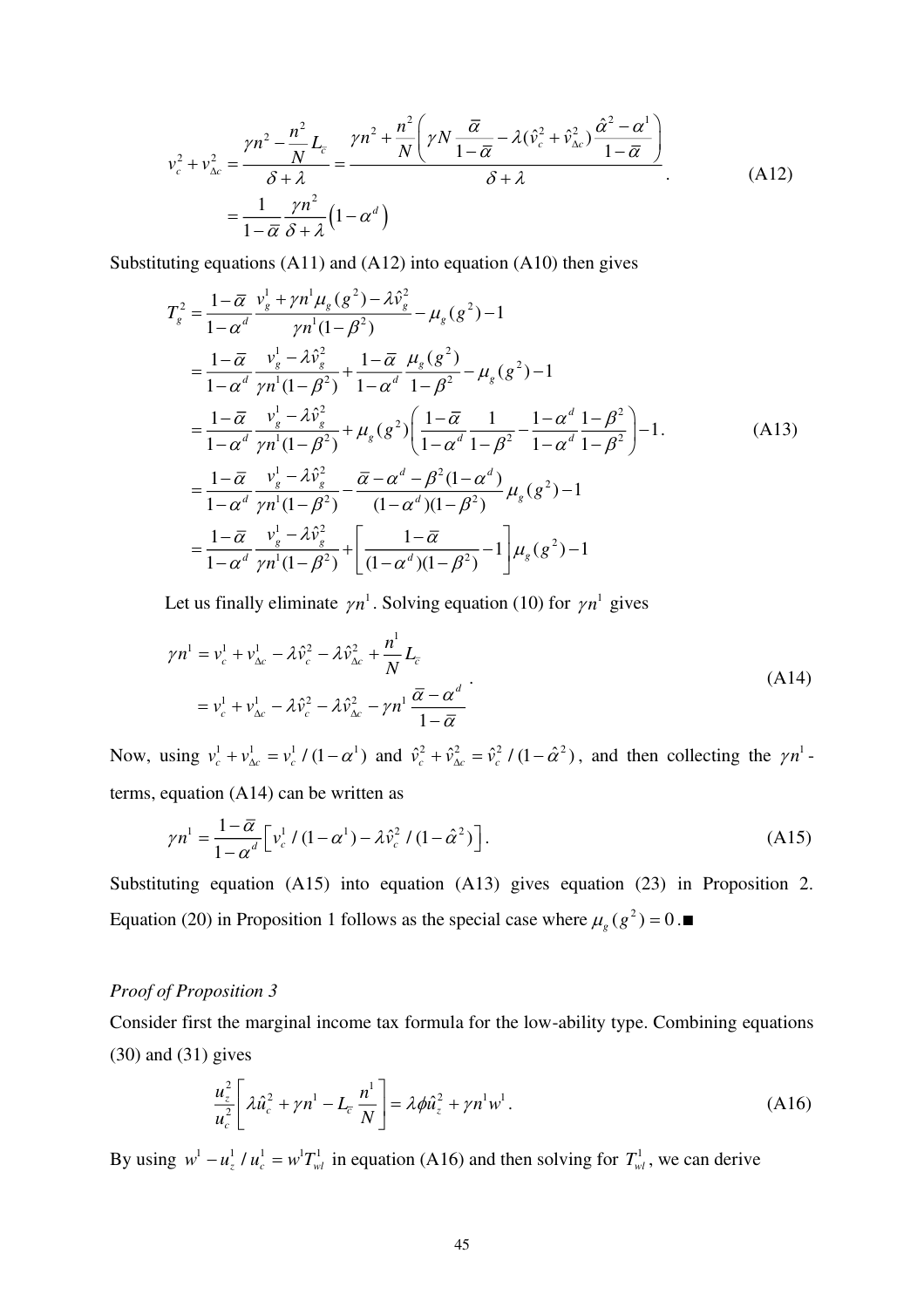$$v_c^2 + v_{\Delta c}^2 = \frac{\gamma n^2 - \frac{n^2}{N} L_{\bar{c}}}{\delta + \lambda} = \frac{\gamma n^2 + \frac{n^2}{N}\left(\gamma N \frac{\bar{\alpha}}{1-\bar{\alpha}} - \lambda(\hat{v}_c^2 + \hat{v}_{\Delta c}^2)\frac{\hat{\alpha}^2 - \alpha^1}{1-\bar{\alpha}}\right)}{\delta + \lambda} \qquad \text{(A12)}$$
$$= \frac{1}{1-\bar{\alpha}} \frac{\gamma n^2}{\delta + \lambda}\left(1 - \alpha^d\right)$$

Substituting equations (A11) and (A12) into equation (A10) then gives

$$
\begin{aligned}
T_g^2 &= \frac{1-\bar{\alpha}}{1-\alpha^d} \frac{v_g^1 + \gamma n^1 \mu_g(g^2) - \lambda \hat{v}_g^2}{\gamma n^1 (1-\beta^2)} - \mu_g(g^2) - 1 \\
&= \frac{1-\bar{\alpha}}{1-\alpha^d} \frac{v_g^1 - \lambda \hat{v}_g^2}{\gamma n^1 (1-\beta^2)} + \frac{1-\bar{\alpha}}{1-\alpha^d} \frac{\mu_g(g^2)}{1-\beta^2} - \mu_g(g^2) - 1 \\
&= \frac{1-\bar{\alpha}}{1-\alpha^d} \frac{v_g^1 - \lambda \hat{v}_g^2}{\gamma n^1 (1-\beta^2)} + \mu_g(g^2)\left(\frac{1-\bar{\alpha}}{1-\alpha^d}\frac{1}{1-\beta^2} - \frac{1-\alpha^d}{1-\alpha^d}\frac{1-\beta^2}{1-\beta^2}\right) - 1. \qquad \text{(A13)} \\
&= \frac{1-\bar{\alpha}}{1-\alpha^d} \frac{v_g^1 - \lambda \hat{v}_g^2}{\gamma n^1 (1-\beta^2)} - \frac{\bar{\alpha} - \alpha^d - \beta^2(1-\alpha^d)}{(1-\alpha^d)(1-\beta^2)} \mu_g(g^2) - 1 \\
&= \frac{1-\bar{\alpha}}{1-\alpha^d} \frac{v_g^1 - \lambda \hat{v}_g^2}{\gamma n^1 (1-\beta^2)} + \left[\frac{1-\bar{\alpha}}{(1-\alpha^d)(1-\beta^2)} - 1\right] \mu_g(g^2) - 1
\end{aligned}
$$

Let us finally eliminate $\gamma n^1$. Solving equation (10) for $\gamma n^1$ gives

$$
\begin{aligned}
\gamma n^1 &= v_c^1 + v_{\Delta c}^1 - \lambda \hat{v}_c^2 - \lambda \hat{v}_{\Delta c}^2 + \frac{n^1}{N} L_{\bar{c}} \\
&= v_c^1 + v_{\Delta c}^1 - \lambda \hat{v}_c^2 - \lambda \hat{v}_{\Delta c}^2 - \gamma n^1 \frac{\bar{\alpha} - \alpha^d}{1-\bar{\alpha}}
\end{aligned} \qquad \text{(A14)}
$$

Now, using $v_c^1 + v_{\Delta c}^1 = v_c^1 / (1-\alpha^1)$ and $\hat{v}_c^2 + \hat{v}_{\Delta c}^2 = \hat{v}_c^2 / (1-\hat{\alpha}^2)$, and then collecting the $\gamma n^1$-terms, equation (A14) can be written as

$$\gamma n^1 = \frac{1-\bar{\alpha}}{1-\alpha^d}\left[v_c^1 / (1-\alpha^1) - \lambda \hat{v}_c^2 / (1-\hat{\alpha}^2)\right]. \qquad \text{(A15)}$$

Substituting equation (A15) into equation (A13) gives equation (23) in Proposition 2. Equation (20) in Proposition 1 follows as the special case where $\mu_g(g^2) = 0$. ■

*Proof of Proposition 3*

Consider first the marginal income tax formula for the low-ability type. Combining equations (30) and (31) gives

$$\frac{u_z^2}{u_c^2}\left[\lambda \hat{u}_c^2 + \gamma n^1 - L_{\bar{c}} \frac{n^1}{N}\right] = \lambda \phi \hat{u}_z^2 + \gamma n^1 w^1. \qquad \text{(A16)}$$

By using $w^1 - u_z^1 / u_c^1 = w^1 T_{wl}^1$ in equation (A16) and then solving for $T_{wl}^1$, we can derive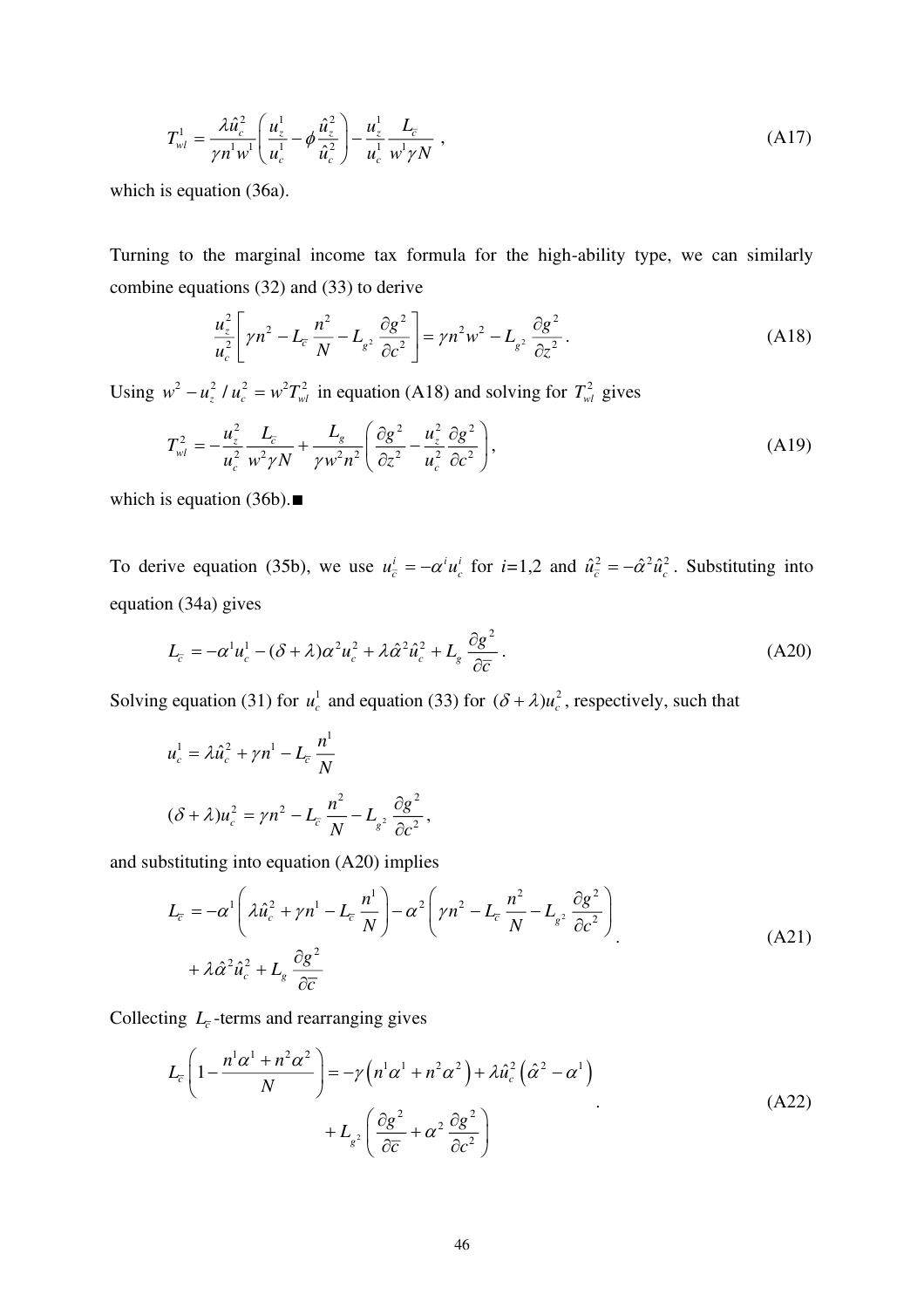$$T_{wl}^1 = \frac{\lambda \hat{u}_c^2}{\gamma n^1 w^1} \left( \frac{u_z^1}{u_c^1} - \phi \frac{\hat{u}_z^2}{\hat{u}_c^2} \right) - \frac{u_z^1}{u_c^1} \frac{L_{\bar{c}}}{w^1 \gamma N} \ , \tag{A17}$$

which is equation (36a).

Turning to the marginal income tax formula for the high-ability type, we can similarly combine equations (32) and (33) to derive

$$\frac{u_z^2}{u_c^2} \left[ \gamma n^2 - L_{\bar{c}} \frac{n^2}{N} - L_{g^2} \frac{\partial g^2}{\partial c^2} \right] = \gamma n^2 w^2 - L_{g^2} \frac{\partial g^2}{\partial z^2} . \tag{A18}$$

Using $w^2 - u_z^2 / u_c^2 = w^2 T_{wl}^2$ in equation (A18) and solving for $T_{wl}^2$ gives

$$T_{wl}^2 = -\frac{u_z^2}{u_c^2} \frac{L_{\bar{c}}}{w^2 \gamma N} + \frac{L_g}{\gamma w^2 n^2} \left( \frac{\partial g^2}{\partial z^2} - \frac{u_z^2}{u_c^2} \frac{\partial g^2}{\partial c^2} \right), \tag{A19}$$

which is equation (36b).■

To derive equation (35b), we use $u_{\bar{c}}^i = -\alpha^i u_c^i$ for $i$=1,2 and $\hat{u}_{\bar{c}}^2 = -\hat{\alpha}^2 \hat{u}_c^2$. Substituting into equation (34a) gives

$$L_{\bar{c}} = -\alpha^1 u_c^1 - (\delta + \lambda)\alpha^2 u_c^2 + \lambda \hat{\alpha}^2 \hat{u}_c^2 + L_g \frac{\partial g^2}{\partial \bar{c}} . \tag{A20}$$

Solving equation (31) for $u_c^1$ and equation (33) for $(\delta + \lambda)u_c^2$, respectively, such that

$$u_c^1 = \lambda \hat{u}_c^2 + \gamma n^1 - L_{\bar{c}} \frac{n^1}{N}$$

$$(\delta + \lambda)u_c^2 = \gamma n^2 - L_{\bar{c}} \frac{n^2}{N} - L_{g^2} \frac{\partial g^2}{\partial c^2} ,$$

and substituting into equation (A20) implies

$$L_{\bar{c}} = -\alpha^1 \left( \lambda \hat{u}_c^2 + \gamma n^1 - L_{\bar{c}} \frac{n^1}{N} \right) - \alpha^2 \left( \gamma n^2 - L_{\bar{c}} \frac{n^2}{N} - L_{g^2} \frac{\partial g^2}{\partial c^2} \right) + \lambda \hat{\alpha}^2 \hat{u}_c^2 + L_g \frac{\partial g^2}{\partial \bar{c}} . \tag{A21}$$

Collecting $L_{\bar{c}}$-terms and rearranging gives

$$L_{\bar{c}} \left( 1 - \frac{n^1 \alpha^1 + n^2 \alpha^2}{N} \right) = -\gamma \left( n^1 \alpha^1 + n^2 \alpha^2 \right) + \lambda \hat{u}_c^2 \left( \hat{\alpha}^2 - \alpha^1 \right) + L_{g^2} \left( \frac{\partial g^2}{\partial \bar{c}} + \alpha^2 \frac{\partial g^2}{\partial c^2} \right) . \tag{A22}$$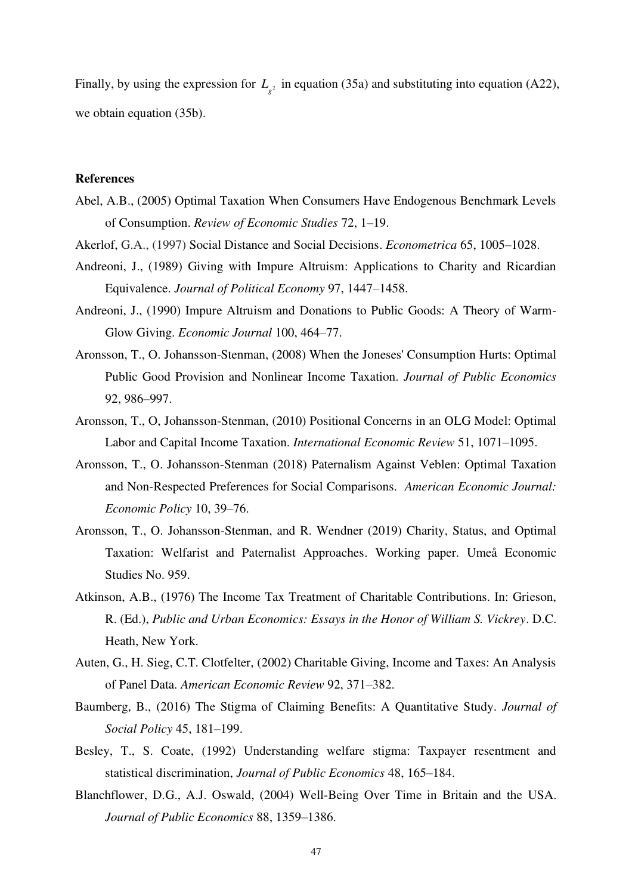Finally, by using the expression for $L_{g^2}$ in equation (35a) and substituting into equation (A22), we obtain equation (35b).

**References**

Abel, A.B., (2005) Optimal Taxation When Consumers Have Endogenous Benchmark Levels of Consumption. *Review of Economic Studies* 72, 1–19.

Akerlof, G.A., (1997) Social Distance and Social Decisions. *Econometrica* 65, 1005–1028.

Andreoni, J., (1989) Giving with Impure Altruism: Applications to Charity and Ricardian Equivalence. *Journal of Political Economy* 97, 1447–1458.

Andreoni, J., (1990) Impure Altruism and Donations to Public Goods: A Theory of Warm-Glow Giving. *Economic Journal* 100, 464–77.

Aronsson, T., O. Johansson-Stenman, (2008) When the Joneses' Consumption Hurts: Optimal Public Good Provision and Nonlinear Income Taxation. *Journal of Public Economics* 92, 986–997.

Aronsson, T., O, Johansson-Stenman, (2010) Positional Concerns in an OLG Model: Optimal Labor and Capital Income Taxation. *International Economic Review* 51, 1071–1095.

Aronsson, T., O. Johansson-Stenman (2018) Paternalism Against Veblen: Optimal Taxation and Non-Respected Preferences for Social Comparisons. *American Economic Journal: Economic Policy* 10, 39–76.

Aronsson, T., O. Johansson-Stenman, and R. Wendner (2019) Charity, Status, and Optimal Taxation: Welfarist and Paternalist Approaches. Working paper. Umeå Economic Studies No. 959.

Atkinson, A.B., (1976) The Income Tax Treatment of Charitable Contributions. In: Grieson, R. (Ed.), *Public and Urban Economics: Essays in the Honor of William S. Vickrey*. D.C. Heath, New York.

Auten, G., H. Sieg, C.T. Clotfelter, (2002) Charitable Giving, Income and Taxes: An Analysis of Panel Data. *American Economic Review* 92, 371–382.

Baumberg, B., (2016) The Stigma of Claiming Benefits: A Quantitative Study. *Journal of Social Policy* 45, 181–199.

Besley, T., S. Coate, (1992) Understanding welfare stigma: Taxpayer resentment and statistical discrimination, *Journal of Public Economics* 48, 165–184.

Blanchflower, D.G., A.J. Oswald, (2004) Well-Being Over Time in Britain and the USA. *Journal of Public Economics* 88, 1359–1386.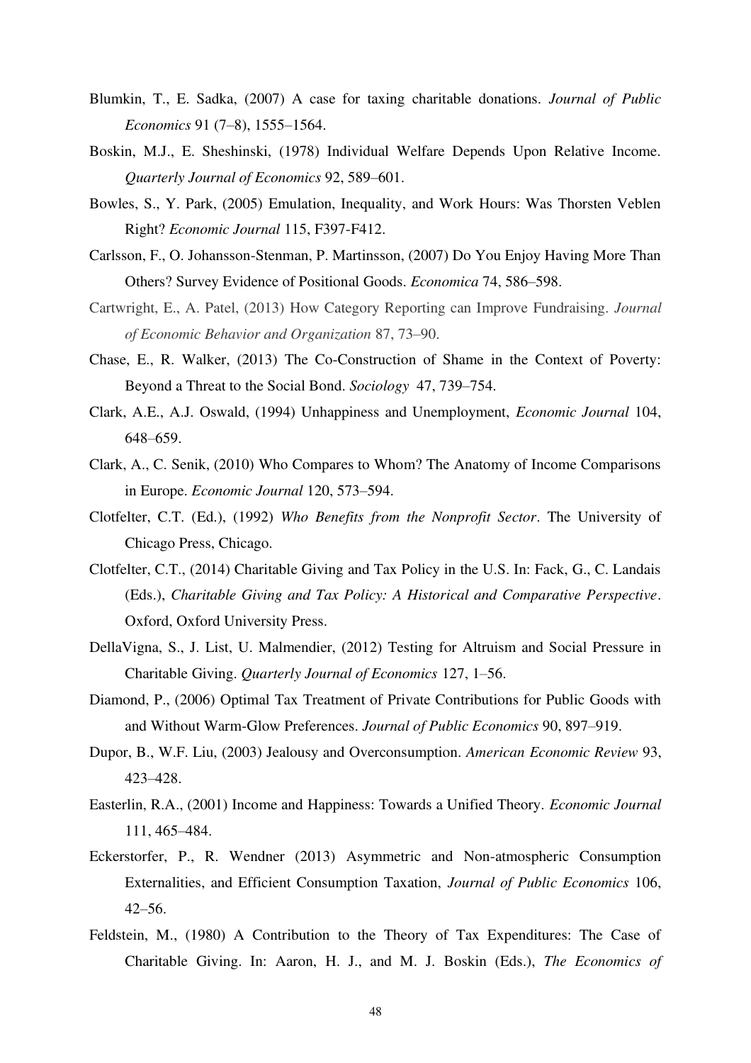Blumkin, T., E. Sadka, (2007) A case for taxing charitable donations. *Journal of Public Economics* 91 (7–8), 1555–1564.

Boskin, M.J., E. Sheshinski, (1978) Individual Welfare Depends Upon Relative Income. *Quarterly Journal of Economics* 92, 589–601.

Bowles, S., Y. Park, (2005) Emulation, Inequality, and Work Hours: Was Thorsten Veblen Right? *Economic Journal* 115, F397-F412.

Carlsson, F., O. Johansson-Stenman, P. Martinsson, (2007) Do You Enjoy Having More Than Others? Survey Evidence of Positional Goods. *Economica* 74, 586–598.

Cartwright, E., A. Patel, (2013) How Category Reporting can Improve Fundraising. *Journal of Economic Behavior and Organization* 87, 73–90.

Chase, E., R. Walker, (2013) The Co-Construction of Shame in the Context of Poverty: Beyond a Threat to the Social Bond. *Sociology* 47, 739–754.

Clark, A.E., A.J. Oswald, (1994) Unhappiness and Unemployment, *Economic Journal* 104, 648–659.

Clark, A., C. Senik, (2010) Who Compares to Whom? The Anatomy of Income Comparisons in Europe. *Economic Journal* 120, 573–594.

Clotfelter, C.T. (Ed.), (1992) *Who Benefits from the Nonprofit Sector*. The University of Chicago Press, Chicago.

Clotfelter, C.T., (2014) Charitable Giving and Tax Policy in the U.S. In: Fack, G., C. Landais (Eds.), *Charitable Giving and Tax Policy: A Historical and Comparative Perspective*. Oxford, Oxford University Press.

DellaVigna, S., J. List, U. Malmendier, (2012) Testing for Altruism and Social Pressure in Charitable Giving. *Quarterly Journal of Economics* 127, 1–56.

Diamond, P., (2006) Optimal Tax Treatment of Private Contributions for Public Goods with and Without Warm-Glow Preferences. *Journal of Public Economics* 90, 897–919.

Dupor, B., W.F. Liu, (2003) Jealousy and Overconsumption. *American Economic Review* 93, 423–428.

Easterlin, R.A., (2001) Income and Happiness: Towards a Unified Theory. *Economic Journal* 111, 465–484.

Eckerstorfer, P., R. Wendner (2013) Asymmetric and Non-atmospheric Consumption Externalities, and Efficient Consumption Taxation, *Journal of Public Economics* 106, 42–56.

Feldstein, M., (1980) A Contribution to the Theory of Tax Expenditures: The Case of Charitable Giving. In: Aaron, H. J., and M. J. Boskin (Eds.), *The Economics of*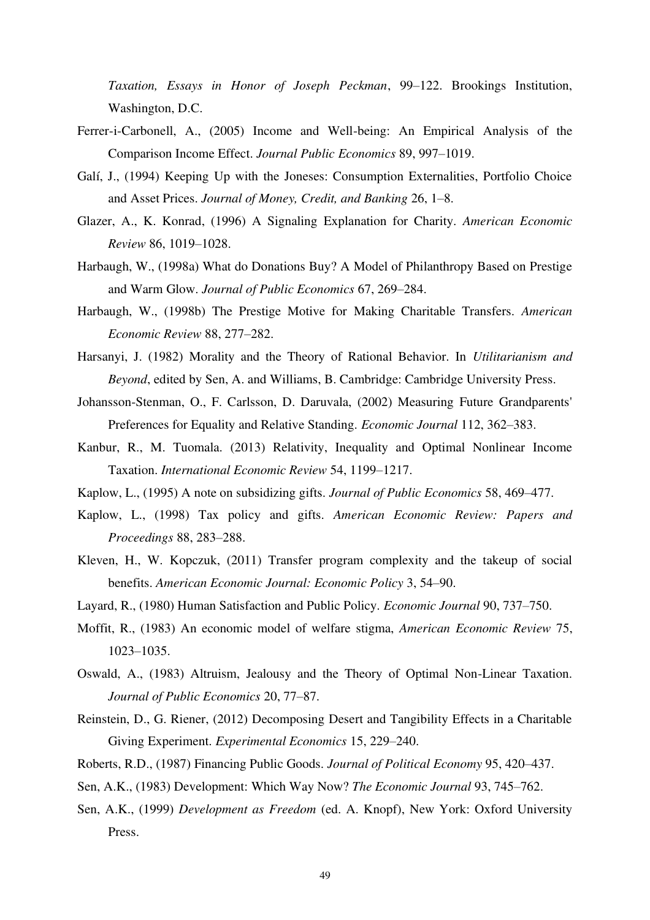*Taxation, Essays in Honor of Joseph Peckman*, 99–122. Brookings Institution, Washington, D.C.

Ferrer-i-Carbonell, A., (2005) Income and Well-being: An Empirical Analysis of the Comparison Income Effect. *Journal Public Economics* 89, 997–1019.

Galí, J., (1994) Keeping Up with the Joneses: Consumption Externalities, Portfolio Choice and Asset Prices. *Journal of Money, Credit, and Banking* 26, 1–8.

Glazer, A., K. Konrad, (1996) A Signaling Explanation for Charity. *American Economic Review* 86, 1019–1028.

Harbaugh, W., (1998a) What do Donations Buy? A Model of Philanthropy Based on Prestige and Warm Glow. *Journal of Public Economics* 67, 269–284.

Harbaugh, W., (1998b) The Prestige Motive for Making Charitable Transfers. *American Economic Review* 88, 277–282.

Harsanyi, J. (1982) Morality and the Theory of Rational Behavior. In *Utilitarianism and Beyond*, edited by Sen, A. and Williams, B. Cambridge: Cambridge University Press.

Johansson-Stenman, O., F. Carlsson, D. Daruvala, (2002) Measuring Future Grandparents' Preferences for Equality and Relative Standing. *Economic Journal* 112, 362–383.

Kanbur, R., M. Tuomala. (2013) Relativity, Inequality and Optimal Nonlinear Income Taxation. *International Economic Review* 54, 1199–1217.

Kaplow, L., (1995) A note on subsidizing gifts. *Journal of Public Economics* 58, 469–477.

Kaplow, L., (1998) Tax policy and gifts. *American Economic Review: Papers and Proceedings* 88, 283–288.

Kleven, H., W. Kopczuk, (2011) Transfer program complexity and the takeup of social benefits. *American Economic Journal: Economic Policy* 3, 54–90.

Layard, R., (1980) Human Satisfaction and Public Policy. *Economic Journal* 90, 737–750.

Moffit, R., (1983) An economic model of welfare stigma, *American Economic Review* 75, 1023–1035.

Oswald, A., (1983) Altruism, Jealousy and the Theory of Optimal Non-Linear Taxation. *Journal of Public Economics* 20, 77–87.

Reinstein, D., G. Riener, (2012) Decomposing Desert and Tangibility Effects in a Charitable Giving Experiment. *Experimental Economics* 15, 229–240.

Roberts, R.D., (1987) Financing Public Goods. *Journal of Political Economy* 95, 420–437.

Sen, A.K., (1983) Development: Which Way Now? *The Economic Journal* 93, 745–762.

Sen, A.K., (1999) *Development as Freedom* (ed. A. Knopf), New York: Oxford University Press.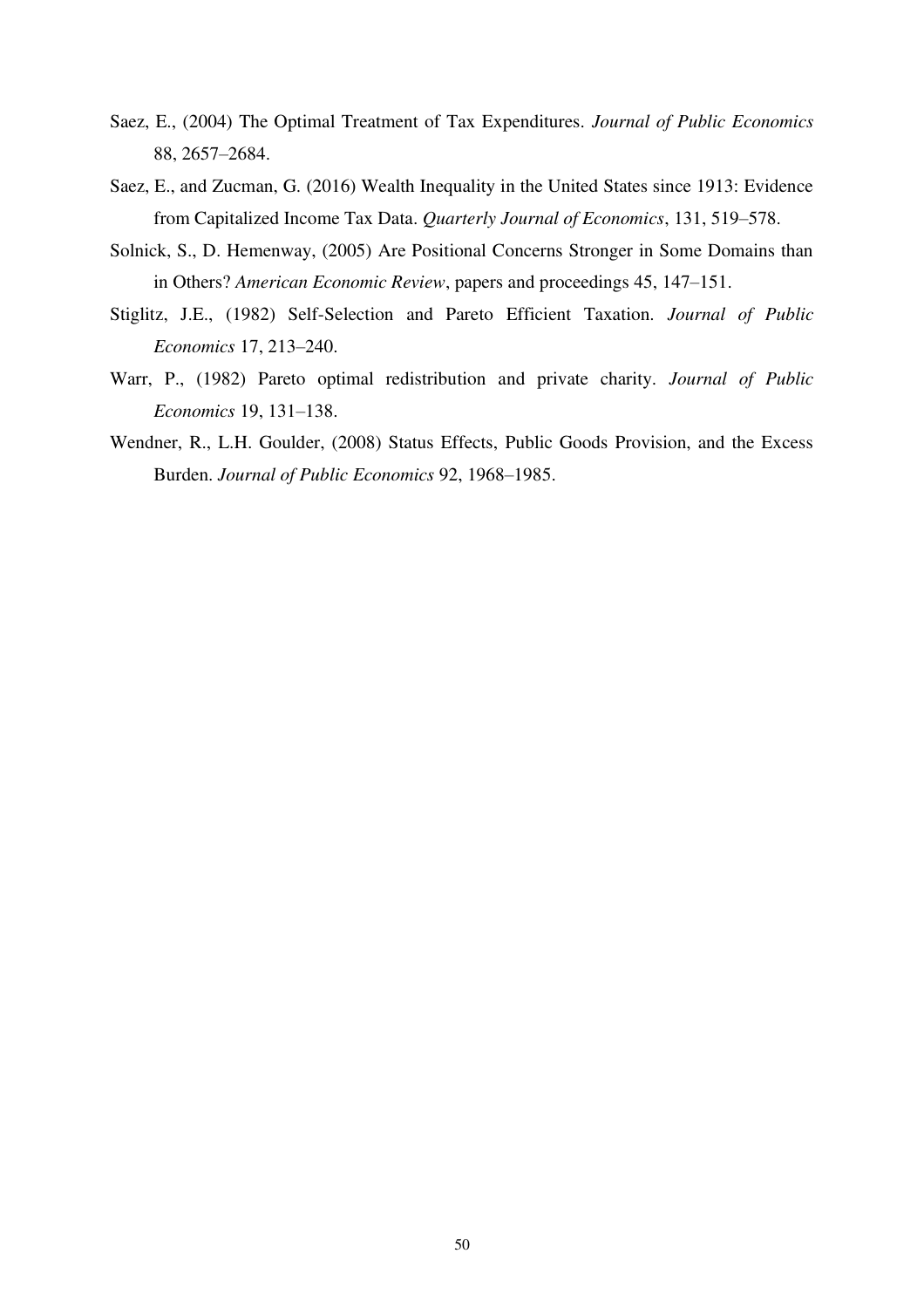Saez, E., (2004) The Optimal Treatment of Tax Expenditures. *Journal of Public Economics* 88, 2657–2684.

Saez, E., and Zucman, G. (2016) Wealth Inequality in the United States since 1913: Evidence from Capitalized Income Tax Data. *Quarterly Journal of Economics*, 131, 519–578.

Solnick, S., D. Hemenway, (2005) Are Positional Concerns Stronger in Some Domains than in Others? *American Economic Review*, papers and proceedings 45, 147–151.

Stiglitz, J.E., (1982) Self-Selection and Pareto Efficient Taxation. *Journal of Public Economics* 17, 213–240.

Warr, P., (1982) Pareto optimal redistribution and private charity. *Journal of Public Economics* 19, 131–138.

Wendner, R., L.H. Goulder, (2008) Status Effects, Public Goods Provision, and the Excess Burden. *Journal of Public Economics* 92, 1968–1985.